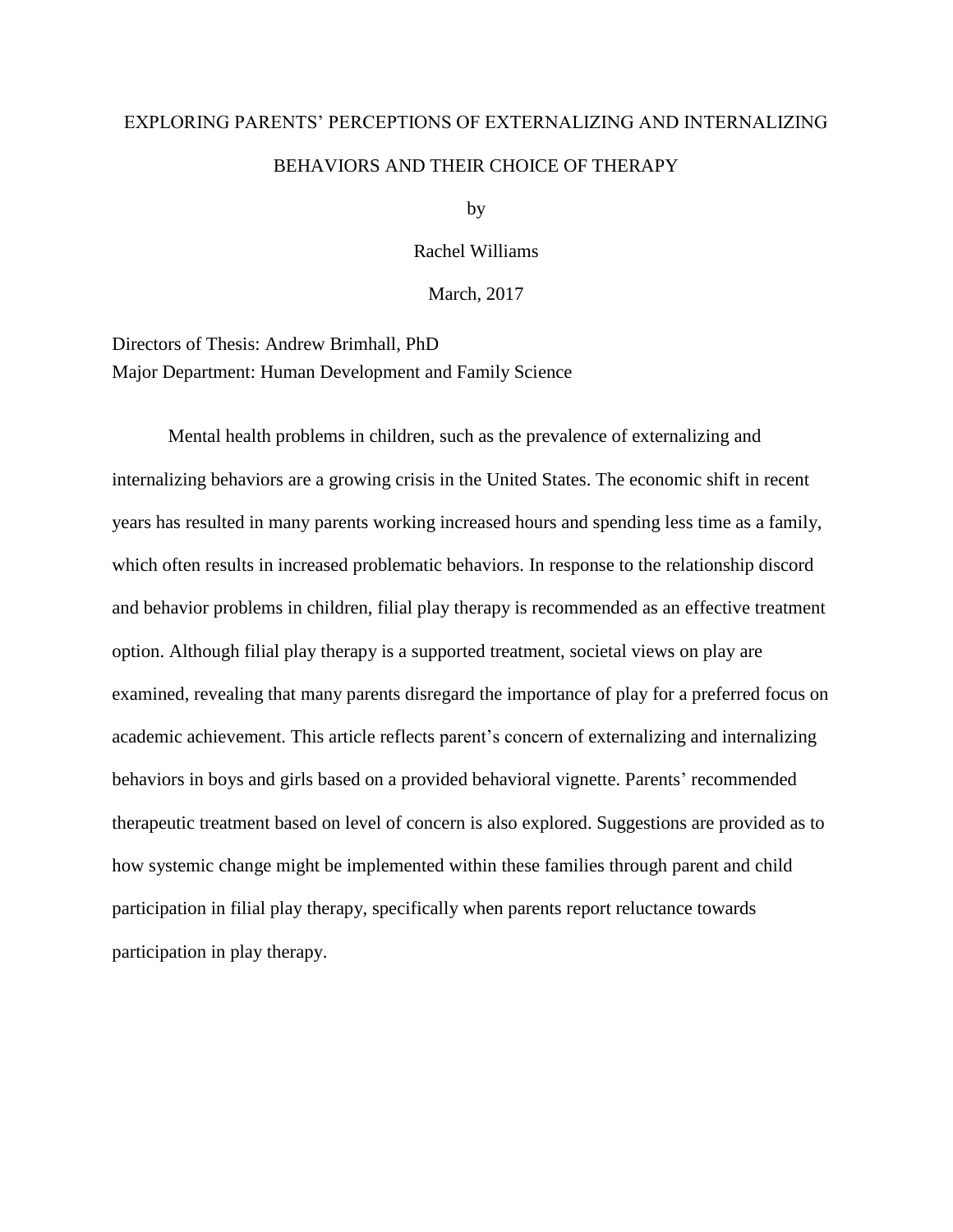# EXPLORING PARENTS' PERCEPTIONS OF EXTERNALIZING AND INTERNALIZING BEHAVIORS AND THEIR CHOICE OF THERAPY

by

Rachel Williams

March, 2017

Directors of Thesis: Andrew Brimhall, PhD
Major Department: Human Development and Family Science

Mental health problems in children, such as the prevalence of externalizing and internalizing behaviors are a growing crisis in the United States. The economic shift in recent years has resulted in many parents working increased hours and spending less time as a family, which often results in increased problematic behaviors. In response to the relationship discord and behavior problems in children, filial play therapy is recommended as an effective treatment option. Although filial play therapy is a supported treatment, societal views on play are examined, revealing that many parents disregard the importance of play for a preferred focus on academic achievement. This article reflects parent's concern of externalizing and internalizing behaviors in boys and girls based on a provided behavioral vignette. Parents' recommended therapeutic treatment based on level of concern is also explored. Suggestions are provided as to how systemic change might be implemented within these families through parent and child participation in filial play therapy, specifically when parents report reluctance towards participation in play therapy.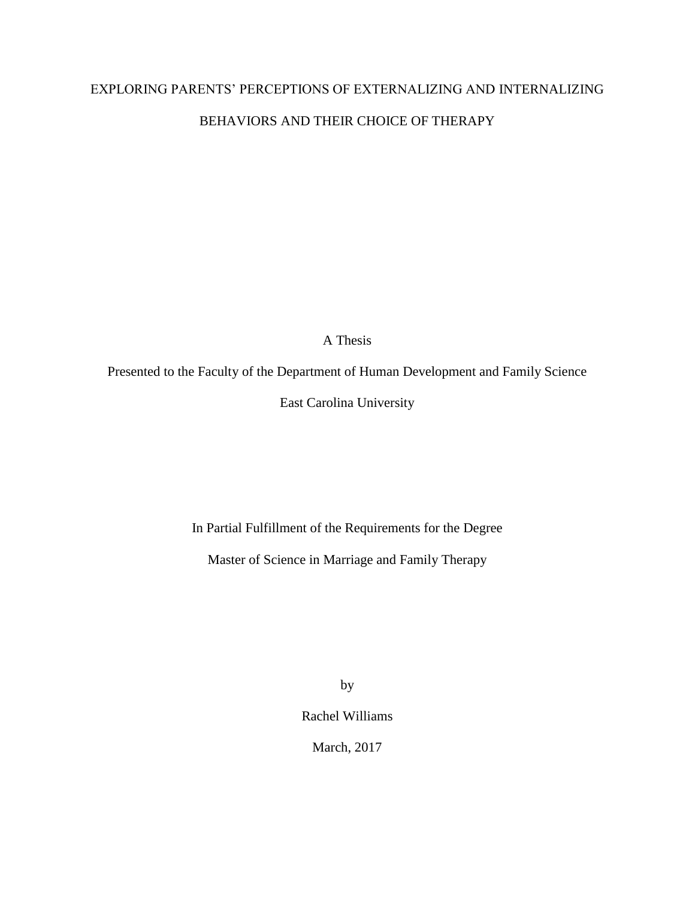# EXPLORING PARENTS' PERCEPTIONS OF EXTERNALIZING AND INTERNALIZING BEHAVIORS AND THEIR CHOICE OF THERAPY

A Thesis

Presented to the Faculty of the Department of Human Development and Family Science

East Carolina University

In Partial Fulfillment of the Requirements for the Degree

Master of Science in Marriage and Family Therapy

by

Rachel Williams

March, 2017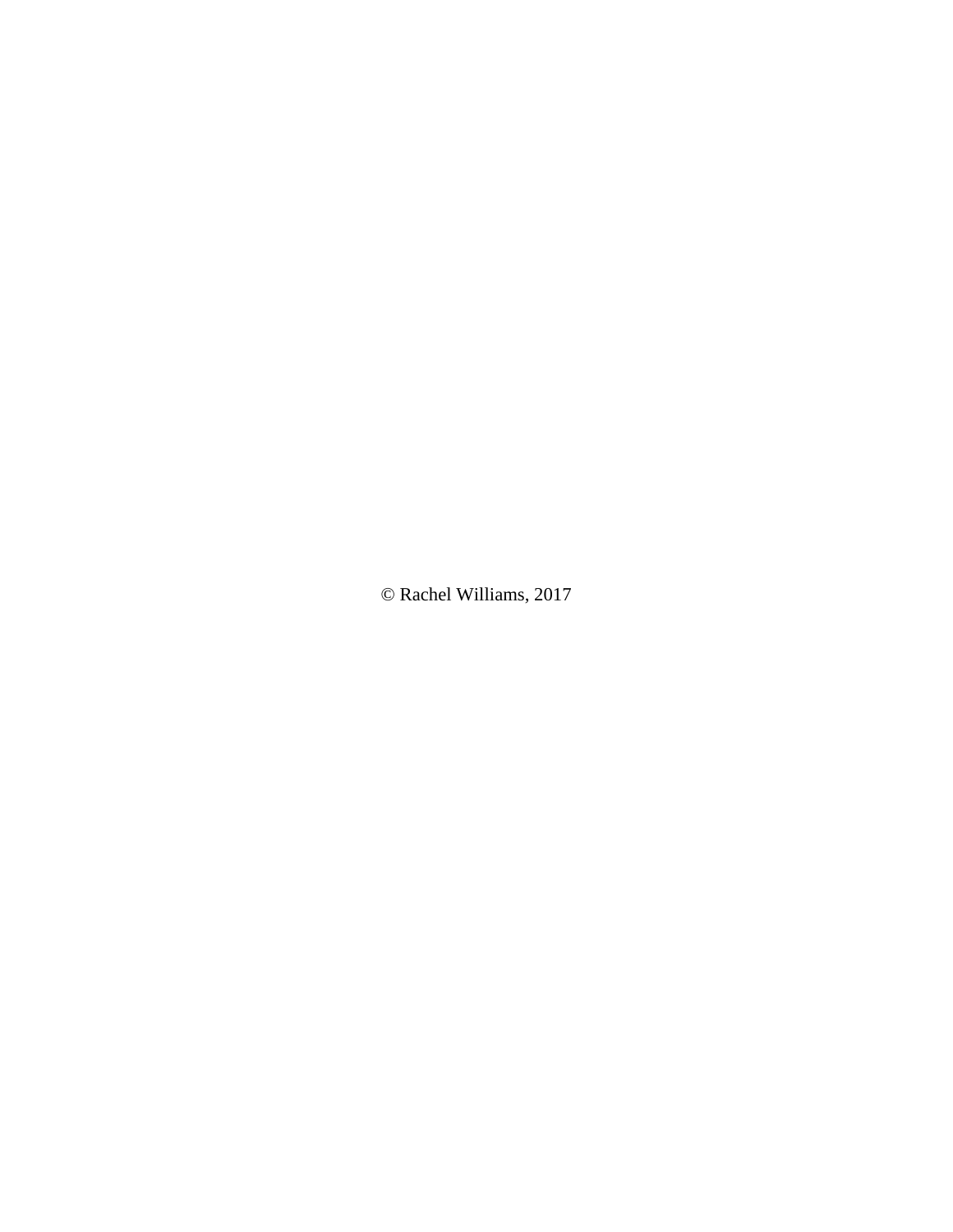© Rachel Williams, 2017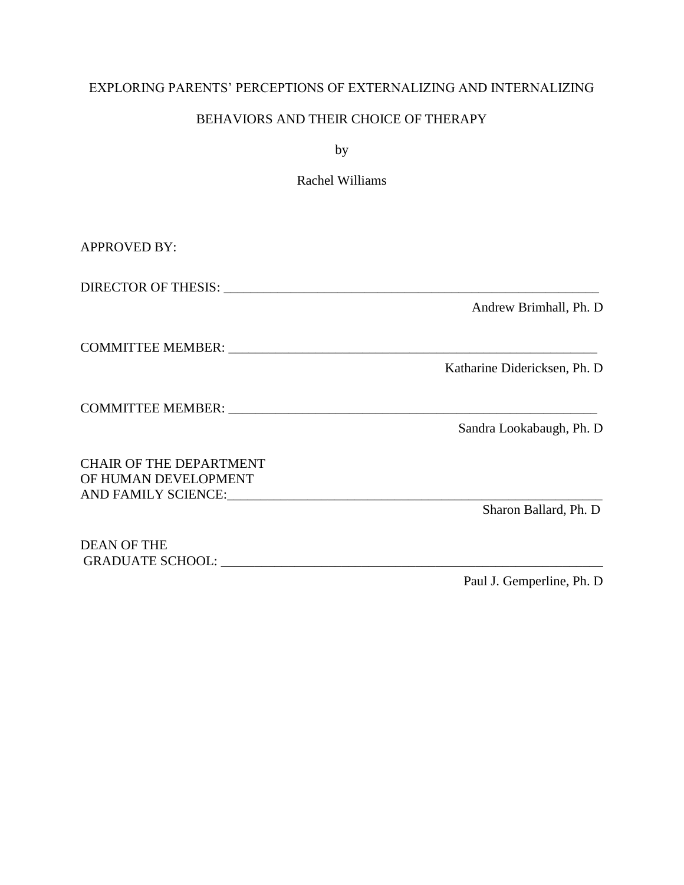EXPLORING PARENTS' PERCEPTIONS OF EXTERNALIZING AND INTERNALIZING BEHAVIORS AND THEIR CHOICE OF THERAPY

by

Rachel Williams

APPROVED BY:

DIRECTOR OF THESIS: ___________________________________________________________

Andrew Brimhall, Ph. D

COMMITTEE MEMBER: _________________________________________________________

Katharine Didericksen, Ph. D

COMMITTEE MEMBER: _________________________________________________________

Sandra Lookabaugh, Ph. D

CHAIR OF THE DEPARTMENT
OF HUMAN DEVELOPMENT
AND FAMILY SCIENCE:____________________________________________________________

Sharon Ballard, Ph. D

DEAN OF THE
GRADUATE SCHOOL: _____________________________________________________________

Paul J. Gemperline, Ph. D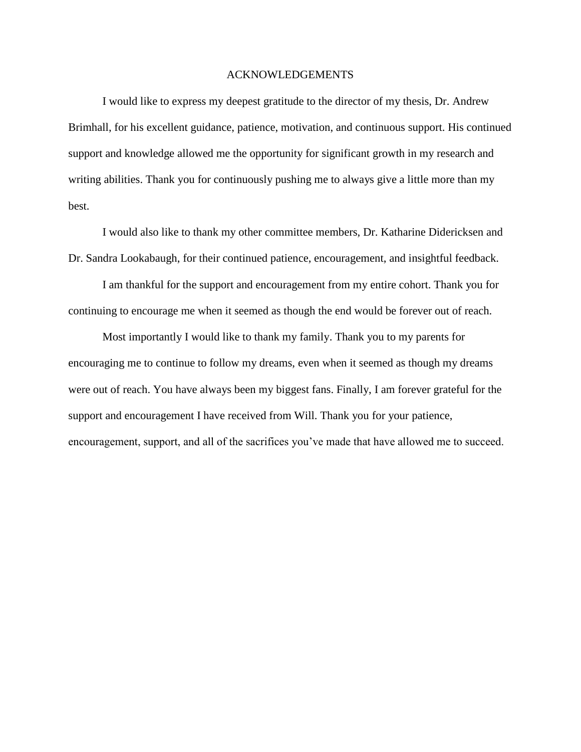# ACKNOWLEDGEMENTS

I would like to express my deepest gratitude to the director of my thesis, Dr. Andrew Brimhall, for his excellent guidance, patience, motivation, and continuous support. His continued support and knowledge allowed me the opportunity for significant growth in my research and writing abilities. Thank you for continuously pushing me to always give a little more than my best.

I would also like to thank my other committee members, Dr. Katharine Didericksen and Dr. Sandra Lookabaugh, for their continued patience, encouragement, and insightful feedback.

I am thankful for the support and encouragement from my entire cohort. Thank you for continuing to encourage me when it seemed as though the end would be forever out of reach.

Most importantly I would like to thank my family. Thank you to my parents for encouraging me to continue to follow my dreams, even when it seemed as though my dreams were out of reach. You have always been my biggest fans. Finally, I am forever grateful for the support and encouragement I have received from Will. Thank you for your patience, encouragement, support, and all of the sacrifices you've made that have allowed me to succeed.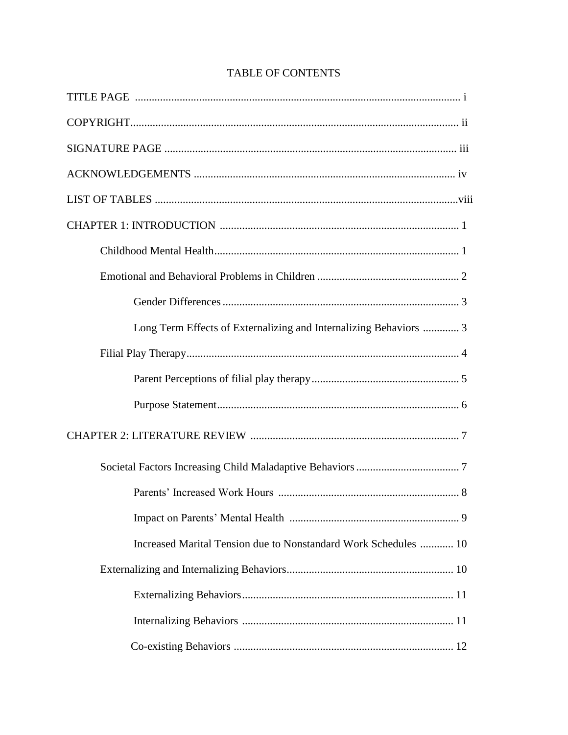# TABLE OF CONTENTS

TITLE PAGE .................................................................................................................... i

COPYRIGHT..................................................................................................................... ii

SIGNATURE PAGE ......................................................................................................... iii

ACKNOWLEDGEMENTS .............................................................................................. iv

LIST OF TABLES ............................................................................................................viii

CHAPTER 1: INTRODUCTION ..................................................................................... 1

- Childhood Mental Health......................................................................................... 1
- Emotional and Behavioral Problems in Children ................................................... 2
  - Gender Differences ..................................................................................... 3
  - Long Term Effects of Externalizing and Internalizing Behaviors ............. 3
- Filial Play Therapy.................................................................................................. 4
  - Parent Perceptions of filial play therapy..................................................... 5
  - Purpose Statement....................................................................................... 6

CHAPTER 2: LITERATURE REVIEW ........................................................................... 7

- Societal Factors Increasing Child Maladaptive Behaviors ..................................... 7
  - Parents' Increased Work Hours ................................................................. 8
  - Impact on Parents' Mental Health ............................................................. 9
  - Increased Marital Tension due to Nonstandard Work Schedules ............ 10
- Externalizing and Internalizing Behaviors............................................................ 10
  - Externalizing Behaviors............................................................................ 11
  - Internalizing Behaviors ............................................................................ 11
  - Co-existing Behaviors .............................................................................. 12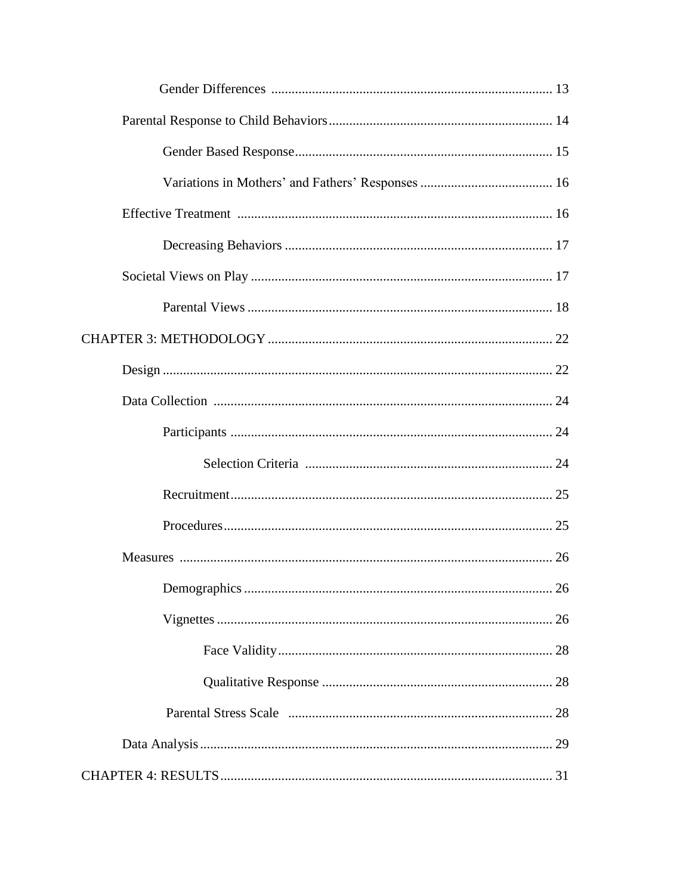Gender Differences .................................................................................. 13

Parental Response to Child Behaviors.................................................................. 14

Gender Based Response........................................................................... 15

Variations in Mothers' and Fathers' Responses ....................................... 16

Effective Treatment ............................................................................................ 16

Decreasing Behaviors .............................................................................. 17

Societal Views on Play ........................................................................................ 17

Parental Views ......................................................................................... 18

CHAPTER 3: METHODOLOGY .................................................................................. 22

Design .................................................................................................................. 22

Data Collection ................................................................................................... 24

Participants .............................................................................................. 24

Selection Criteria ........................................................................ 24

Recruitment.............................................................................................. 25

Procedures................................................................................................ 25

Measures ............................................................................................................. 26

Demographics .......................................................................................... 26

Vignettes .................................................................................................. 26

Face Validity................................................................................ 28

Qualitative Response ................................................................... 28

Parental Stress Scale ............................................................................. 28

Data Analysis....................................................................................................... 29

CHAPTER 4: RESULTS................................................................................................. 31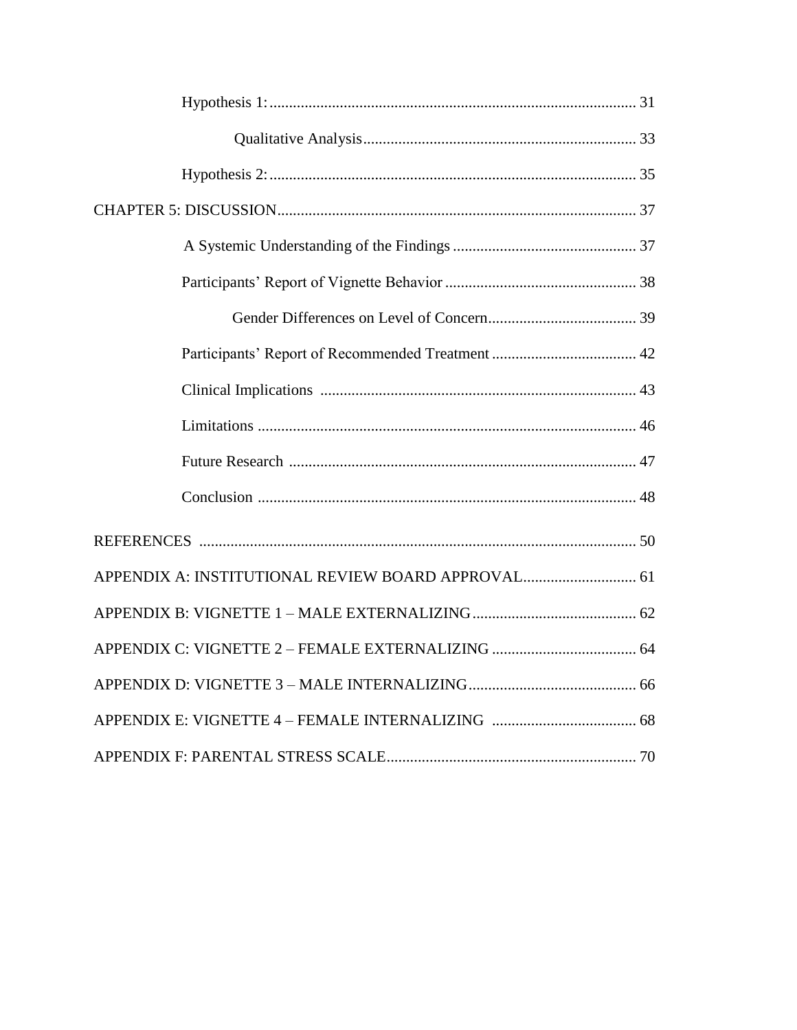Hypothesis 1: .............................................................................................. 31

Qualitative Analysis ..................................................................... 33

Hypothesis 2: .............................................................................................. 35

CHAPTER 5: DISCUSSION ........................................................................................... 37

A Systemic Understanding of the Findings ............................................... 37

Participants' Report of Vignette Behavior ................................................. 38

Gender Differences on Level of Concern ...................................... 39

Participants' Report of Recommended Treatment ..................................... 42

Clinical Implications ................................................................................. 43

Limitations ................................................................................................. 46

Future Research ......................................................................................... 47

Conclusion ................................................................................................. 48

REFERENCES ................................................................................................................ 50

APPENDIX A: INSTITUTIONAL REVIEW BOARD APPROVAL ............................ 61

APPENDIX B: VIGNETTE 1 – MALE EXTERNALIZING .......................................... 62

APPENDIX C: VIGNETTE 2 – FEMALE EXTERNALIZING ..................................... 64

APPENDIX D: VIGNETTE 3 – MALE INTERNALIZING ........................................... 66

APPENDIX E: VIGNETTE 4 – FEMALE INTERNALIZING ..................................... 68

APPENDIX F: PARENTAL STRESS SCALE ................................................................ 70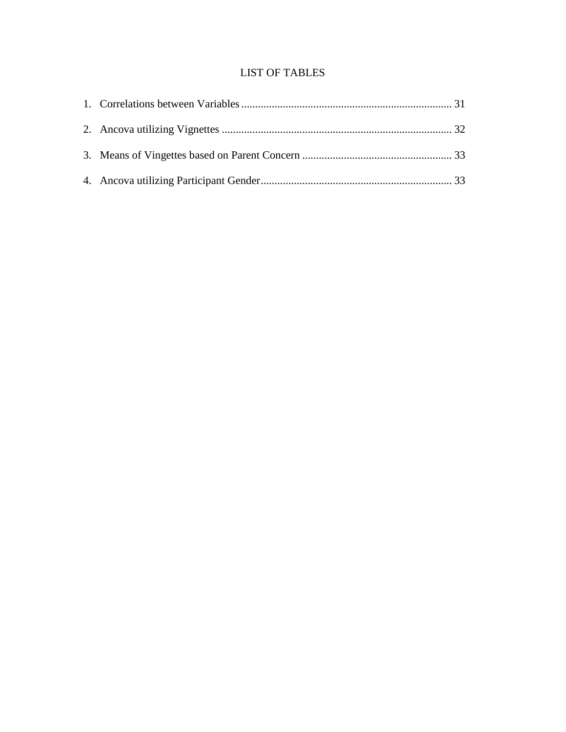# LIST OF TABLES

1. Correlations between Variables ........................................................................... 31
2. Ancova utilizing Vignettes .................................................................................. 32
3. Means of Vingettes based on Parent Concern ...................................................... 33
4. Ancova utilizing Participant Gender..................................................................... 33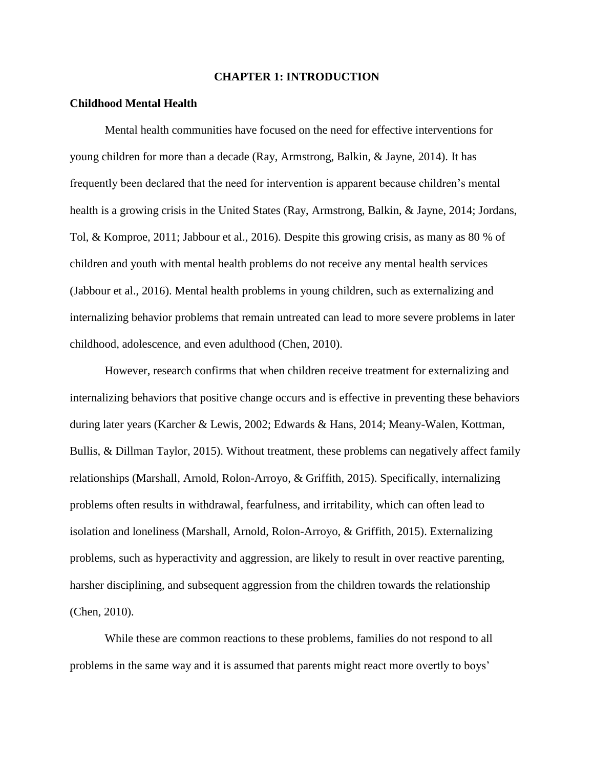# CHAPTER 1: INTRODUCTION

## Childhood Mental Health

Mental health communities have focused on the need for effective interventions for young children for more than a decade (Ray, Armstrong, Balkin, & Jayne, 2014). It has frequently been declared that the need for intervention is apparent because children's mental health is a growing crisis in the United States (Ray, Armstrong, Balkin, & Jayne, 2014; Jordans, Tol, & Komproe, 2011; Jabbour et al., 2016). Despite this growing crisis, as many as 80 % of children and youth with mental health problems do not receive any mental health services (Jabbour et al., 2016). Mental health problems in young children, such as externalizing and internalizing behavior problems that remain untreated can lead to more severe problems in later childhood, adolescence, and even adulthood (Chen, 2010).

However, research confirms that when children receive treatment for externalizing and internalizing behaviors that positive change occurs and is effective in preventing these behaviors during later years (Karcher & Lewis, 2002; Edwards & Hans, 2014; Meany-Walen, Kottman, Bullis, & Dillman Taylor, 2015). Without treatment, these problems can negatively affect family relationships (Marshall, Arnold, Rolon-Arroyo, & Griffith, 2015). Specifically, internalizing problems often results in withdrawal, fearfulness, and irritability, which can often lead to isolation and loneliness (Marshall, Arnold, Rolon-Arroyo, & Griffith, 2015). Externalizing problems, such as hyperactivity and aggression, are likely to result in over reactive parenting, harsher disciplining, and subsequent aggression from the children towards the relationship (Chen, 2010).

While these are common reactions to these problems, families do not respond to all problems in the same way and it is assumed that parents might react more overtly to boys'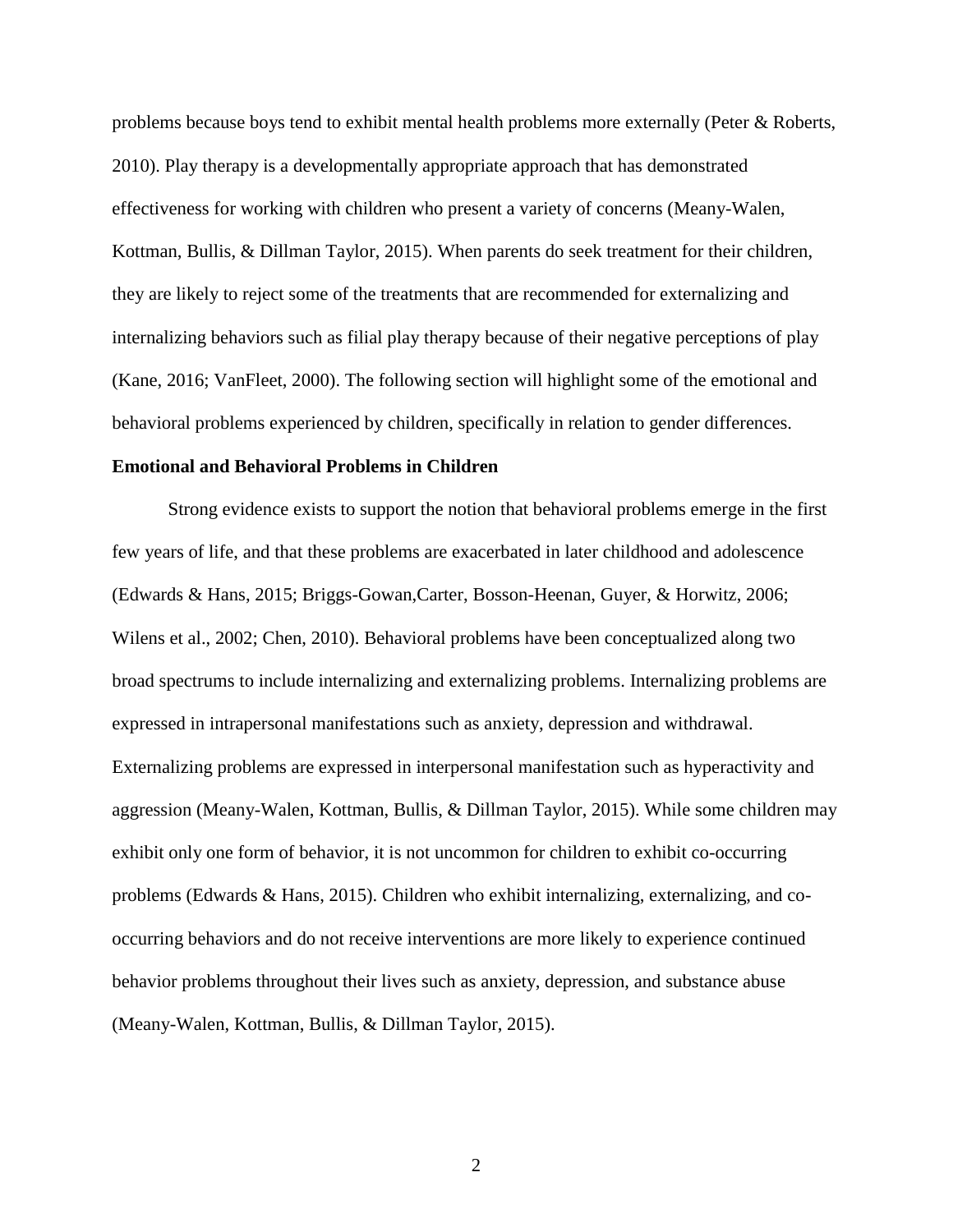problems because boys tend to exhibit mental health problems more externally (Peter & Roberts, 2010). Play therapy is a developmentally appropriate approach that has demonstrated effectiveness for working with children who present a variety of concerns (Meany-Walen, Kottman, Bullis, & Dillman Taylor, 2015). When parents do seek treatment for their children, they are likely to reject some of the treatments that are recommended for externalizing and internalizing behaviors such as filial play therapy because of their negative perceptions of play (Kane, 2016; VanFleet, 2000). The following section will highlight some of the emotional and behavioral problems experienced by children, specifically in relation to gender differences.

**Emotional and Behavioral Problems in Children**

Strong evidence exists to support the notion that behavioral problems emerge in the first few years of life, and that these problems are exacerbated in later childhood and adolescence (Edwards & Hans, 2015; Briggs-Gowan,Carter, Bosson-Heenan, Guyer, & Horwitz, 2006; Wilens et al., 2002; Chen, 2010). Behavioral problems have been conceptualized along two broad spectrums to include internalizing and externalizing problems. Internalizing problems are expressed in intrapersonal manifestations such as anxiety, depression and withdrawal. Externalizing problems are expressed in interpersonal manifestation such as hyperactivity and aggression (Meany-Walen, Kottman, Bullis, & Dillman Taylor, 2015). While some children may exhibit only one form of behavior, it is not uncommon for children to exhibit co-occurring problems (Edwards & Hans, 2015). Children who exhibit internalizing, externalizing, and co-occurring behaviors and do not receive interventions are more likely to experience continued behavior problems throughout their lives such as anxiety, depression, and substance abuse (Meany-Walen, Kottman, Bullis, & Dillman Taylor, 2015).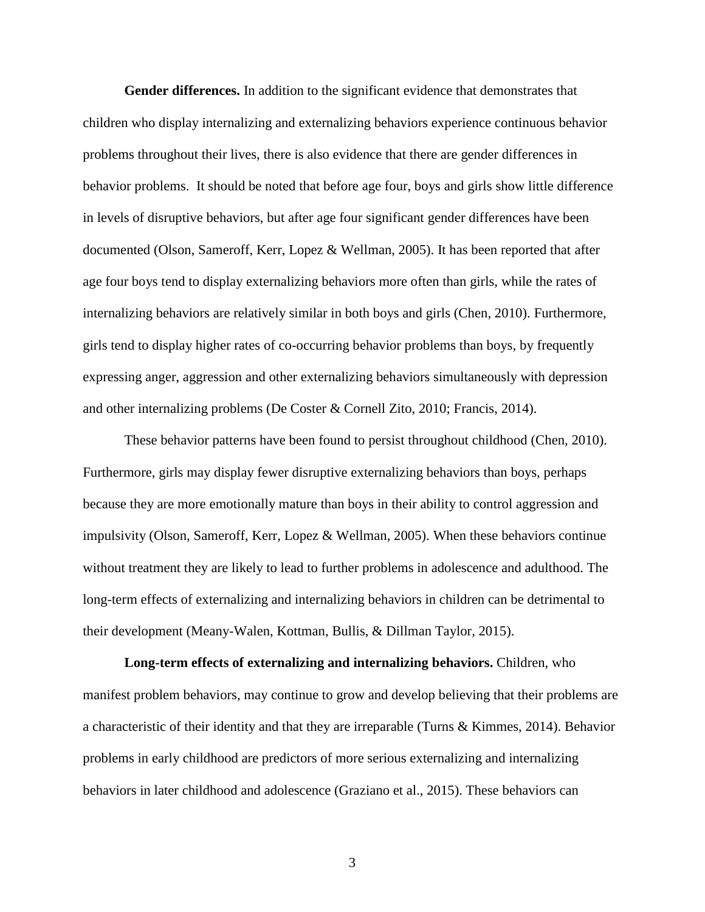**Gender differences.** In addition to the significant evidence that demonstrates that children who display internalizing and externalizing behaviors experience continuous behavior problems throughout their lives, there is also evidence that there are gender differences in behavior problems. It should be noted that before age four, boys and girls show little difference in levels of disruptive behaviors, but after age four significant gender differences have been documented (Olson, Sameroff, Kerr, Lopez & Wellman, 2005). It has been reported that after age four boys tend to display externalizing behaviors more often than girls, while the rates of internalizing behaviors are relatively similar in both boys and girls (Chen, 2010). Furthermore, girls tend to display higher rates of co-occurring behavior problems than boys, by frequently expressing anger, aggression and other externalizing behaviors simultaneously with depression and other internalizing problems (De Coster & Cornell Zito, 2010; Francis, 2014).

These behavior patterns have been found to persist throughout childhood (Chen, 2010). Furthermore, girls may display fewer disruptive externalizing behaviors than boys, perhaps because they are more emotionally mature than boys in their ability to control aggression and impulsivity (Olson, Sameroff, Kerr, Lopez & Wellman, 2005). When these behaviors continue without treatment they are likely to lead to further problems in adolescence and adulthood. The long-term effects of externalizing and internalizing behaviors in children can be detrimental to their development (Meany-Walen, Kottman, Bullis, & Dillman Taylor, 2015).

**Long-term effects of externalizing and internalizing behaviors.** Children, who manifest problem behaviors, may continue to grow and develop believing that their problems are a characteristic of their identity and that they are irreparable (Turns & Kimmes, 2014). Behavior problems in early childhood are predictors of more serious externalizing and internalizing behaviors in later childhood and adolescence (Graziano et al., 2015). These behaviors can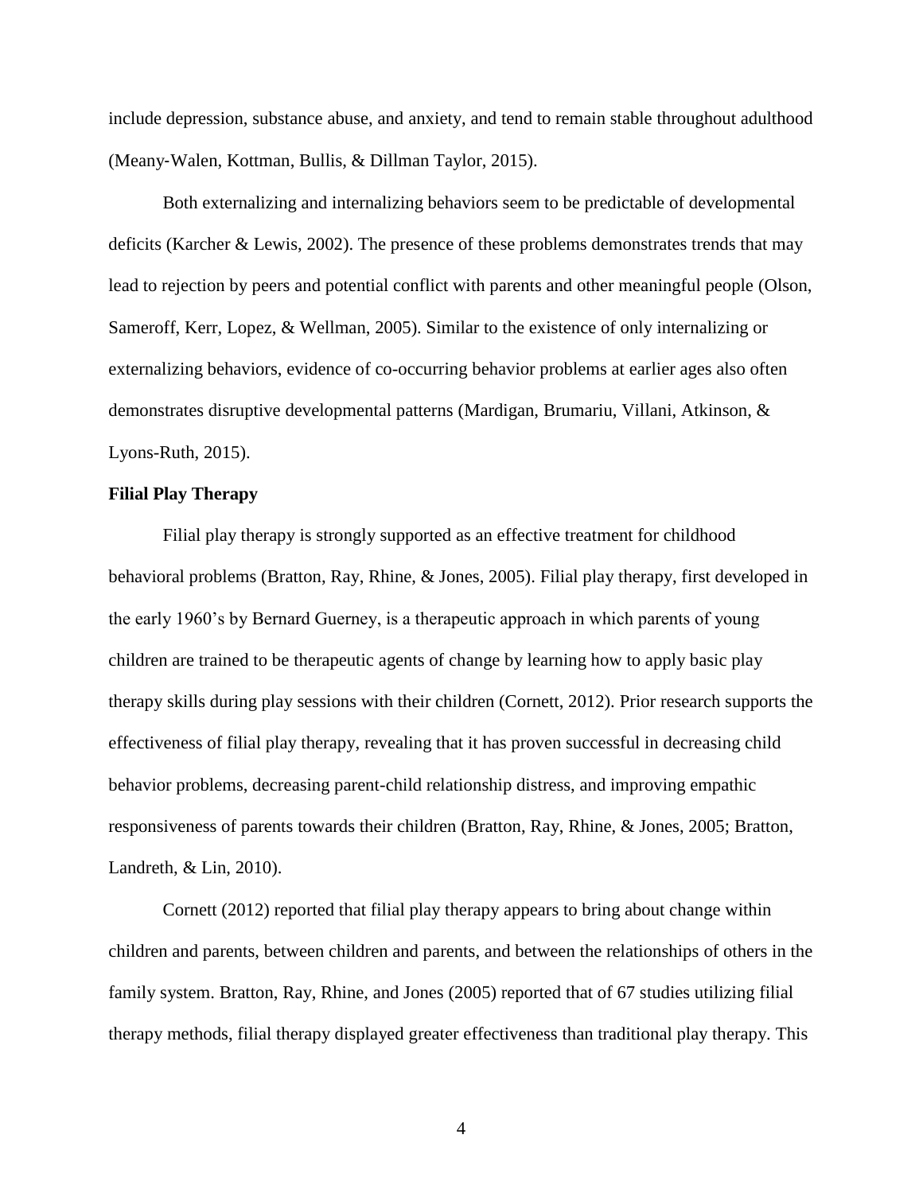include depression, substance abuse, and anxiety, and tend to remain stable throughout adulthood (Meany-Walen, Kottman, Bullis, & Dillman Taylor, 2015).

Both externalizing and internalizing behaviors seem to be predictable of developmental deficits (Karcher & Lewis, 2002). The presence of these problems demonstrates trends that may lead to rejection by peers and potential conflict with parents and other meaningful people (Olson, Sameroff, Kerr, Lopez, & Wellman, 2005). Similar to the existence of only internalizing or externalizing behaviors, evidence of co-occurring behavior problems at earlier ages also often demonstrates disruptive developmental patterns (Mardigan, Brumariu, Villani, Atkinson, & Lyons-Ruth, 2015).

**Filial Play Therapy**

Filial play therapy is strongly supported as an effective treatment for childhood behavioral problems (Bratton, Ray, Rhine, & Jones, 2005). Filial play therapy, first developed in the early 1960's by Bernard Guerney, is a therapeutic approach in which parents of young children are trained to be therapeutic agents of change by learning how to apply basic play therapy skills during play sessions with their children (Cornett, 2012). Prior research supports the effectiveness of filial play therapy, revealing that it has proven successful in decreasing child behavior problems, decreasing parent-child relationship distress, and improving empathic responsiveness of parents towards their children (Bratton, Ray, Rhine, & Jones, 2005; Bratton, Landreth, & Lin, 2010).

Cornett (2012) reported that filial play therapy appears to bring about change within children and parents, between children and parents, and between the relationships of others in the family system. Bratton, Ray, Rhine, and Jones (2005) reported that of 67 studies utilizing filial therapy methods, filial therapy displayed greater effectiveness than traditional play therapy. This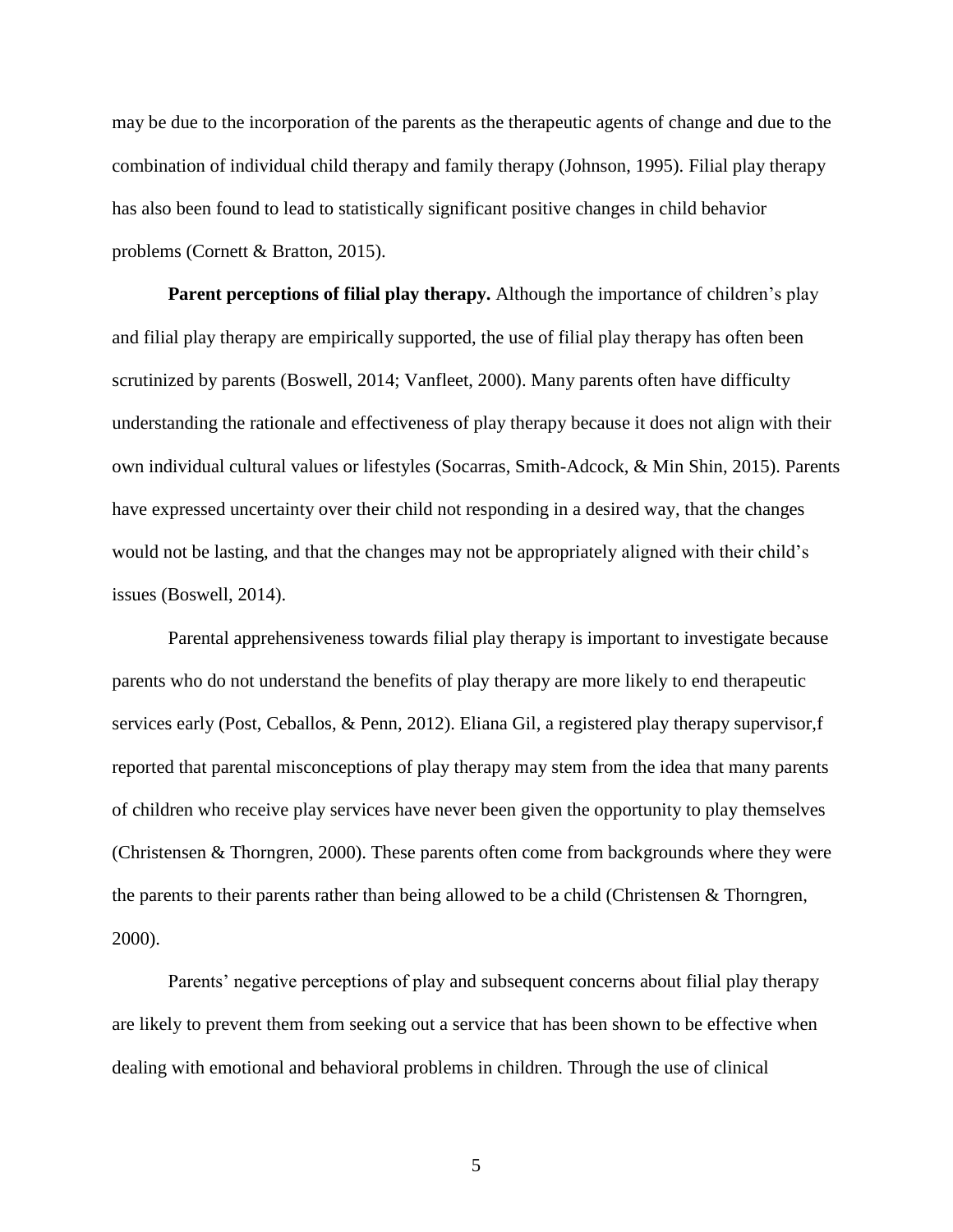may be due to the incorporation of the parents as the therapeutic agents of change and due to the combination of individual child therapy and family therapy (Johnson, 1995). Filial play therapy has also been found to lead to statistically significant positive changes in child behavior problems (Cornett & Bratton, 2015).

**Parent perceptions of filial play therapy.** Although the importance of children's play and filial play therapy are empirically supported, the use of filial play therapy has often been scrutinized by parents (Boswell, 2014; Vanfleet, 2000). Many parents often have difficulty understanding the rationale and effectiveness of play therapy because it does not align with their own individual cultural values or lifestyles (Socarras, Smith-Adcock, & Min Shin, 2015). Parents have expressed uncertainty over their child not responding in a desired way, that the changes would not be lasting, and that the changes may not be appropriately aligned with their child's issues (Boswell, 2014).

Parental apprehensiveness towards filial play therapy is important to investigate because parents who do not understand the benefits of play therapy are more likely to end therapeutic services early (Post, Ceballos, & Penn, 2012). Eliana Gil, a registered play therapy supervisor,f reported that parental misconceptions of play therapy may stem from the idea that many parents of children who receive play services have never been given the opportunity to play themselves (Christensen & Thorngren, 2000). These parents often come from backgrounds where they were the parents to their parents rather than being allowed to be a child (Christensen & Thorngren, 2000).

Parents' negative perceptions of play and subsequent concerns about filial play therapy are likely to prevent them from seeking out a service that has been shown to be effective when dealing with emotional and behavioral problems in children. Through the use of clinical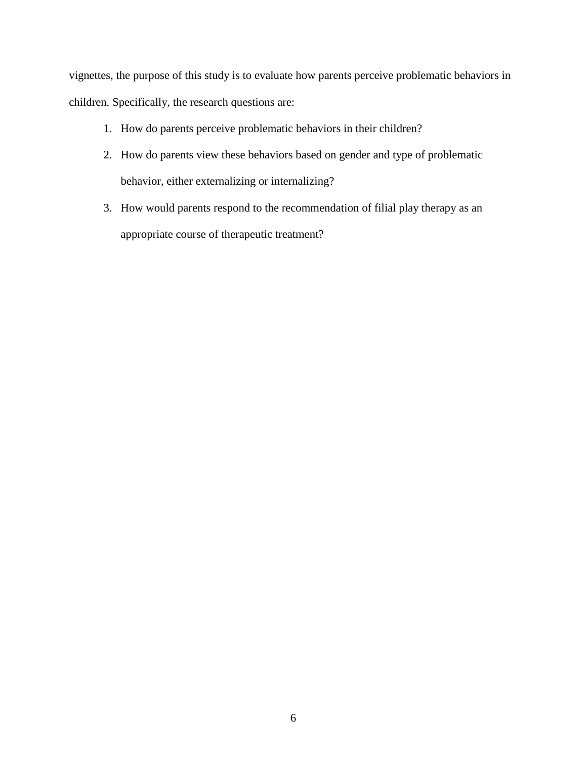vignettes, the purpose of this study is to evaluate how parents perceive problematic behaviors in children. Specifically, the research questions are:

1. How do parents perceive problematic behaviors in their children?
2. How do parents view these behaviors based on gender and type of problematic behavior, either externalizing or internalizing?
3. How would parents respond to the recommendation of filial play therapy as an appropriate course of therapeutic treatment?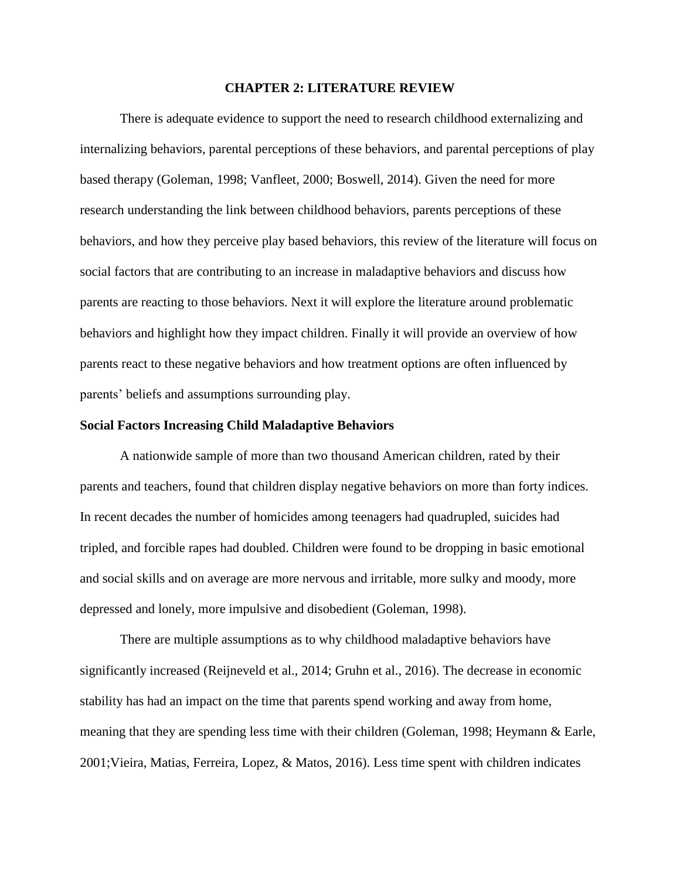# CHAPTER 2: LITERATURE REVIEW

There is adequate evidence to support the need to research childhood externalizing and internalizing behaviors, parental perceptions of these behaviors, and parental perceptions of play based therapy (Goleman, 1998; Vanfleet, 2000; Boswell, 2014). Given the need for more research understanding the link between childhood behaviors, parents perceptions of these behaviors, and how they perceive play based behaviors, this review of the literature will focus on social factors that are contributing to an increase in maladaptive behaviors and discuss how parents are reacting to those behaviors. Next it will explore the literature around problematic behaviors and highlight how they impact children. Finally it will provide an overview of how parents react to these negative behaviors and how treatment options are often influenced by parents' beliefs and assumptions surrounding play.

## Social Factors Increasing Child Maladaptive Behaviors

A nationwide sample of more than two thousand American children, rated by their parents and teachers, found that children display negative behaviors on more than forty indices. In recent decades the number of homicides among teenagers had quadrupled, suicides had tripled, and forcible rapes had doubled. Children were found to be dropping in basic emotional and social skills and on average are more nervous and irritable, more sulky and moody, more depressed and lonely, more impulsive and disobedient (Goleman, 1998).

There are multiple assumptions as to why childhood maladaptive behaviors have significantly increased (Reijneveld et al., 2014; Gruhn et al., 2016). The decrease in economic stability has had an impact on the time that parents spend working and away from home, meaning that they are spending less time with their children (Goleman, 1998; Heymann & Earle, 2001;Vieira, Matias, Ferreira, Lopez, & Matos, 2016). Less time spent with children indicates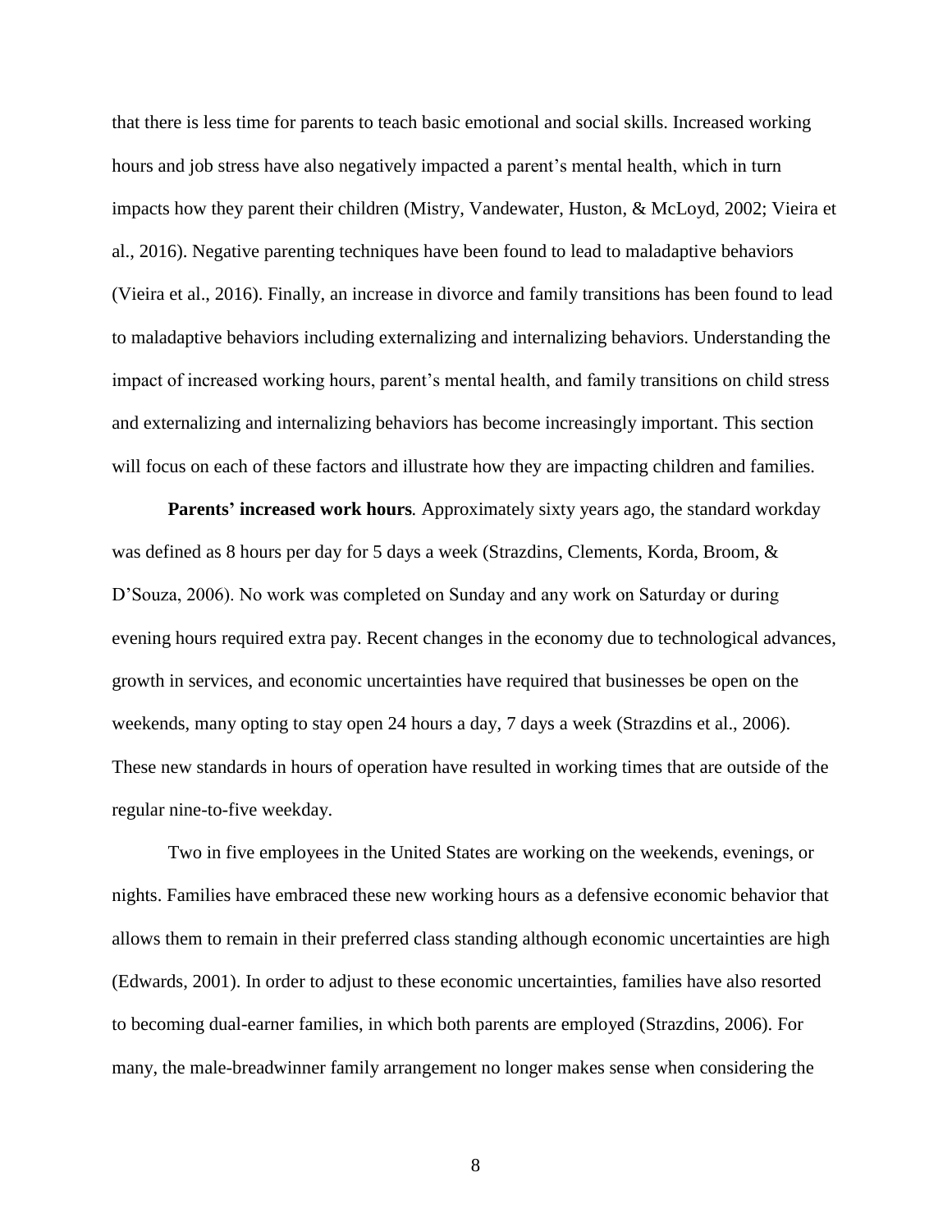that there is less time for parents to teach basic emotional and social skills. Increased working hours and job stress have also negatively impacted a parent's mental health, which in turn impacts how they parent their children (Mistry, Vandewater, Huston, & McLoyd, 2002; Vieira et al., 2016). Negative parenting techniques have been found to lead to maladaptive behaviors (Vieira et al., 2016). Finally, an increase in divorce and family transitions has been found to lead to maladaptive behaviors including externalizing and internalizing behaviors. Understanding the impact of increased working hours, parent's mental health, and family transitions on child stress and externalizing and internalizing behaviors has become increasingly important. This section will focus on each of these factors and illustrate how they are impacting children and families.

**Parents' increased work hours***.* Approximately sixty years ago, the standard workday was defined as 8 hours per day for 5 days a week (Strazdins, Clements, Korda, Broom, & D'Souza, 2006). No work was completed on Sunday and any work on Saturday or during evening hours required extra pay. Recent changes in the economy due to technological advances, growth in services, and economic uncertainties have required that businesses be open on the weekends, many opting to stay open 24 hours a day, 7 days a week (Strazdins et al., 2006). These new standards in hours of operation have resulted in working times that are outside of the regular nine-to-five weekday.

Two in five employees in the United States are working on the weekends, evenings, or nights. Families have embraced these new working hours as a defensive economic behavior that allows them to remain in their preferred class standing although economic uncertainties are high (Edwards, 2001). In order to adjust to these economic uncertainties, families have also resorted to becoming dual-earner families, in which both parents are employed (Strazdins, 2006). For many, the male-breadwinner family arrangement no longer makes sense when considering the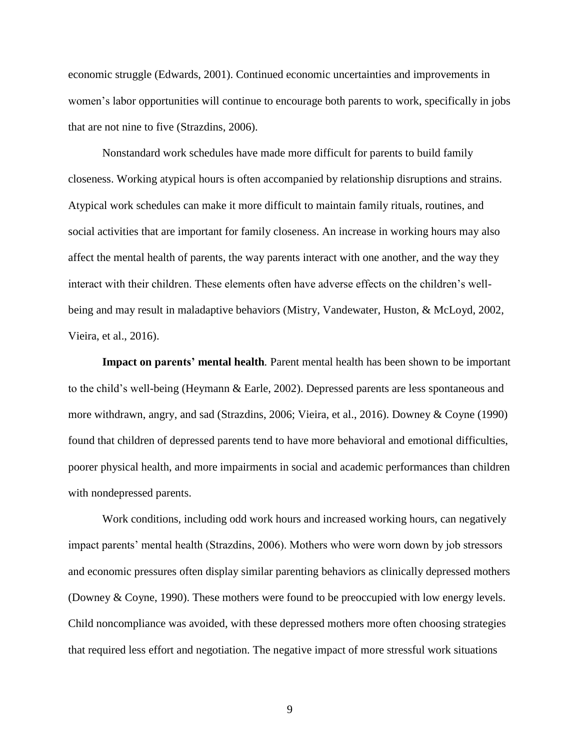economic struggle (Edwards, 2001). Continued economic uncertainties and improvements in women's labor opportunities will continue to encourage both parents to work, specifically in jobs that are not nine to five (Strazdins, 2006).

Nonstandard work schedules have made more difficult for parents to build family closeness. Working atypical hours is often accompanied by relationship disruptions and strains. Atypical work schedules can make it more difficult to maintain family rituals, routines, and social activities that are important for family closeness. An increase in working hours may also affect the mental health of parents, the way parents interact with one another, and the way they interact with their children. These elements often have adverse effects on the children's well-being and may result in maladaptive behaviors (Mistry, Vandewater, Huston, & McLoyd, 2002, Vieira, et al., 2016).

**Impact on parents' mental health***.* Parent mental health has been shown to be important to the child's well-being (Heymann & Earle, 2002). Depressed parents are less spontaneous and more withdrawn, angry, and sad (Strazdins, 2006; Vieira, et al., 2016). Downey & Coyne (1990) found that children of depressed parents tend to have more behavioral and emotional difficulties, poorer physical health, and more impairments in social and academic performances than children with nondepressed parents.

Work conditions, including odd work hours and increased working hours, can negatively impact parents' mental health (Strazdins, 2006). Mothers who were worn down by job stressors and economic pressures often display similar parenting behaviors as clinically depressed mothers (Downey & Coyne, 1990). These mothers were found to be preoccupied with low energy levels. Child noncompliance was avoided, with these depressed mothers more often choosing strategies that required less effort and negotiation. The negative impact of more stressful work situations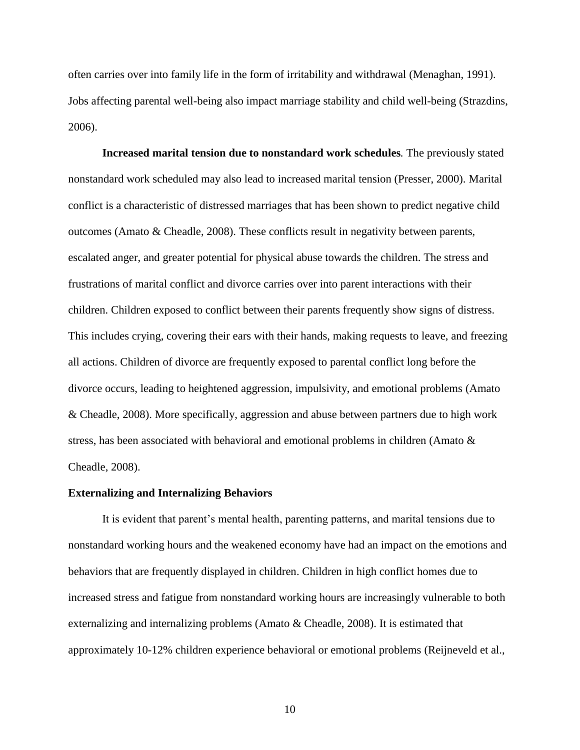often carries over into family life in the form of irritability and withdrawal (Menaghan, 1991). Jobs affecting parental well-being also impact marriage stability and child well-being (Strazdins, 2006).

**Increased marital tension due to nonstandard work schedules***.* The previously stated nonstandard work scheduled may also lead to increased marital tension (Presser, 2000). Marital conflict is a characteristic of distressed marriages that has been shown to predict negative child outcomes (Amato & Cheadle, 2008). These conflicts result in negativity between parents, escalated anger, and greater potential for physical abuse towards the children. The stress and frustrations of marital conflict and divorce carries over into parent interactions with their children. Children exposed to conflict between their parents frequently show signs of distress. This includes crying, covering their ears with their hands, making requests to leave, and freezing all actions. Children of divorce are frequently exposed to parental conflict long before the divorce occurs, leading to heightened aggression, impulsivity, and emotional problems (Amato & Cheadle, 2008). More specifically, aggression and abuse between partners due to high work stress, has been associated with behavioral and emotional problems in children (Amato & Cheadle, 2008).

## Externalizing and Internalizing Behaviors

It is evident that parent's mental health, parenting patterns, and marital tensions due to nonstandard working hours and the weakened economy have had an impact on the emotions and behaviors that are frequently displayed in children. Children in high conflict homes due to increased stress and fatigue from nonstandard working hours are increasingly vulnerable to both externalizing and internalizing problems (Amato & Cheadle, 2008). It is estimated that approximately 10-12% children experience behavioral or emotional problems (Reijneveld et al.,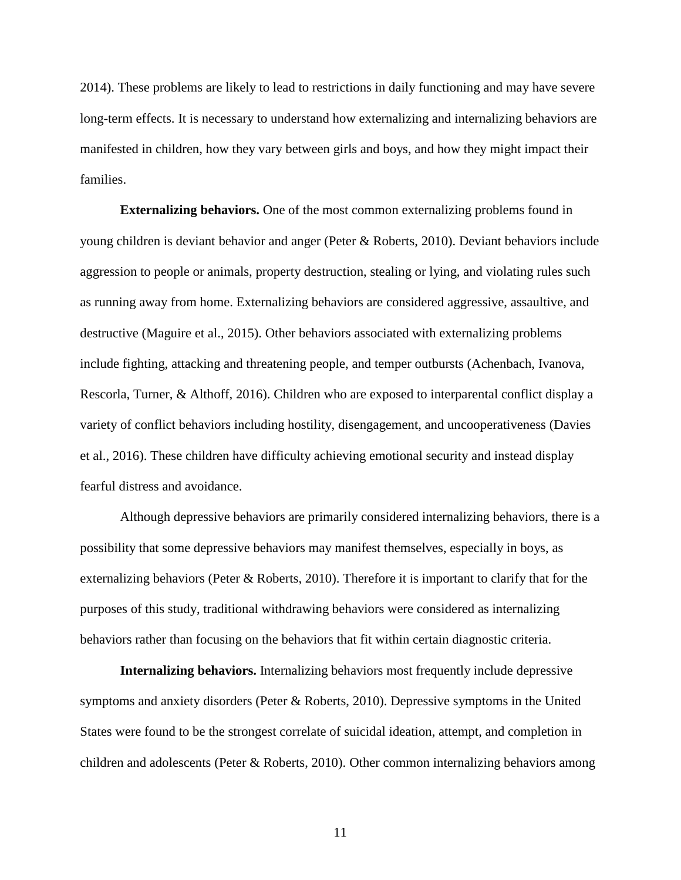2014). These problems are likely to lead to restrictions in daily functioning and may have severe long-term effects. It is necessary to understand how externalizing and internalizing behaviors are manifested in children, how they vary between girls and boys, and how they might impact their families.

**Externalizing behaviors.** One of the most common externalizing problems found in young children is deviant behavior and anger (Peter & Roberts, 2010). Deviant behaviors include aggression to people or animals, property destruction, stealing or lying, and violating rules such as running away from home. Externalizing behaviors are considered aggressive, assaultive, and destructive (Maguire et al., 2015). Other behaviors associated with externalizing problems include fighting, attacking and threatening people, and temper outbursts (Achenbach, Ivanova, Rescorla, Turner, & Althoff, 2016). Children who are exposed to interparental conflict display a variety of conflict behaviors including hostility, disengagement, and uncooperativeness (Davies et al., 2016). These children have difficulty achieving emotional security and instead display fearful distress and avoidance.

Although depressive behaviors are primarily considered internalizing behaviors, there is a possibility that some depressive behaviors may manifest themselves, especially in boys, as externalizing behaviors (Peter & Roberts, 2010). Therefore it is important to clarify that for the purposes of this study, traditional withdrawing behaviors were considered as internalizing behaviors rather than focusing on the behaviors that fit within certain diagnostic criteria.

**Internalizing behaviors.** Internalizing behaviors most frequently include depressive symptoms and anxiety disorders (Peter & Roberts, 2010). Depressive symptoms in the United States were found to be the strongest correlate of suicidal ideation, attempt, and completion in children and adolescents (Peter & Roberts, 2010). Other common internalizing behaviors among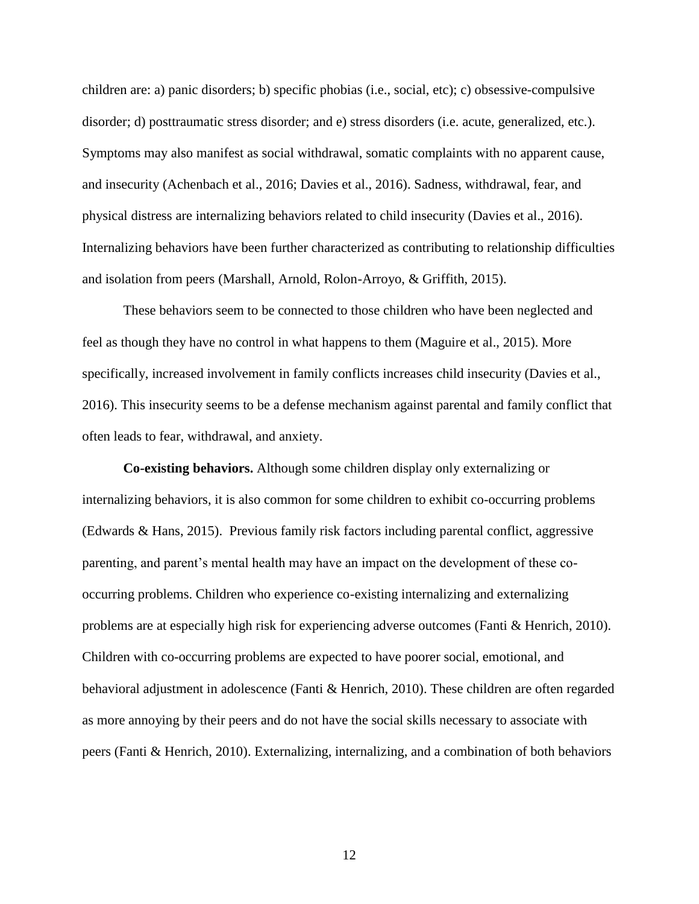children are: a) panic disorders; b) specific phobias (i.e., social, etc); c) obsessive-compulsive disorder; d) posttraumatic stress disorder; and e) stress disorders (i.e. acute, generalized, etc.). Symptoms may also manifest as social withdrawal, somatic complaints with no apparent cause, and insecurity (Achenbach et al., 2016; Davies et al., 2016). Sadness, withdrawal, fear, and physical distress are internalizing behaviors related to child insecurity (Davies et al., 2016). Internalizing behaviors have been further characterized as contributing to relationship difficulties and isolation from peers (Marshall, Arnold, Rolon-Arroyo, & Griffith, 2015).

These behaviors seem to be connected to those children who have been neglected and feel as though they have no control in what happens to them (Maguire et al., 2015). More specifically, increased involvement in family conflicts increases child insecurity (Davies et al., 2016). This insecurity seems to be a defense mechanism against parental and family conflict that often leads to fear, withdrawal, and anxiety.

**Co-existing behaviors.** Although some children display only externalizing or internalizing behaviors, it is also common for some children to exhibit co-occurring problems (Edwards & Hans, 2015). Previous family risk factors including parental conflict, aggressive parenting, and parent's mental health may have an impact on the development of these co-occurring problems. Children who experience co-existing internalizing and externalizing problems are at especially high risk for experiencing adverse outcomes (Fanti & Henrich, 2010). Children with co-occurring problems are expected to have poorer social, emotional, and behavioral adjustment in adolescence (Fanti & Henrich, 2010). These children are often regarded as more annoying by their peers and do not have the social skills necessary to associate with peers (Fanti & Henrich, 2010). Externalizing, internalizing, and a combination of both behaviors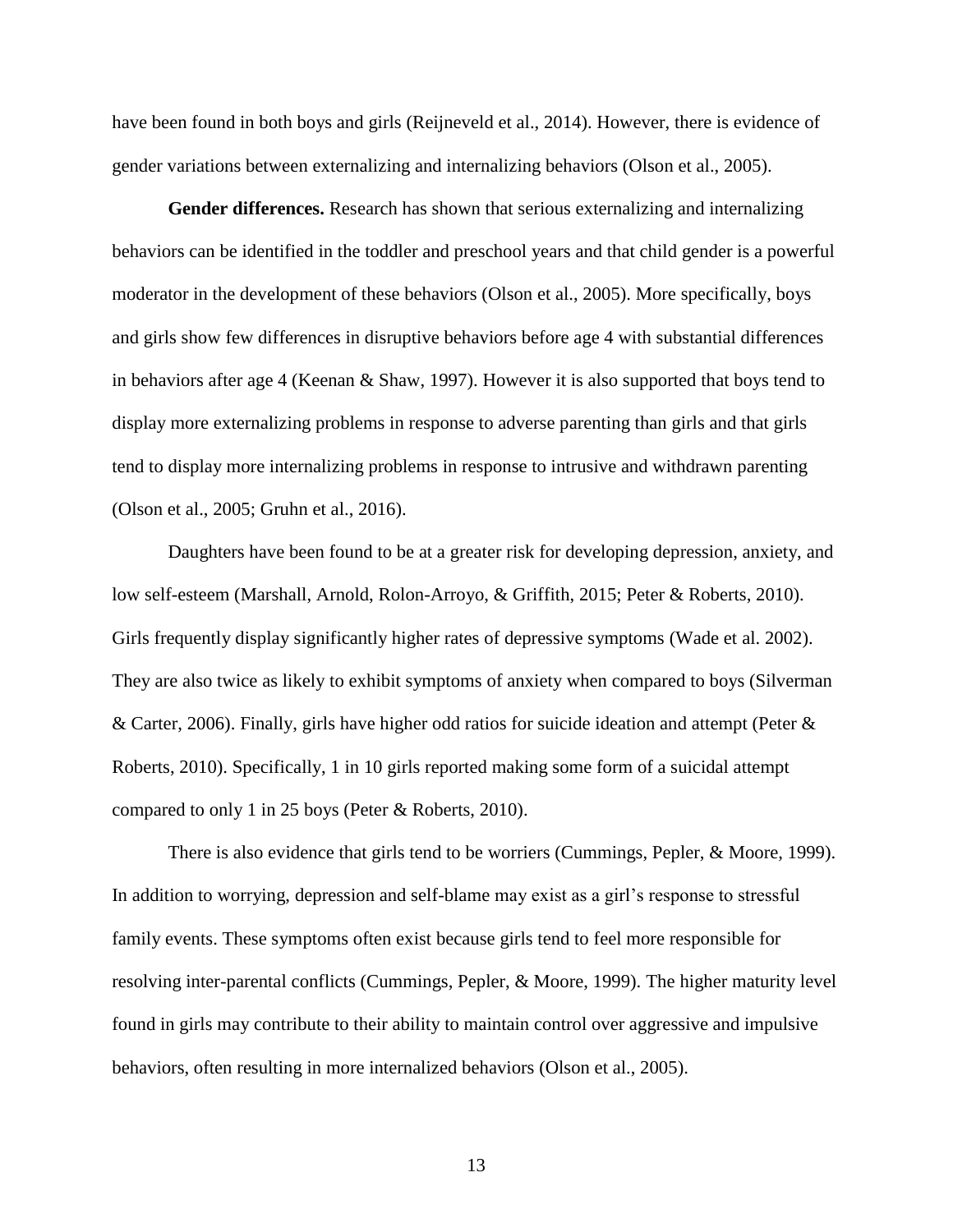have been found in both boys and girls (Reijneveld et al., 2014). However, there is evidence of gender variations between externalizing and internalizing behaviors (Olson et al., 2005).

**Gender differences.** Research has shown that serious externalizing and internalizing behaviors can be identified in the toddler and preschool years and that child gender is a powerful moderator in the development of these behaviors (Olson et al., 2005). More specifically, boys and girls show few differences in disruptive behaviors before age 4 with substantial differences in behaviors after age 4 (Keenan & Shaw, 1997). However it is also supported that boys tend to display more externalizing problems in response to adverse parenting than girls and that girls tend to display more internalizing problems in response to intrusive and withdrawn parenting (Olson et al., 2005; Gruhn et al., 2016).

Daughters have been found to be at a greater risk for developing depression, anxiety, and low self-esteem (Marshall, Arnold, Rolon-Arroyo, & Griffith, 2015; Peter & Roberts, 2010). Girls frequently display significantly higher rates of depressive symptoms (Wade et al. 2002). They are also twice as likely to exhibit symptoms of anxiety when compared to boys (Silverman & Carter, 2006). Finally, girls have higher odd ratios for suicide ideation and attempt (Peter & Roberts, 2010). Specifically, 1 in 10 girls reported making some form of a suicidal attempt compared to only 1 in 25 boys (Peter & Roberts, 2010).

There is also evidence that girls tend to be worriers (Cummings, Pepler, & Moore, 1999). In addition to worrying, depression and self-blame may exist as a girl's response to stressful family events. These symptoms often exist because girls tend to feel more responsible for resolving inter-parental conflicts (Cummings, Pepler, & Moore, 1999). The higher maturity level found in girls may contribute to their ability to maintain control over aggressive and impulsive behaviors, often resulting in more internalized behaviors (Olson et al., 2005).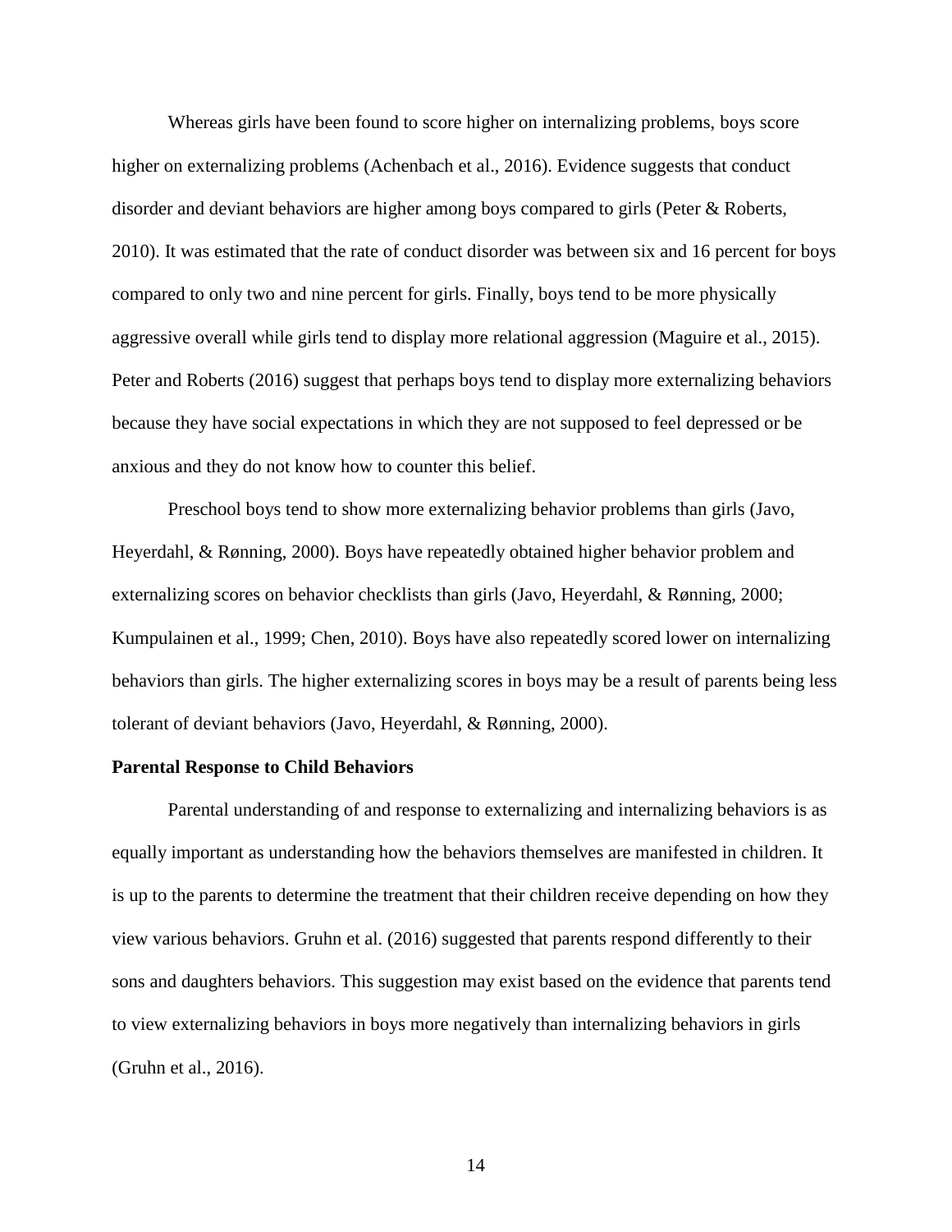Whereas girls have been found to score higher on internalizing problems, boys score higher on externalizing problems (Achenbach et al., 2016). Evidence suggests that conduct disorder and deviant behaviors are higher among boys compared to girls (Peter & Roberts, 2010). It was estimated that the rate of conduct disorder was between six and 16 percent for boys compared to only two and nine percent for girls. Finally, boys tend to be more physically aggressive overall while girls tend to display more relational aggression (Maguire et al., 2015). Peter and Roberts (2016) suggest that perhaps boys tend to display more externalizing behaviors because they have social expectations in which they are not supposed to feel depressed or be anxious and they do not know how to counter this belief.

Preschool boys tend to show more externalizing behavior problems than girls (Javo, Heyerdahl, & Rønning, 2000). Boys have repeatedly obtained higher behavior problem and externalizing scores on behavior checklists than girls (Javo, Heyerdahl, & Rønning, 2000; Kumpulainen et al., 1999; Chen, 2010). Boys have also repeatedly scored lower on internalizing behaviors than girls. The higher externalizing scores in boys may be a result of parents being less tolerant of deviant behaviors (Javo, Heyerdahl, & Rønning, 2000).

**Parental Response to Child Behaviors**

Parental understanding of and response to externalizing and internalizing behaviors is as equally important as understanding how the behaviors themselves are manifested in children. It is up to the parents to determine the treatment that their children receive depending on how they view various behaviors. Gruhn et al. (2016) suggested that parents respond differently to their sons and daughters behaviors. This suggestion may exist based on the evidence that parents tend to view externalizing behaviors in boys more negatively than internalizing behaviors in girls (Gruhn et al., 2016).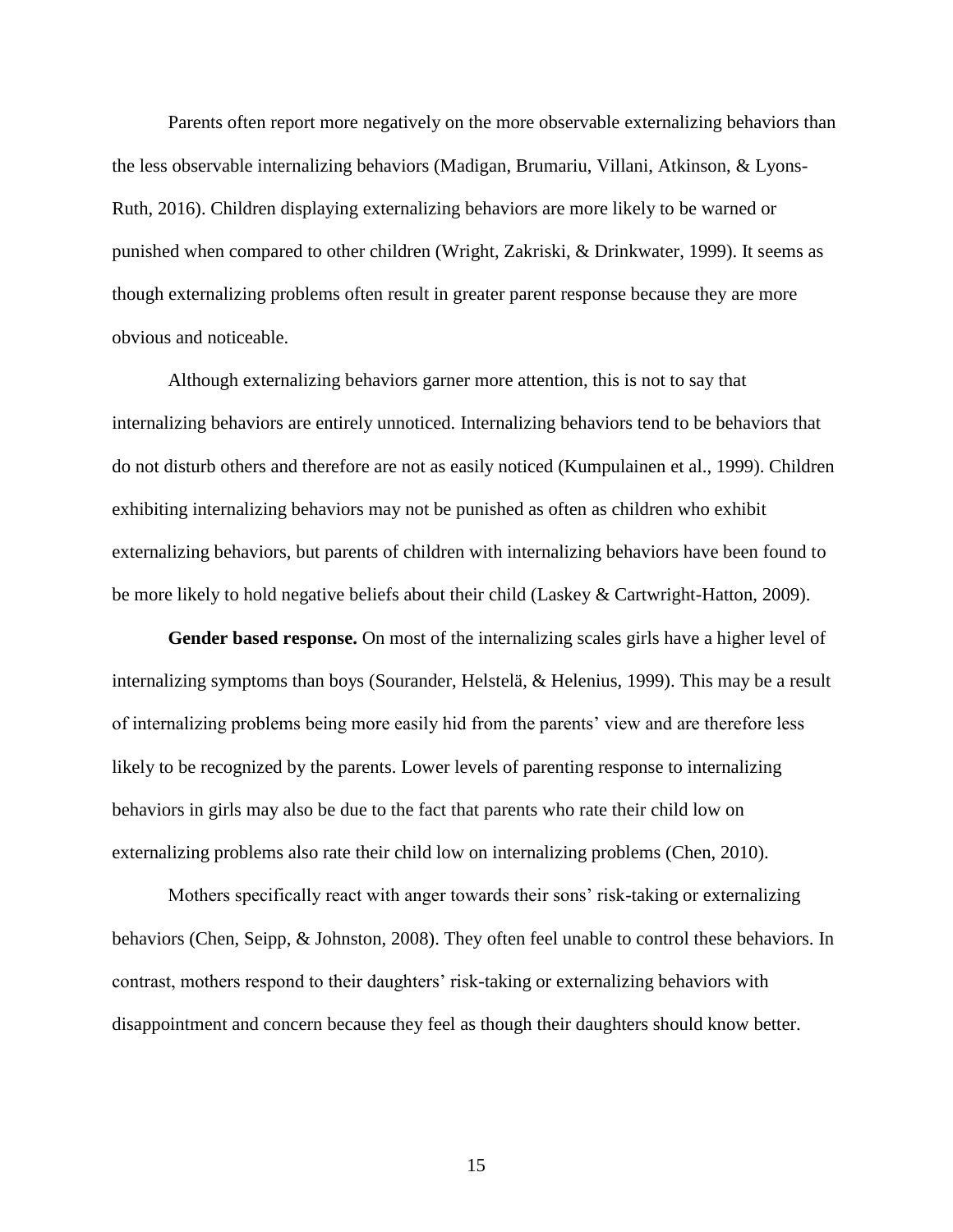Parents often report more negatively on the more observable externalizing behaviors than the less observable internalizing behaviors (Madigan, Brumariu, Villani, Atkinson, & Lyons-Ruth, 2016). Children displaying externalizing behaviors are more likely to be warned or punished when compared to other children (Wright, Zakriski, & Drinkwater, 1999). It seems as though externalizing problems often result in greater parent response because they are more obvious and noticeable.

Although externalizing behaviors garner more attention, this is not to say that internalizing behaviors are entirely unnoticed. Internalizing behaviors tend to be behaviors that do not disturb others and therefore are not as easily noticed (Kumpulainen et al., 1999). Children exhibiting internalizing behaviors may not be punished as often as children who exhibit externalizing behaviors, but parents of children with internalizing behaviors have been found to be more likely to hold negative beliefs about their child (Laskey & Cartwright-Hatton, 2009).

**Gender based response.** On most of the internalizing scales girls have a higher level of internalizing symptoms than boys (Sourander, Helstelä, & Helenius, 1999). This may be a result of internalizing problems being more easily hid from the parents' view and are therefore less likely to be recognized by the parents. Lower levels of parenting response to internalizing behaviors in girls may also be due to the fact that parents who rate their child low on externalizing problems also rate their child low on internalizing problems (Chen, 2010).

Mothers specifically react with anger towards their sons' risk-taking or externalizing behaviors (Chen, Seipp, & Johnston, 2008). They often feel unable to control these behaviors. In contrast, mothers respond to their daughters' risk-taking or externalizing behaviors with disappointment and concern because they feel as though their daughters should know better.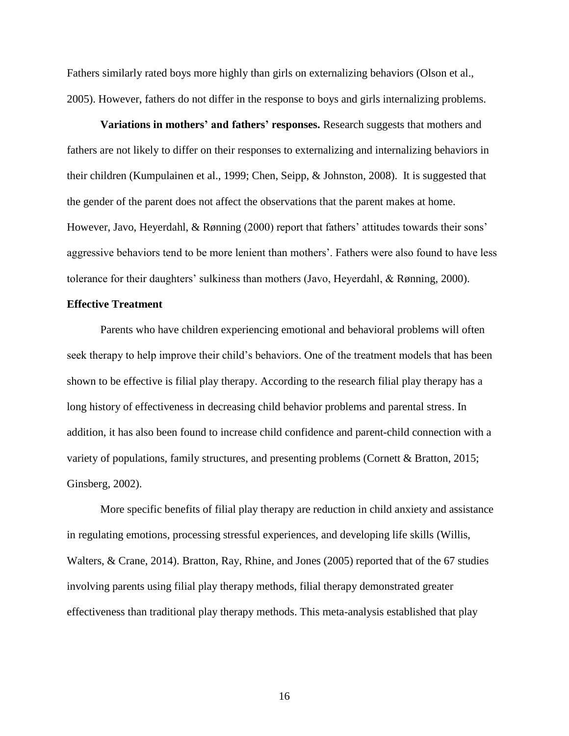Fathers similarly rated boys more highly than girls on externalizing behaviors (Olson et al., 2005). However, fathers do not differ in the response to boys and girls internalizing problems.

**Variations in mothers' and fathers' responses.** Research suggests that mothers and fathers are not likely to differ on their responses to externalizing and internalizing behaviors in their children (Kumpulainen et al., 1999; Chen, Seipp, & Johnston, 2008). It is suggested that the gender of the parent does not affect the observations that the parent makes at home. However, Javo, Heyerdahl, & Rønning (2000) report that fathers' attitudes towards their sons' aggressive behaviors tend to be more lenient than mothers'. Fathers were also found to have less tolerance for their daughters' sulkiness than mothers (Javo, Heyerdahl, & Rønning, 2000).

## Effective Treatment

Parents who have children experiencing emotional and behavioral problems will often seek therapy to help improve their child's behaviors. One of the treatment models that has been shown to be effective is filial play therapy. According to the research filial play therapy has a long history of effectiveness in decreasing child behavior problems and parental stress. In addition, it has also been found to increase child confidence and parent-child connection with a variety of populations, family structures, and presenting problems (Cornett & Bratton, 2015; Ginsberg, 2002).

More specific benefits of filial play therapy are reduction in child anxiety and assistance in regulating emotions, processing stressful experiences, and developing life skills (Willis, Walters, & Crane, 2014). Bratton, Ray, Rhine, and Jones (2005) reported that of the 67 studies involving parents using filial play therapy methods, filial therapy demonstrated greater effectiveness than traditional play therapy methods. This meta-analysis established that play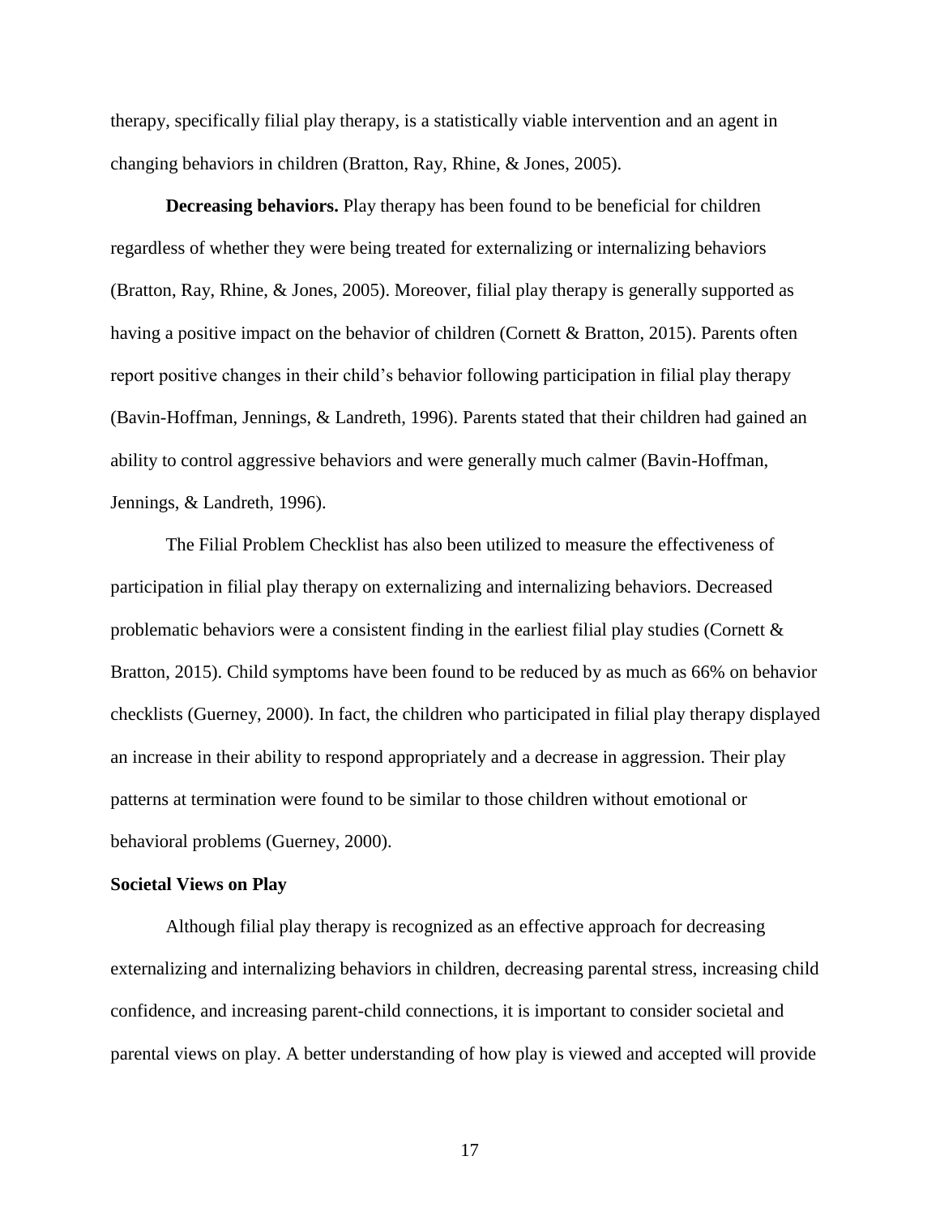therapy, specifically filial play therapy, is a statistically viable intervention and an agent in changing behaviors in children (Bratton, Ray, Rhine, & Jones, 2005).

**Decreasing behaviors.** Play therapy has been found to be beneficial for children regardless of whether they were being treated for externalizing or internalizing behaviors (Bratton, Ray, Rhine, & Jones, 2005). Moreover, filial play therapy is generally supported as having a positive impact on the behavior of children (Cornett & Bratton, 2015). Parents often report positive changes in their child's behavior following participation in filial play therapy (Bavin-Hoffman, Jennings, & Landreth, 1996). Parents stated that their children had gained an ability to control aggressive behaviors and were generally much calmer (Bavin-Hoffman, Jennings, & Landreth, 1996).

The Filial Problem Checklist has also been utilized to measure the effectiveness of participation in filial play therapy on externalizing and internalizing behaviors. Decreased problematic behaviors were a consistent finding in the earliest filial play studies (Cornett & Bratton, 2015). Child symptoms have been found to be reduced by as much as 66% on behavior checklists (Guerney, 2000). In fact, the children who participated in filial play therapy displayed an increase in their ability to respond appropriately and a decrease in aggression. Their play patterns at termination were found to be similar to those children without emotional or behavioral problems (Guerney, 2000).

## Societal Views on Play

Although filial play therapy is recognized as an effective approach for decreasing externalizing and internalizing behaviors in children, decreasing parental stress, increasing child confidence, and increasing parent-child connections, it is important to consider societal and parental views on play. A better understanding of how play is viewed and accepted will provide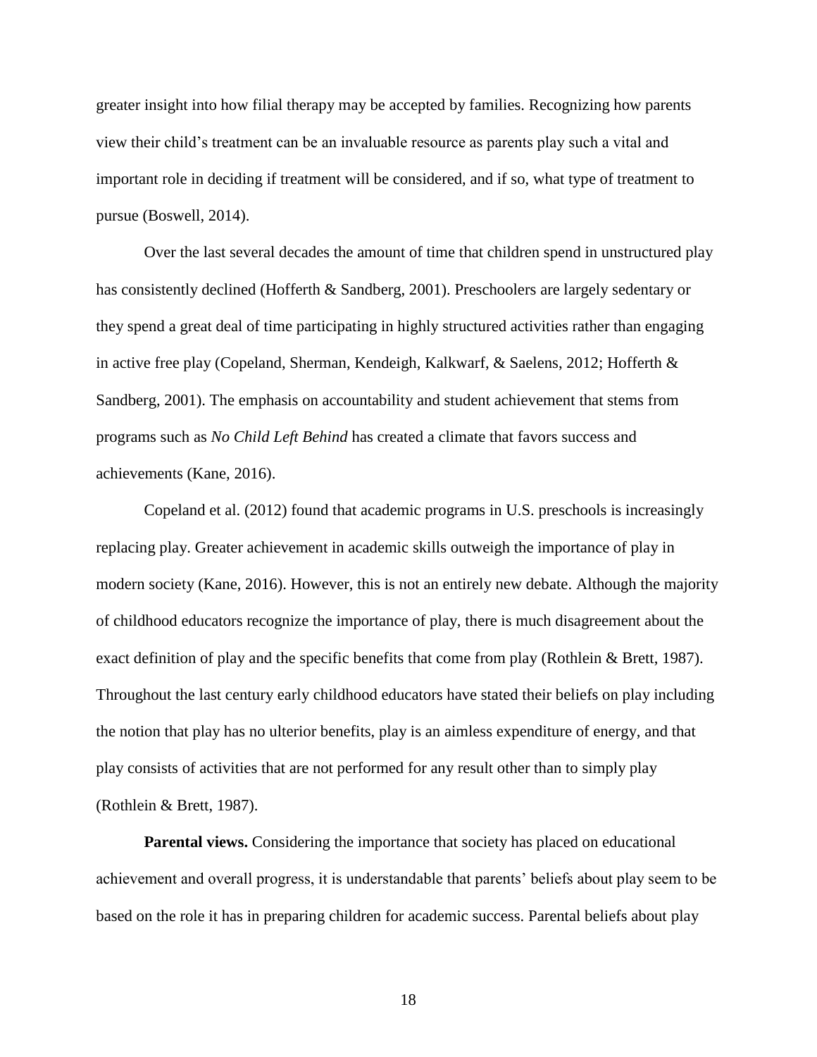greater insight into how filial therapy may be accepted by families. Recognizing how parents view their child's treatment can be an invaluable resource as parents play such a vital and important role in deciding if treatment will be considered, and if so, what type of treatment to pursue (Boswell, 2014).

Over the last several decades the amount of time that children spend in unstructured play has consistently declined (Hofferth & Sandberg, 2001). Preschoolers are largely sedentary or they spend a great deal of time participating in highly structured activities rather than engaging in active free play (Copeland, Sherman, Kendeigh, Kalkwarf, & Saelens, 2012; Hofferth & Sandberg, 2001). The emphasis on accountability and student achievement that stems from programs such as *No Child Left Behind* has created a climate that favors success and achievements (Kane, 2016).

Copeland et al. (2012) found that academic programs in U.S. preschools is increasingly replacing play. Greater achievement in academic skills outweigh the importance of play in modern society (Kane, 2016). However, this is not an entirely new debate. Although the majority of childhood educators recognize the importance of play, there is much disagreement about the exact definition of play and the specific benefits that come from play (Rothlein & Brett, 1987). Throughout the last century early childhood educators have stated their beliefs on play including the notion that play has no ulterior benefits, play is an aimless expenditure of energy, and that play consists of activities that are not performed for any result other than to simply play (Rothlein & Brett, 1987).

**Parental views.** Considering the importance that society has placed on educational achievement and overall progress, it is understandable that parents' beliefs about play seem to be based on the role it has in preparing children for academic success. Parental beliefs about play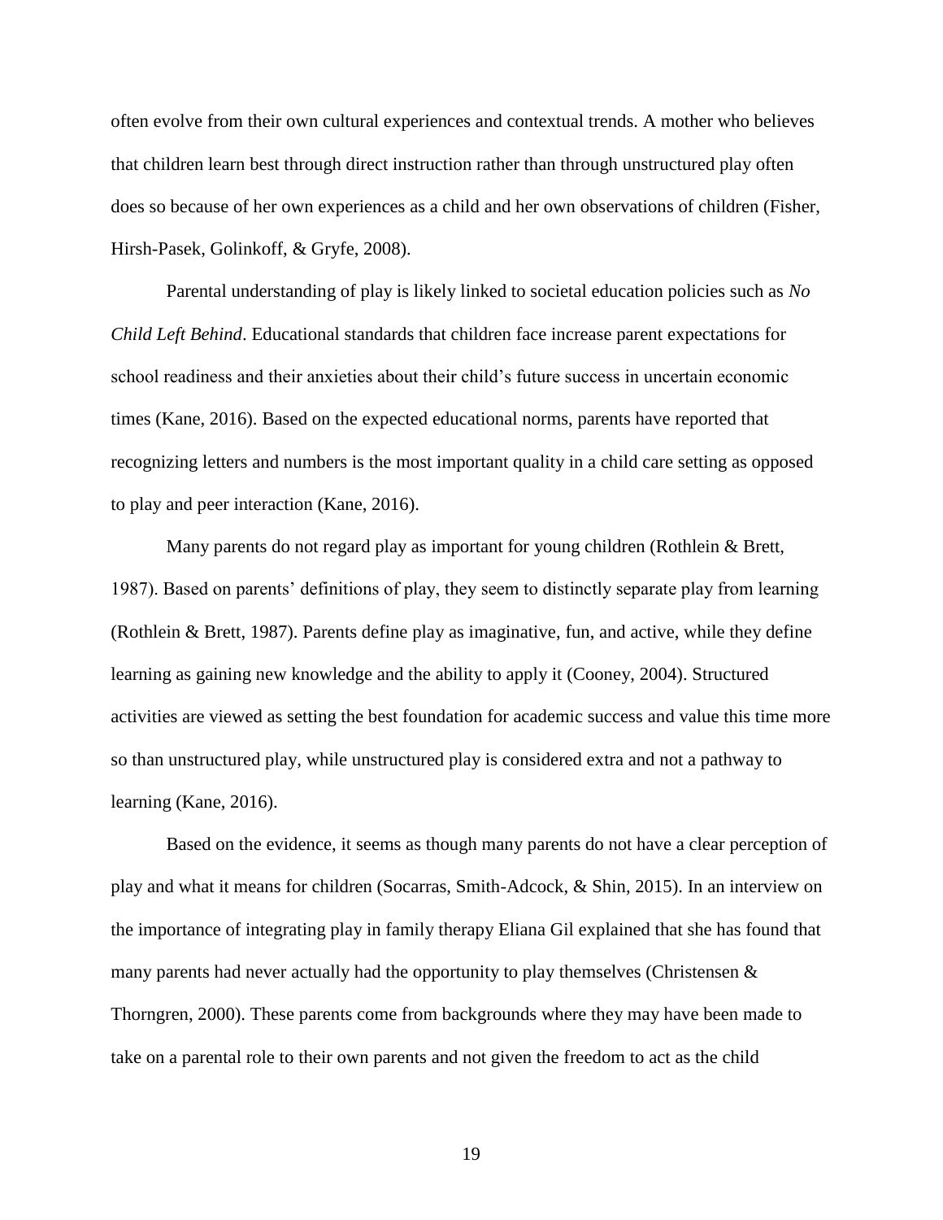often evolve from their own cultural experiences and contextual trends. A mother who believes that children learn best through direct instruction rather than through unstructured play often does so because of her own experiences as a child and her own observations of children (Fisher, Hirsh-Pasek, Golinkoff, & Gryfe, 2008).

Parental understanding of play is likely linked to societal education policies such as *No Child Left Behind*. Educational standards that children face increase parent expectations for school readiness and their anxieties about their child's future success in uncertain economic times (Kane, 2016). Based on the expected educational norms, parents have reported that recognizing letters and numbers is the most important quality in a child care setting as opposed to play and peer interaction (Kane, 2016).

Many parents do not regard play as important for young children (Rothlein & Brett, 1987). Based on parents' definitions of play, they seem to distinctly separate play from learning (Rothlein & Brett, 1987). Parents define play as imaginative, fun, and active, while they define learning as gaining new knowledge and the ability to apply it (Cooney, 2004). Structured activities are viewed as setting the best foundation for academic success and value this time more so than unstructured play, while unstructured play is considered extra and not a pathway to learning (Kane, 2016).

Based on the evidence, it seems as though many parents do not have a clear perception of play and what it means for children (Socarras, Smith-Adcock, & Shin, 2015). In an interview on the importance of integrating play in family therapy Eliana Gil explained that she has found that many parents had never actually had the opportunity to play themselves (Christensen & Thorngren, 2000). These parents come from backgrounds where they may have been made to take on a parental role to their own parents and not given the freedom to act as the child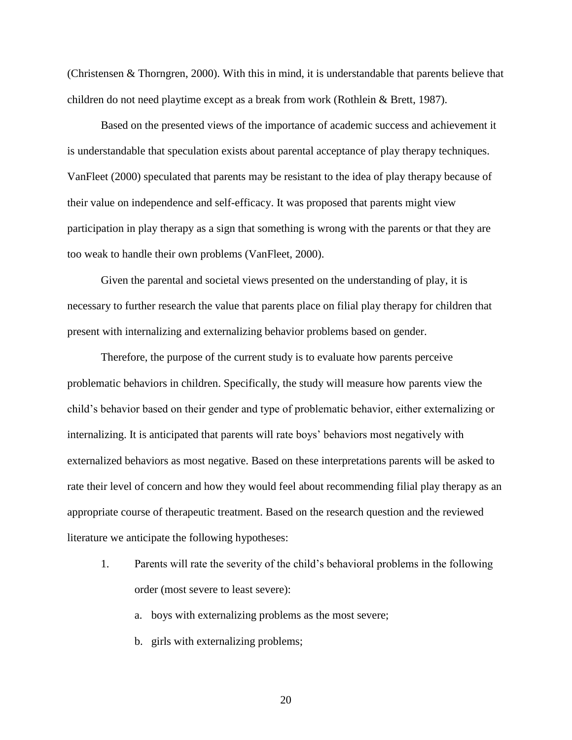(Christensen & Thorngren, 2000). With this in mind, it is understandable that parents believe that children do not need playtime except as a break from work (Rothlein & Brett, 1987).

Based on the presented views of the importance of academic success and achievement it is understandable that speculation exists about parental acceptance of play therapy techniques. VanFleet (2000) speculated that parents may be resistant to the idea of play therapy because of their value on independence and self-efficacy. It was proposed that parents might view participation in play therapy as a sign that something is wrong with the parents or that they are too weak to handle their own problems (VanFleet, 2000).

Given the parental and societal views presented on the understanding of play, it is necessary to further research the value that parents place on filial play therapy for children that present with internalizing and externalizing behavior problems based on gender.

Therefore, the purpose of the current study is to evaluate how parents perceive problematic behaviors in children. Specifically, the study will measure how parents view the child's behavior based on their gender and type of problematic behavior, either externalizing or internalizing. It is anticipated that parents will rate boys' behaviors most negatively with externalized behaviors as most negative. Based on these interpretations parents will be asked to rate their level of concern and how they would feel about recommending filial play therapy as an appropriate course of therapeutic treatment. Based on the research question and the reviewed literature we anticipate the following hypotheses:

1. Parents will rate the severity of the child's behavioral problems in the following order (most severe to least severe):
   a. boys with externalizing problems as the most severe;
   b. girls with externalizing problems;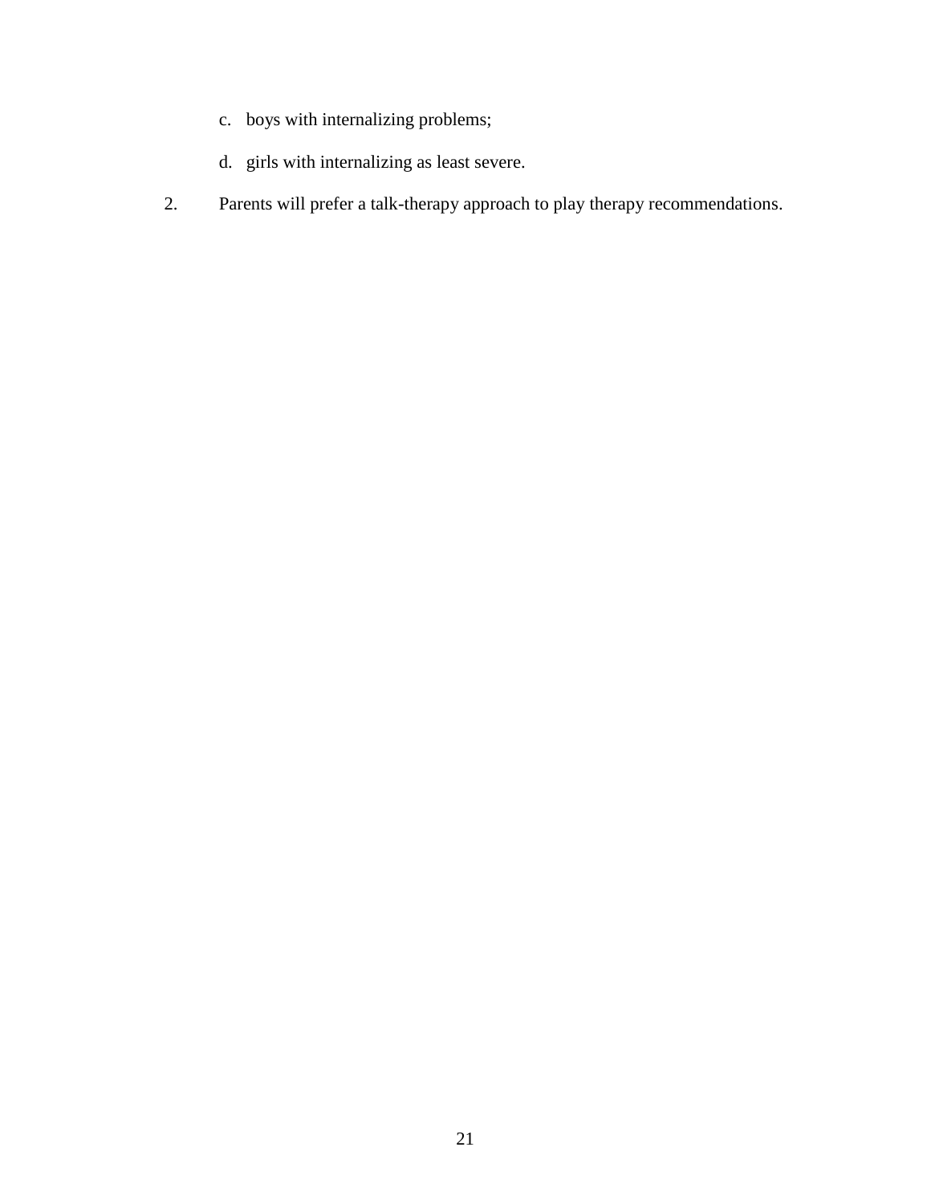c. boys with internalizing problems;

   d. girls with internalizing as least severe.

2. Parents will prefer a talk-therapy approach to play therapy recommendations.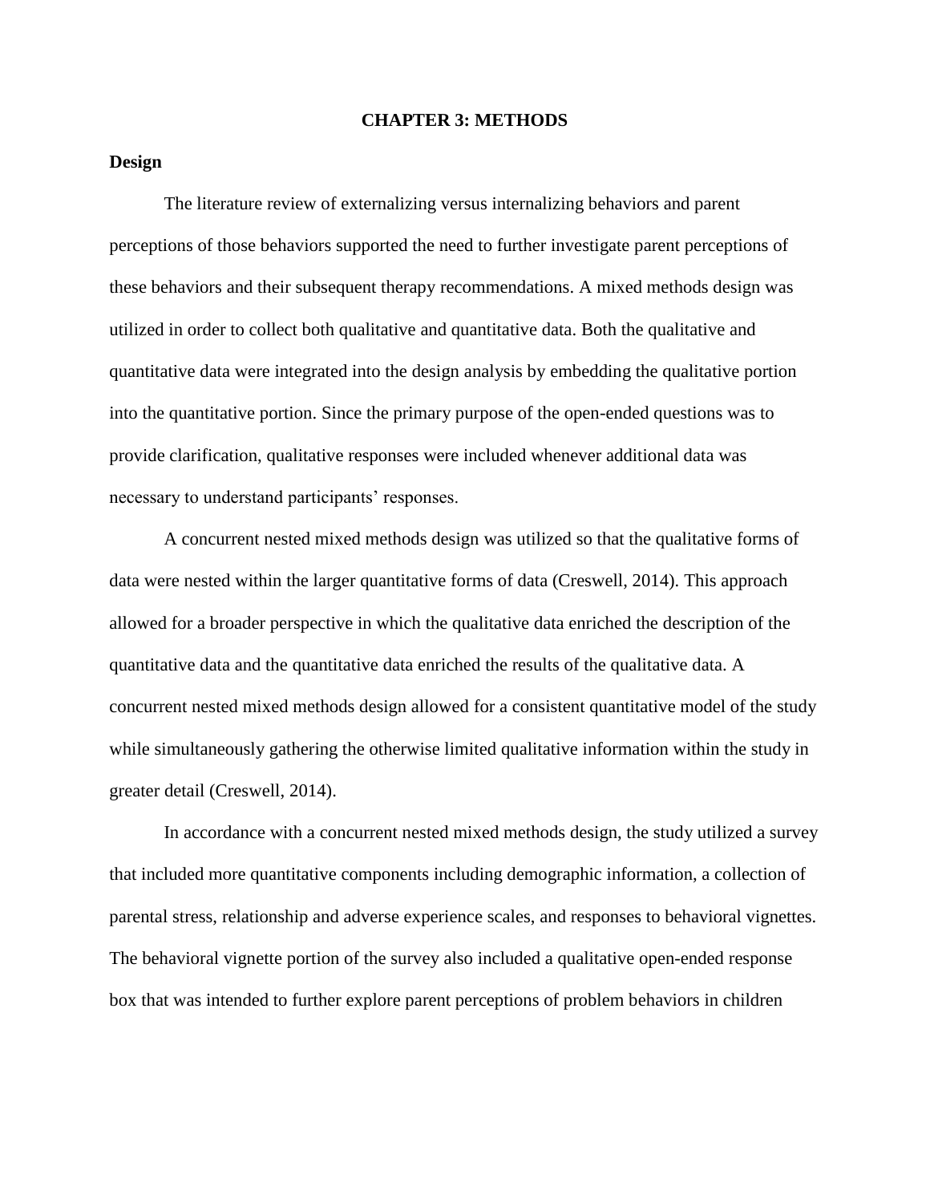# CHAPTER 3: METHODS

## Design

The literature review of externalizing versus internalizing behaviors and parent perceptions of those behaviors supported the need to further investigate parent perceptions of these behaviors and their subsequent therapy recommendations. A mixed methods design was utilized in order to collect both qualitative and quantitative data. Both the qualitative and quantitative data were integrated into the design analysis by embedding the qualitative portion into the quantitative portion. Since the primary purpose of the open-ended questions was to provide clarification, qualitative responses were included whenever additional data was necessary to understand participants' responses.

A concurrent nested mixed methods design was utilized so that the qualitative forms of data were nested within the larger quantitative forms of data (Creswell, 2014). This approach allowed for a broader perspective in which the qualitative data enriched the description of the quantitative data and the quantitative data enriched the results of the qualitative data. A concurrent nested mixed methods design allowed for a consistent quantitative model of the study while simultaneously gathering the otherwise limited qualitative information within the study in greater detail (Creswell, 2014).

In accordance with a concurrent nested mixed methods design, the study utilized a survey that included more quantitative components including demographic information, a collection of parental stress, relationship and adverse experience scales, and responses to behavioral vignettes. The behavioral vignette portion of the survey also included a qualitative open-ended response box that was intended to further explore parent perceptions of problem behaviors in children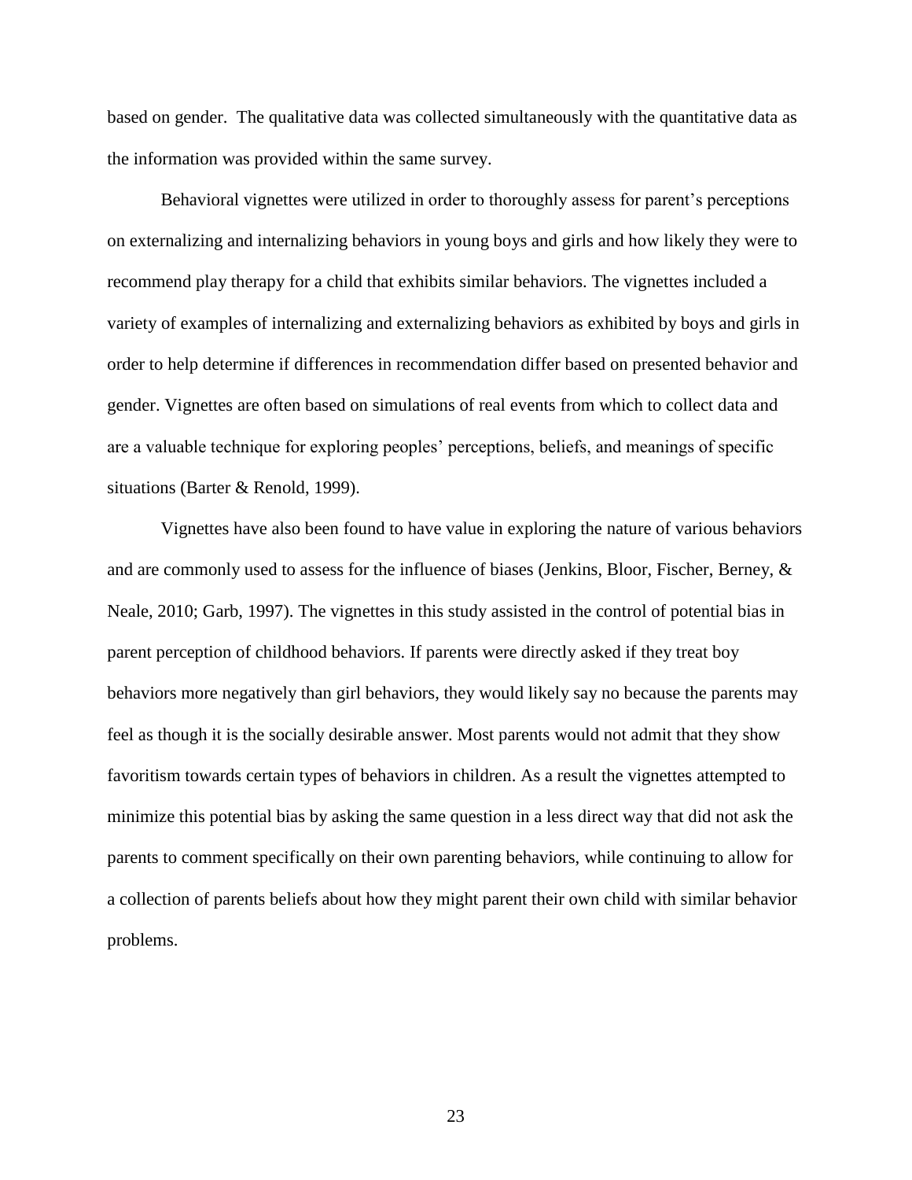based on gender. The qualitative data was collected simultaneously with the quantitative data as the information was provided within the same survey.

Behavioral vignettes were utilized in order to thoroughly assess for parent's perceptions on externalizing and internalizing behaviors in young boys and girls and how likely they were to recommend play therapy for a child that exhibits similar behaviors. The vignettes included a variety of examples of internalizing and externalizing behaviors as exhibited by boys and girls in order to help determine if differences in recommendation differ based on presented behavior and gender. Vignettes are often based on simulations of real events from which to collect data and are a valuable technique for exploring peoples' perceptions, beliefs, and meanings of specific situations (Barter & Renold, 1999).

Vignettes have also been found to have value in exploring the nature of various behaviors and are commonly used to assess for the influence of biases (Jenkins, Bloor, Fischer, Berney, & Neale, 2010; Garb, 1997). The vignettes in this study assisted in the control of potential bias in parent perception of childhood behaviors. If parents were directly asked if they treat boy behaviors more negatively than girl behaviors, they would likely say no because the parents may feel as though it is the socially desirable answer. Most parents would not admit that they show favoritism towards certain types of behaviors in children. As a result the vignettes attempted to minimize this potential bias by asking the same question in a less direct way that did not ask the parents to comment specifically on their own parenting behaviors, while continuing to allow for a collection of parents beliefs about how they might parent their own child with similar behavior problems.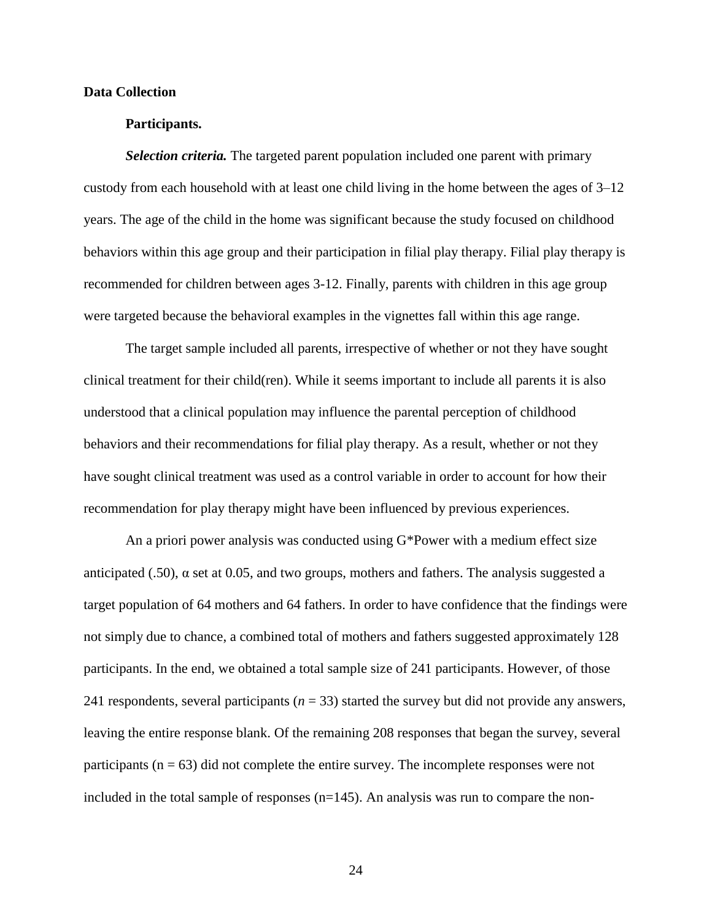## Data Collection

### Participants.

***Selection criteria.*** The targeted parent population included one parent with primary custody from each household with at least one child living in the home between the ages of 3–12 years. The age of the child in the home was significant because the study focused on childhood behaviors within this age group and their participation in filial play therapy. Filial play therapy is recommended for children between ages 3-12. Finally, parents with children in this age group were targeted because the behavioral examples in the vignettes fall within this age range.

The target sample included all parents, irrespective of whether or not they have sought clinical treatment for their child(ren). While it seems important to include all parents it is also understood that a clinical population may influence the parental perception of childhood behaviors and their recommendations for filial play therapy. As a result, whether or not they have sought clinical treatment was used as a control variable in order to account for how their recommendation for play therapy might have been influenced by previous experiences.

An a priori power analysis was conducted using G*Power with a medium effect size anticipated (.50), α set at 0.05, and two groups, mothers and fathers. The analysis suggested a target population of 64 mothers and 64 fathers. In order to have confidence that the findings were not simply due to chance, a combined total of mothers and fathers suggested approximately 128 participants. In the end, we obtained a total sample size of 241 participants. However, of those 241 respondents, several participants ($n$ = 33) started the survey but did not provide any answers, leaving the entire response blank. Of the remaining 208 responses that began the survey, several participants (n = 63) did not complete the entire survey. The incomplete responses were not included in the total sample of responses (n=145). An analysis was run to compare the non-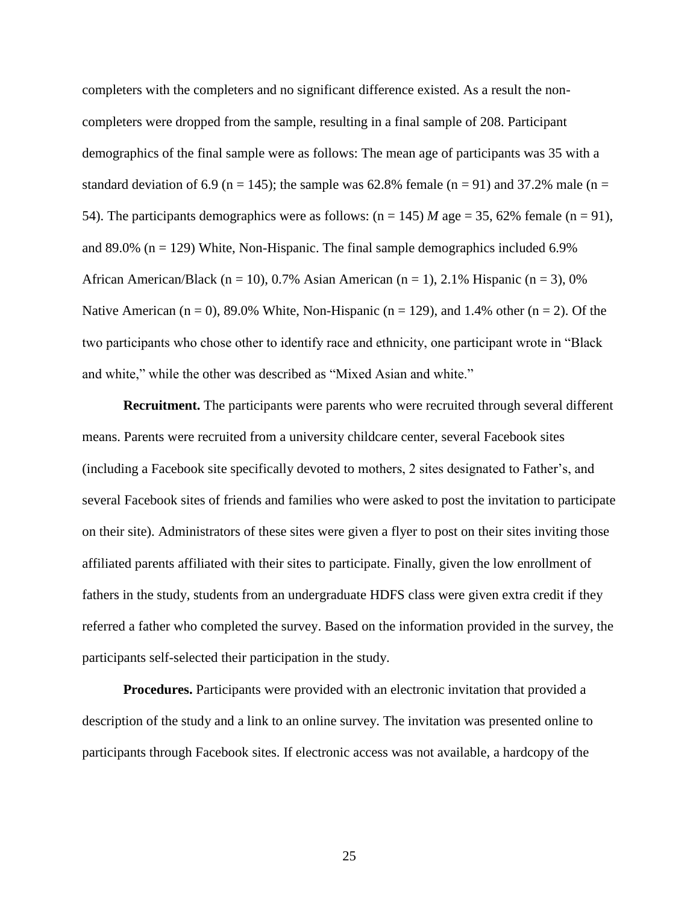completers with the completers and no significant difference existed. As a result the non-completers were dropped from the sample, resulting in a final sample of 208. Participant demographics of the final sample were as follows: The mean age of participants was 35 with a standard deviation of 6.9 (n = 145); the sample was 62.8% female (n = 91) and 37.2% male (n = 54). The participants demographics were as follows: (n = 145) *M* age = 35, 62% female (n = 91), and 89.0% (n = 129) White, Non-Hispanic. The final sample demographics included 6.9% African American/Black (n = 10), 0.7% Asian American (n = 1), 2.1% Hispanic (n = 3), 0% Native American (n = 0), 89.0% White, Non-Hispanic (n = 129), and 1.4% other (n = 2). Of the two participants who chose other to identify race and ethnicity, one participant wrote in "Black and white," while the other was described as "Mixed Asian and white."

**Recruitment.** The participants were parents who were recruited through several different means. Parents were recruited from a university childcare center, several Facebook sites (including a Facebook site specifically devoted to mothers, 2 sites designated to Father's, and several Facebook sites of friends and families who were asked to post the invitation to participate on their site). Administrators of these sites were given a flyer to post on their sites inviting those affiliated parents affiliated with their sites to participate. Finally, given the low enrollment of fathers in the study, students from an undergraduate HDFS class were given extra credit if they referred a father who completed the survey. Based on the information provided in the survey, the participants self-selected their participation in the study.

**Procedures.** Participants were provided with an electronic invitation that provided a description of the study and a link to an online survey. The invitation was presented online to participants through Facebook sites. If electronic access was not available, a hardcopy of the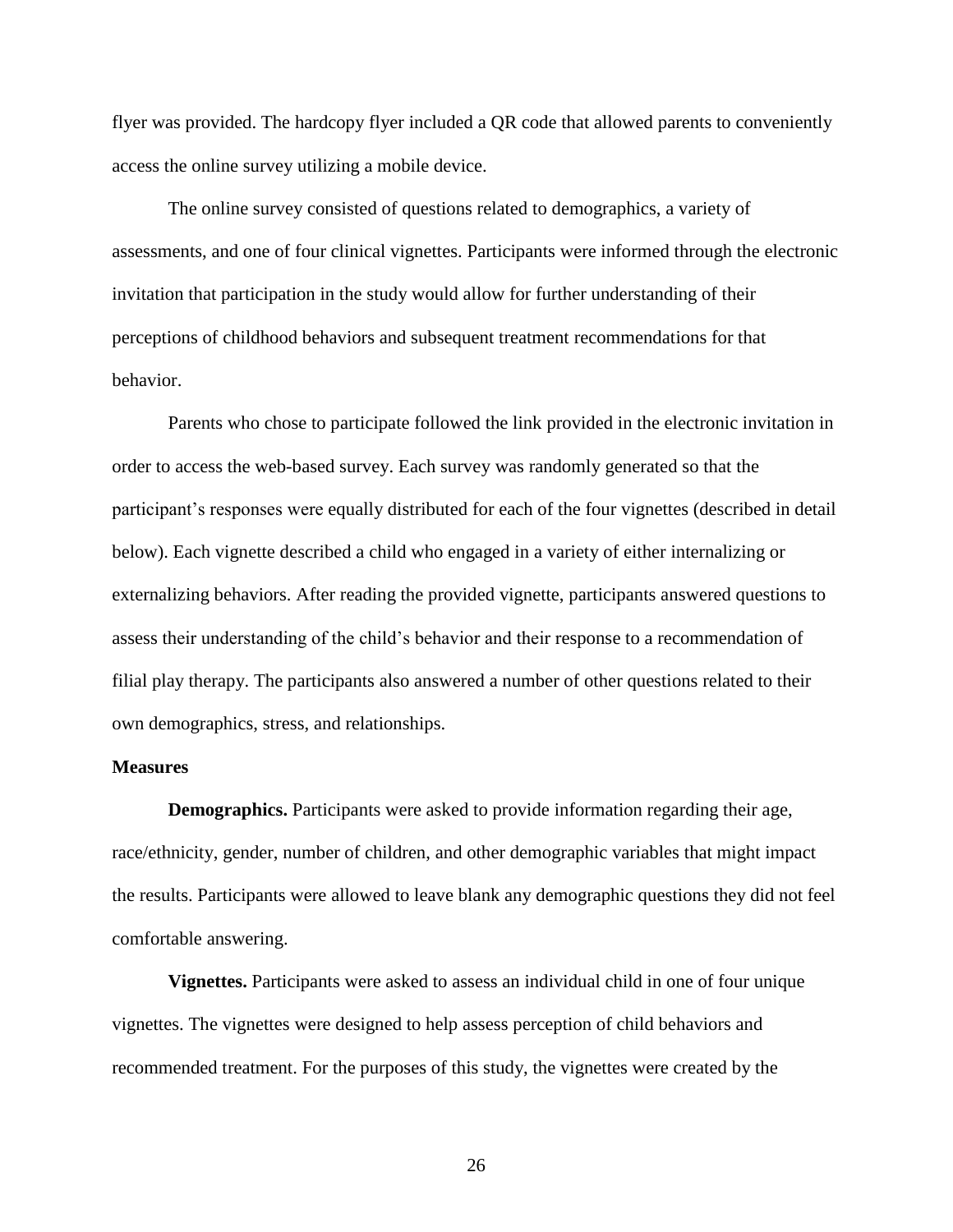flyer was provided. The hardcopy flyer included a QR code that allowed parents to conveniently access the online survey utilizing a mobile device.

The online survey consisted of questions related to demographics, a variety of assessments, and one of four clinical vignettes. Participants were informed through the electronic invitation that participation in the study would allow for further understanding of their perceptions of childhood behaviors and subsequent treatment recommendations for that behavior.

Parents who chose to participate followed the link provided in the electronic invitation in order to access the web-based survey. Each survey was randomly generated so that the participant's responses were equally distributed for each of the four vignettes (described in detail below). Each vignette described a child who engaged in a variety of either internalizing or externalizing behaviors. After reading the provided vignette, participants answered questions to assess their understanding of the child's behavior and their response to a recommendation of filial play therapy. The participants also answered a number of other questions related to their own demographics, stress, and relationships.

**Measures**

**Demographics.** Participants were asked to provide information regarding their age, race/ethnicity, gender, number of children, and other demographic variables that might impact the results. Participants were allowed to leave blank any demographic questions they did not feel comfortable answering.

**Vignettes.** Participants were asked to assess an individual child in one of four unique vignettes. The vignettes were designed to help assess perception of child behaviors and recommended treatment. For the purposes of this study, the vignettes were created by the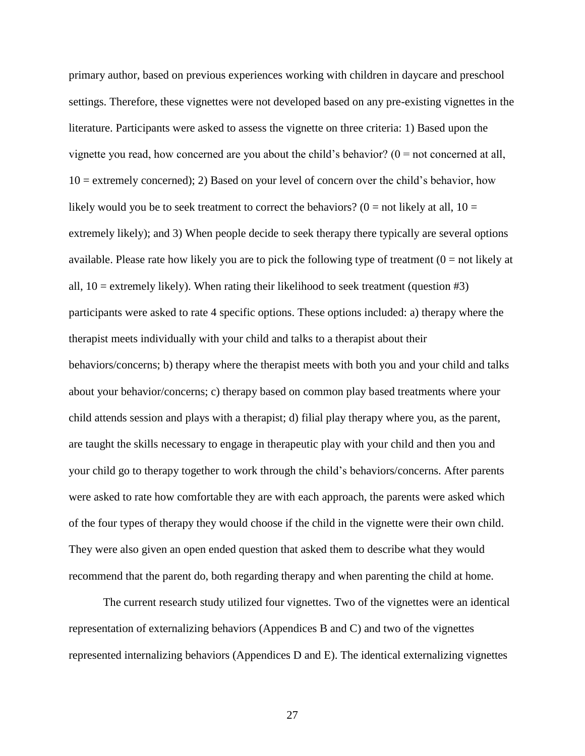primary author, based on previous experiences working with children in daycare and preschool settings. Therefore, these vignettes were not developed based on any pre-existing vignettes in the literature. Participants were asked to assess the vignette on three criteria: 1) Based upon the vignette you read, how concerned are you about the child's behavior? (0 = not concerned at all, 10 = extremely concerned); 2) Based on your level of concern over the child's behavior, how likely would you be to seek treatment to correct the behaviors? (0 = not likely at all, 10 = extremely likely); and 3) When people decide to seek therapy there typically are several options available. Please rate how likely you are to pick the following type of treatment (0 = not likely at all, 10 = extremely likely). When rating their likelihood to seek treatment (question #3) participants were asked to rate 4 specific options. These options included: a) therapy where the therapist meets individually with your child and talks to a therapist about their behaviors/concerns; b) therapy where the therapist meets with both you and your child and talks about your behavior/concerns; c) therapy based on common play based treatments where your child attends session and plays with a therapist; d) filial play therapy where you, as the parent, are taught the skills necessary to engage in therapeutic play with your child and then you and your child go to therapy together to work through the child's behaviors/concerns. After parents were asked to rate how comfortable they are with each approach, the parents were asked which of the four types of therapy they would choose if the child in the vignette were their own child. They were also given an open ended question that asked them to describe what they would recommend that the parent do, both regarding therapy and when parenting the child at home.

The current research study utilized four vignettes. Two of the vignettes were an identical representation of externalizing behaviors (Appendices B and C) and two of the vignettes represented internalizing behaviors (Appendices D and E). The identical externalizing vignettes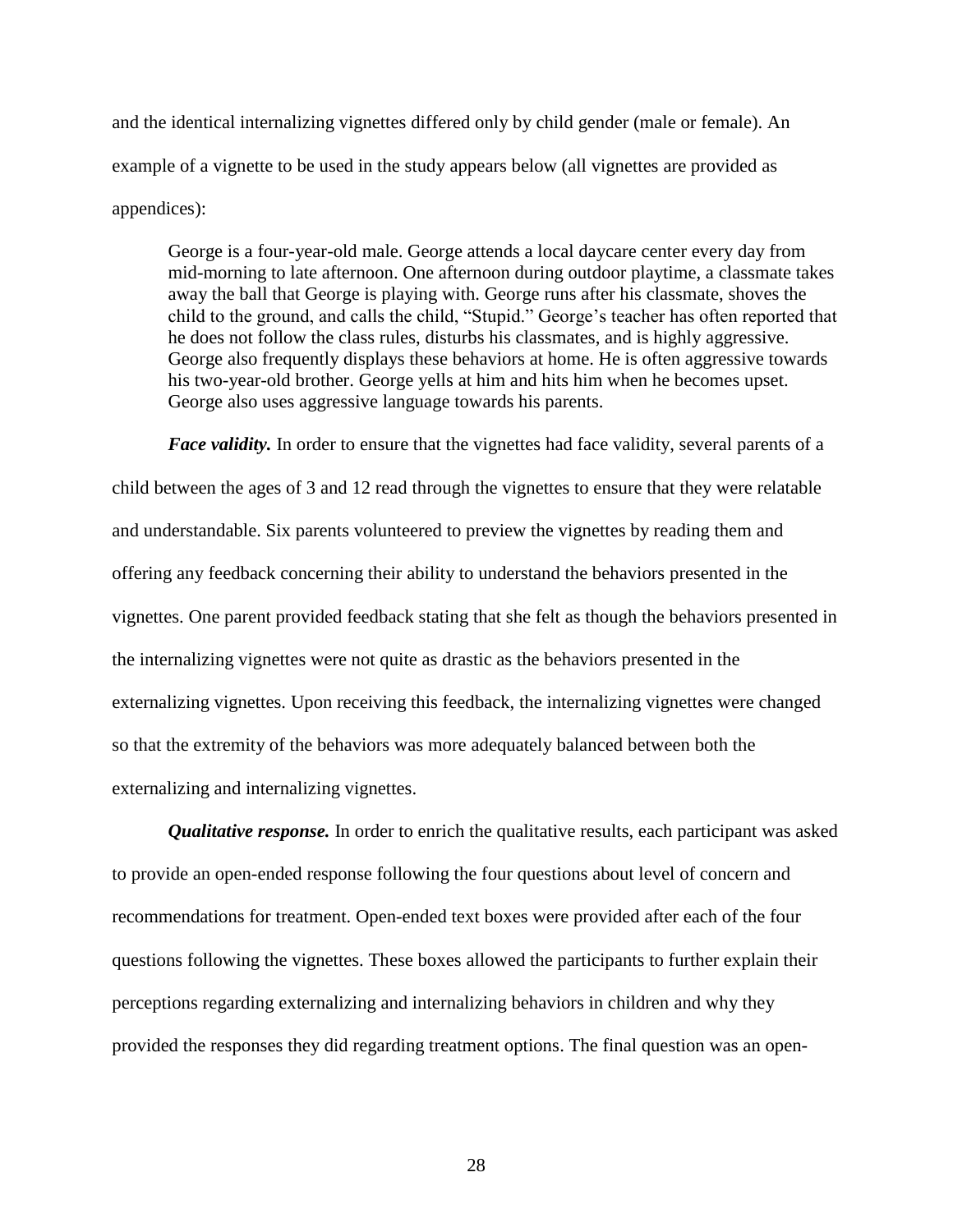and the identical internalizing vignettes differed only by child gender (male or female). An example of a vignette to be used in the study appears below (all vignettes are provided as appendices):

> George is a four-year-old male. George attends a local daycare center every day from mid-morning to late afternoon. One afternoon during outdoor playtime, a classmate takes away the ball that George is playing with. George runs after his classmate, shoves the child to the ground, and calls the child, "Stupid." George's teacher has often reported that he does not follow the class rules, disturbs his classmates, and is highly aggressive. George also frequently displays these behaviors at home. He is often aggressive towards his two-year-old brother. George yells at him and hits him when he becomes upset. George also uses aggressive language towards his parents.

***Face validity.*** In order to ensure that the vignettes had face validity, several parents of a child between the ages of 3 and 12 read through the vignettes to ensure that they were relatable and understandable. Six parents volunteered to preview the vignettes by reading them and offering any feedback concerning their ability to understand the behaviors presented in the vignettes. One parent provided feedback stating that she felt as though the behaviors presented in the internalizing vignettes were not quite as drastic as the behaviors presented in the externalizing vignettes. Upon receiving this feedback, the internalizing vignettes were changed so that the extremity of the behaviors was more adequately balanced between both the externalizing and internalizing vignettes.

***Qualitative response.*** In order to enrich the qualitative results, each participant was asked to provide an open-ended response following the four questions about level of concern and recommendations for treatment. Open-ended text boxes were provided after each of the four questions following the vignettes. These boxes allowed the participants to further explain their perceptions regarding externalizing and internalizing behaviors in children and why they provided the responses they did regarding treatment options. The final question was an open-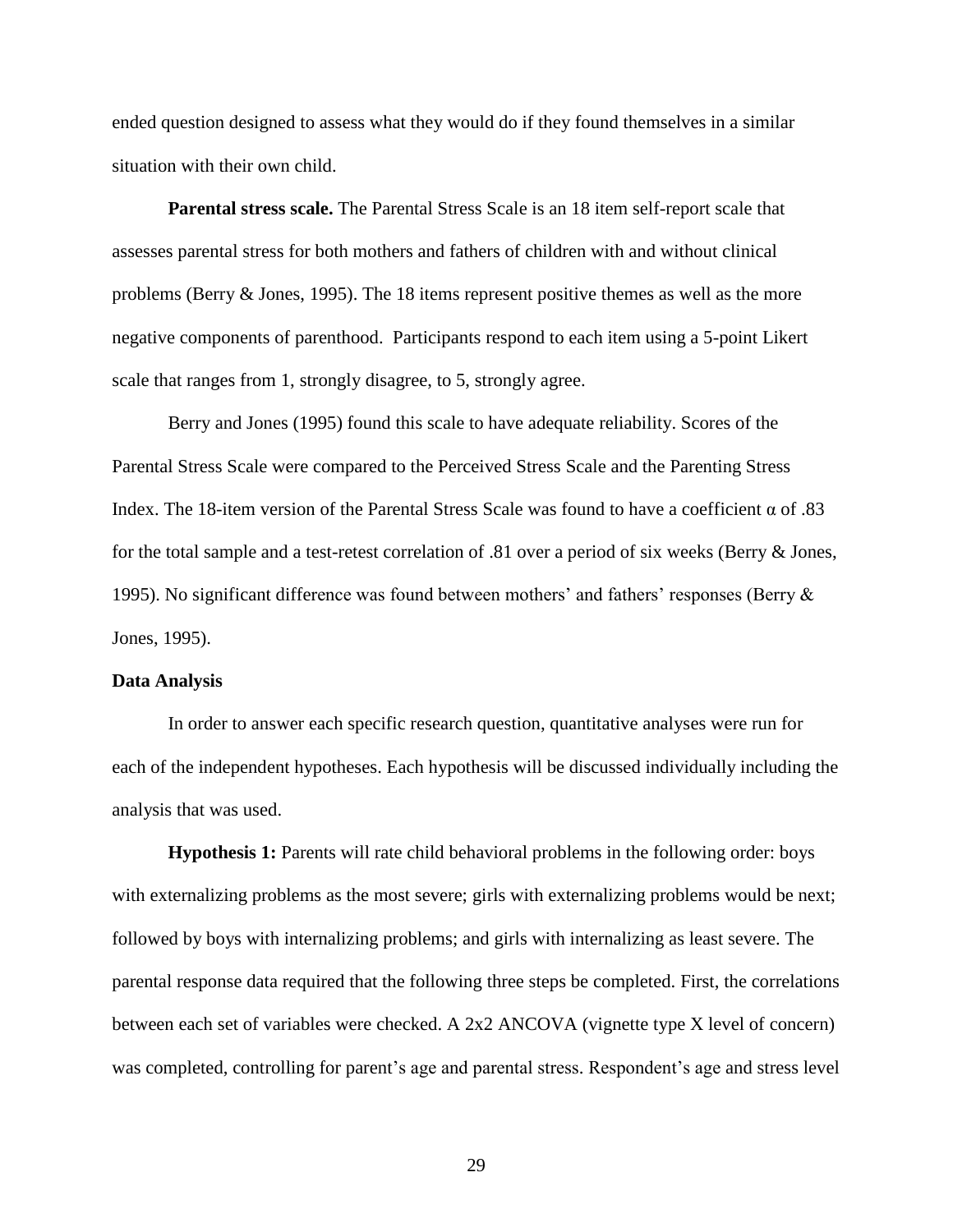ended question designed to assess what they would do if they found themselves in a similar situation with their own child.

**Parental stress scale.** The Parental Stress Scale is an 18 item self-report scale that assesses parental stress for both mothers and fathers of children with and without clinical problems (Berry & Jones, 1995). The 18 items represent positive themes as well as the more negative components of parenthood. Participants respond to each item using a 5-point Likert scale that ranges from 1, strongly disagree, to 5, strongly agree.

Berry and Jones (1995) found this scale to have adequate reliability. Scores of the Parental Stress Scale were compared to the Perceived Stress Scale and the Parenting Stress Index. The 18-item version of the Parental Stress Scale was found to have a coefficient $\alpha$ of .83 for the total sample and a test-retest correlation of .81 over a period of six weeks (Berry & Jones, 1995). No significant difference was found between mothers' and fathers' responses (Berry & Jones, 1995).

### Data Analysis

In order to answer each specific research question, quantitative analyses were run for each of the independent hypotheses. Each hypothesis will be discussed individually including the analysis that was used.

**Hypothesis 1:** Parents will rate child behavioral problems in the following order: boys with externalizing problems as the most severe; girls with externalizing problems would be next; followed by boys with internalizing problems; and girls with internalizing as least severe. The parental response data required that the following three steps be completed. First, the correlations between each set of variables were checked. A 2x2 ANCOVA (vignette type X level of concern) was completed, controlling for parent's age and parental stress. Respondent's age and stress level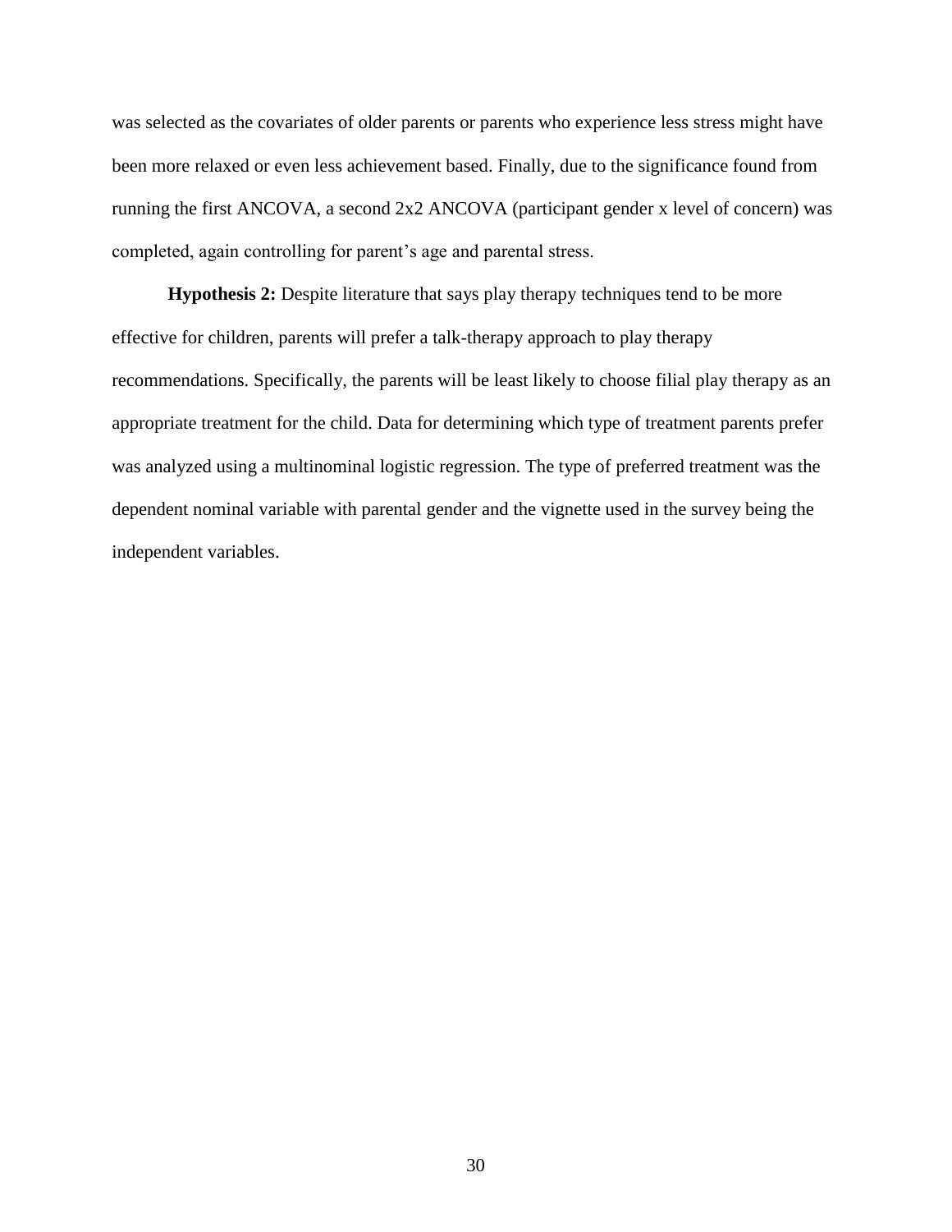was selected as the covariates of older parents or parents who experience less stress might have been more relaxed or even less achievement based. Finally, due to the significance found from running the first ANCOVA, a second 2x2 ANCOVA (participant gender x level of concern) was completed, again controlling for parent's age and parental stress.

**Hypothesis 2:** Despite literature that says play therapy techniques tend to be more effective for children, parents will prefer a talk-therapy approach to play therapy recommendations. Specifically, the parents will be least likely to choose filial play therapy as an appropriate treatment for the child. Data for determining which type of treatment parents prefer was analyzed using a multinominal logistic regression. The type of preferred treatment was the dependent nominal variable with parental gender and the vignette used in the survey being the independent variables.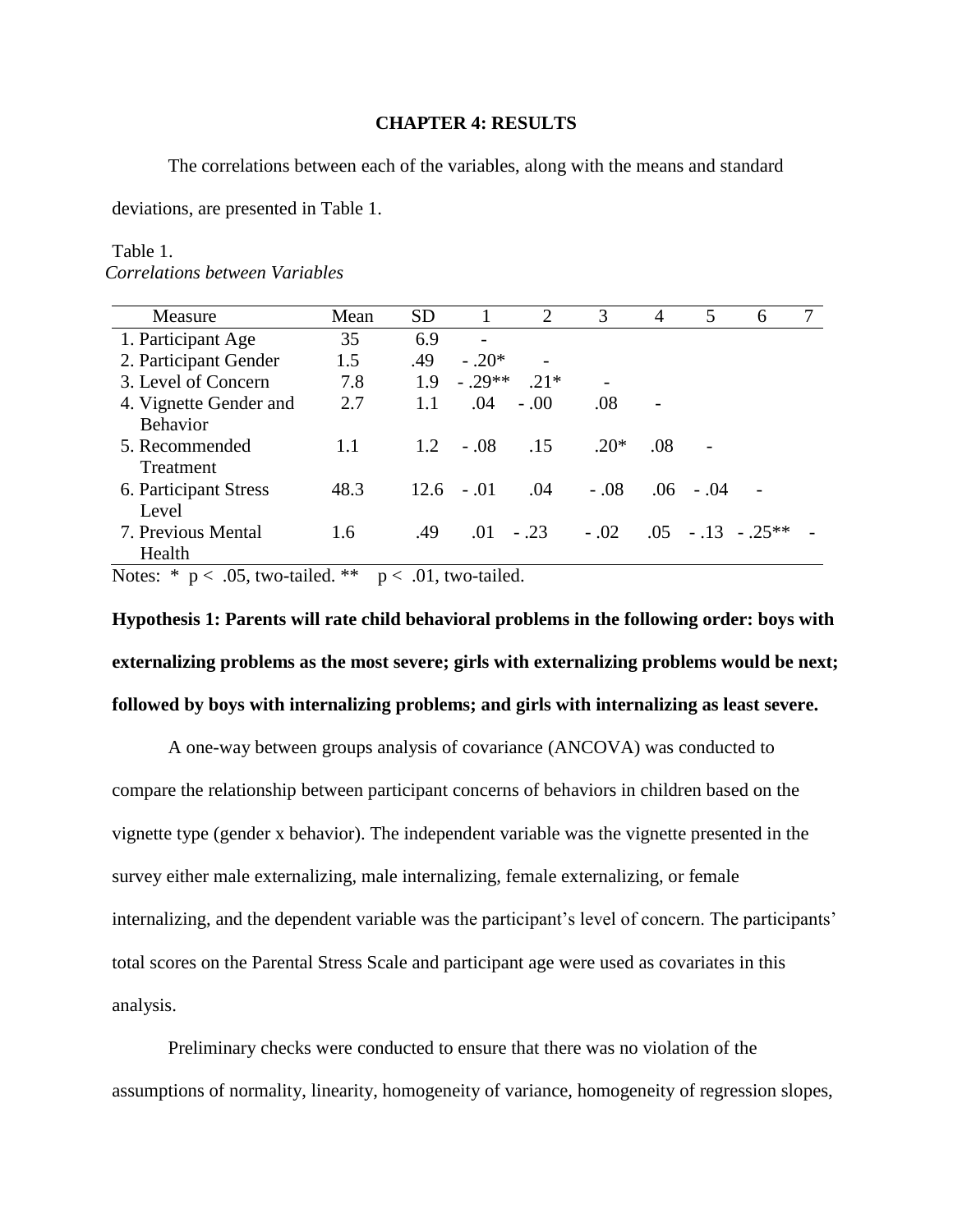**CHAPTER 4: RESULTS**

The correlations between each of the variables, along with the means and standard deviations, are presented in Table 1.

Table 1.
*Correlations between Variables*

| Measure | Mean | SD | 1 | 2 | 3 | 4 | 5 | 6 | 7 |
|---|---|---|---|---|---|---|---|---|---|
| 1. Participant Age | 35 | 6.9 | - | | | | | | |
| 2. Participant Gender | 1.5 | .49 | - .20* | - | | | | | |
| 3. Level of Concern | 7.8 | 1.9 | - .29** | .21* | - | | | | |
| 4. Vignette Gender and Behavior | 2.7 | 1.1 | .04 | - .00 | .08 | - | | | |
| 5. Recommended Treatment | 1.1 | 1.2 | - .08 | .15 | .20* | .08 | - | | |
| 6. Participant Stress Level | 48.3 | 12.6 | - .01 | .04 | - .08 | .06 | - .04 | - | |
| 7. Previous Mental Health | 1.6 | .49 | .01 | - .23 | - .02 | .05 | - .13 | - .25** | - |

Notes: * $p < .05$, two-tailed. ** $p < .01$, two-tailed.

**Hypothesis 1: Parents will rate child behavioral problems in the following order: boys with externalizing problems as the most severe; girls with externalizing problems would be next; followed by boys with internalizing problems; and girls with internalizing as least severe.**

A one-way between groups analysis of covariance (ANCOVA) was conducted to compare the relationship between participant concerns of behaviors in children based on the vignette type (gender x behavior). The independent variable was the vignette presented in the survey either male externalizing, male internalizing, female externalizing, or female internalizing, and the dependent variable was the participant's level of concern. The participants' total scores on the Parental Stress Scale and participant age were used as covariates in this analysis.

Preliminary checks were conducted to ensure that there was no violation of the assumptions of normality, linearity, homogeneity of variance, homogeneity of regression slopes,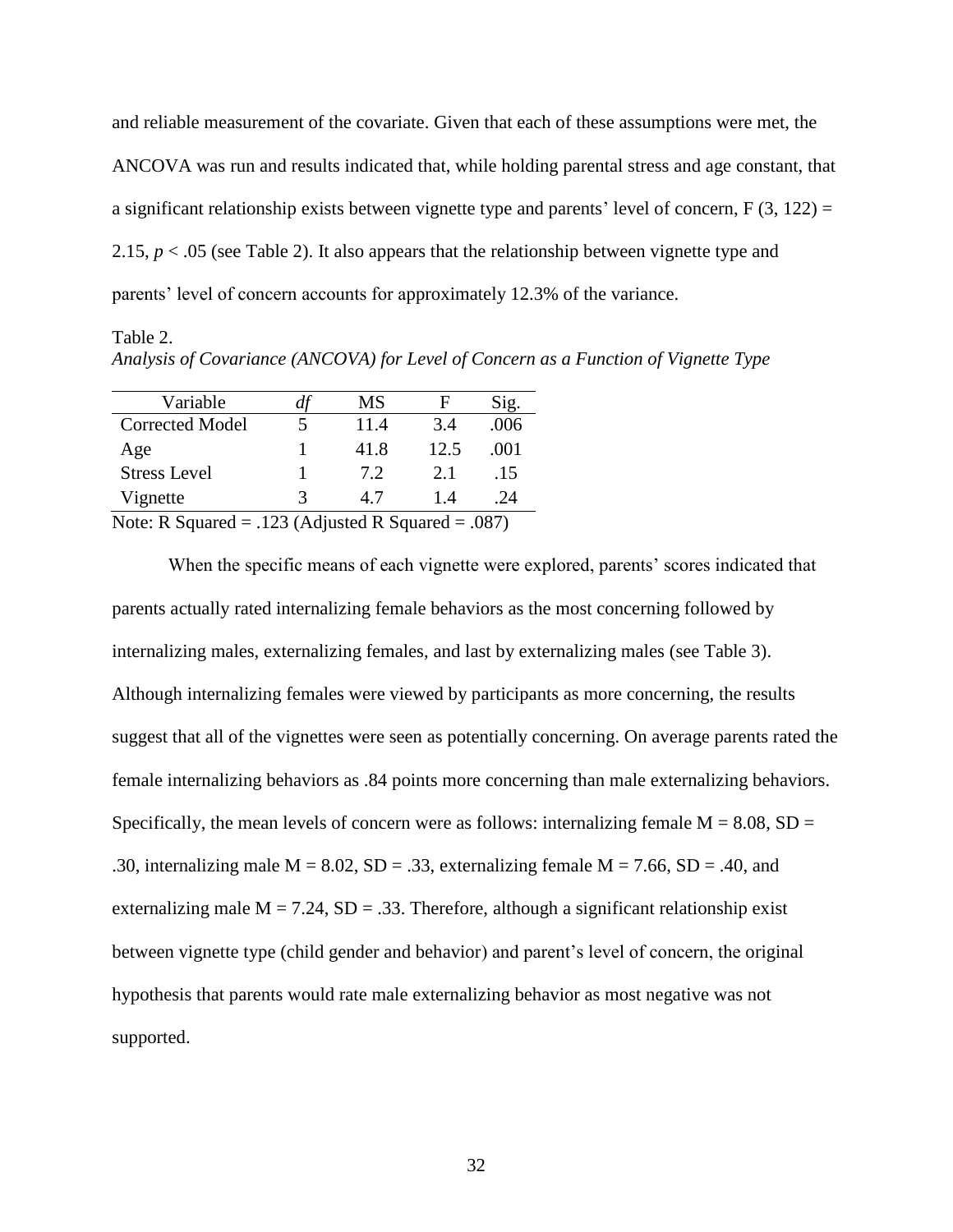and reliable measurement of the covariate. Given that each of these assumptions were met, the ANCOVA was run and results indicated that, while holding parental stress and age constant, that a significant relationship exists between vignette type and parents' level of concern, $F(3, 122) = 2.15$, $p < .05$ (see Table 2). It also appears that the relationship between vignette type and parents' level of concern accounts for approximately 12.3% of the variance.

Table 2.
*Analysis of Covariance (ANCOVA) for Level of Concern as a Function of Vignette Type*

| Variable | *df* | MS | F | Sig. |
|---|---|---|---|---|
| Corrected Model | 5 | 11.4 | 3.4 | .006 |
| Age | 1 | 41.8 | 12.5 | .001 |
| Stress Level | 1 | 7.2 | 2.1 | .15 |
| Vignette | 3 | 4.7 | 1.4 | .24 |

Note: R Squared = .123 (Adjusted R Squared = .087)

When the specific means of each vignette were explored, parents' scores indicated that parents actually rated internalizing female behaviors as the most concerning followed by internalizing males, externalizing females, and last by externalizing males (see Table 3). Although internalizing females were viewed by participants as more concerning, the results suggest that all of the vignettes were seen as potentially concerning. On average parents rated the female internalizing behaviors as .84 points more concerning than male externalizing behaviors. Specifically, the mean levels of concern were as follows: internalizing female $M = 8.08$, $SD = .30$, internalizing male $M = 8.02$, $SD = .33$, externalizing female $M = 7.66$, $SD = .40$, and externalizing male $M = 7.24$, $SD = .33$. Therefore, although a significant relationship exist between vignette type (child gender and behavior) and parent's level of concern, the original hypothesis that parents would rate male externalizing behavior as most negative was not supported.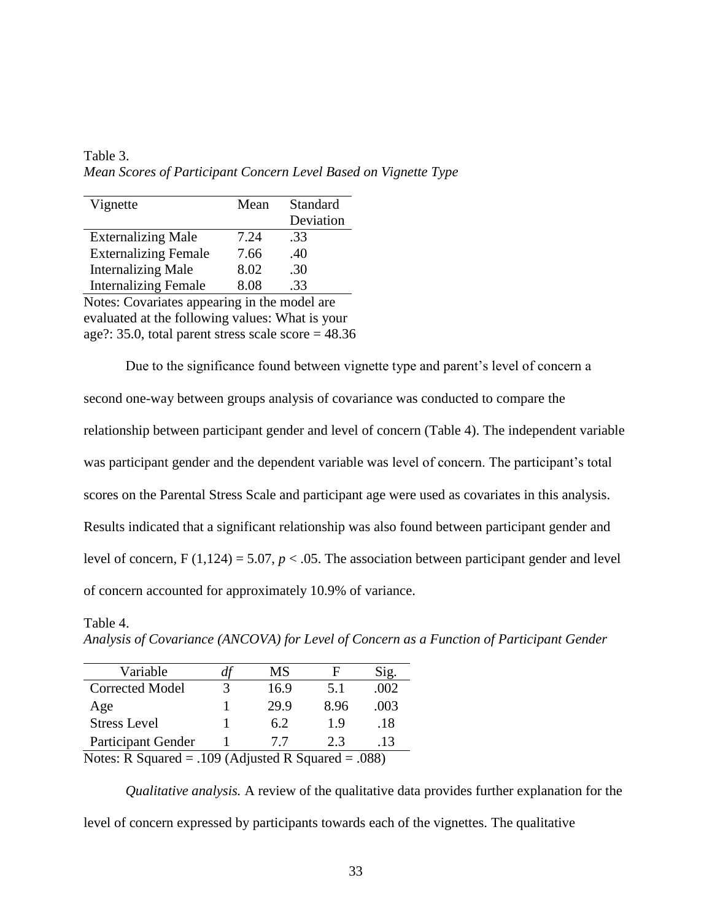Table 3.
*Mean Scores of Participant Concern Level Based on Vignette Type*

| Vignette | Mean | Standard Deviation |
|---|---|---|
| Externalizing Male | 7.24 | .33 |
| Externalizing Female | 7.66 | .40 |
| Internalizing Male | 8.02 | .30 |
| Internalizing Female | 8.08 | .33 |

Notes: Covariates appearing in the model are evaluated at the following values: What is your age?: 35.0, total parent stress scale score = 48.36

Due to the significance found between vignette type and parent's level of concern a second one-way between groups analysis of covariance was conducted to compare the relationship between participant gender and level of concern (Table 4). The independent variable was participant gender and the dependent variable was level of concern. The participant's total scores on the Parental Stress Scale and participant age were used as covariates in this analysis. Results indicated that a significant relationship was also found between participant gender and level of concern, $F(1,124) = 5.07$, $p < .05$. The association between participant gender and level of concern accounted for approximately 10.9% of variance.

Table 4.
*Analysis of Covariance (ANCOVA) for Level of Concern as a Function of Participant Gender*

| Variable | *df* | MS | F | Sig. |
|---|---|---|---|---|
| Corrected Model | 3 | 16.9 | 5.1 | .002 |
| Age | 1 | 29.9 | 8.96 | .003 |
| Stress Level | 1 | 6.2 | 1.9 | .18 |
| Participant Gender | 1 | 7.7 | 2.3 | .13 |

Notes: R Squared = .109 (Adjusted R Squared = .088)

*Qualitative analysis.* A review of the qualitative data provides further explanation for the level of concern expressed by participants towards each of the vignettes. The qualitative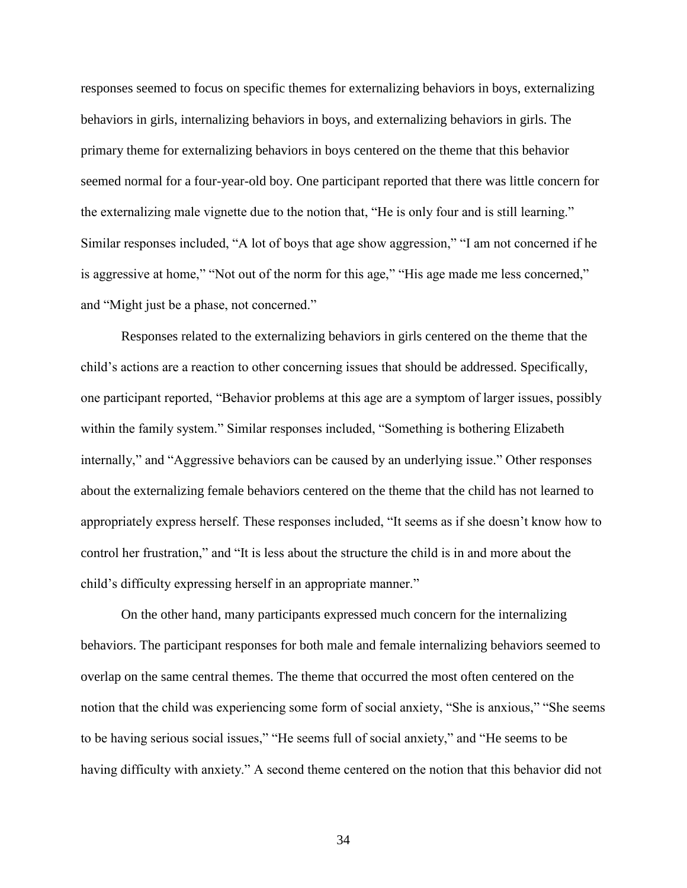responses seemed to focus on specific themes for externalizing behaviors in boys, externalizing behaviors in girls, internalizing behaviors in boys, and externalizing behaviors in girls. The primary theme for externalizing behaviors in boys centered on the theme that this behavior seemed normal for a four-year-old boy. One participant reported that there was little concern for the externalizing male vignette due to the notion that, "He is only four and is still learning." Similar responses included, "A lot of boys that age show aggression," "I am not concerned if he is aggressive at home," "Not out of the norm for this age," "His age made me less concerned," and "Might just be a phase, not concerned."

Responses related to the externalizing behaviors in girls centered on the theme that the child's actions are a reaction to other concerning issues that should be addressed. Specifically, one participant reported, "Behavior problems at this age are a symptom of larger issues, possibly within the family system." Similar responses included, "Something is bothering Elizabeth internally," and "Aggressive behaviors can be caused by an underlying issue." Other responses about the externalizing female behaviors centered on the theme that the child has not learned to appropriately express herself. These responses included, "It seems as if she doesn't know how to control her frustration," and "It is less about the structure the child is in and more about the child's difficulty expressing herself in an appropriate manner."

On the other hand, many participants expressed much concern for the internalizing behaviors. The participant responses for both male and female internalizing behaviors seemed to overlap on the same central themes. The theme that occurred the most often centered on the notion that the child was experiencing some form of social anxiety, "She is anxious," "She seems to be having serious social issues," "He seems full of social anxiety," and "He seems to be having difficulty with anxiety." A second theme centered on the notion that this behavior did not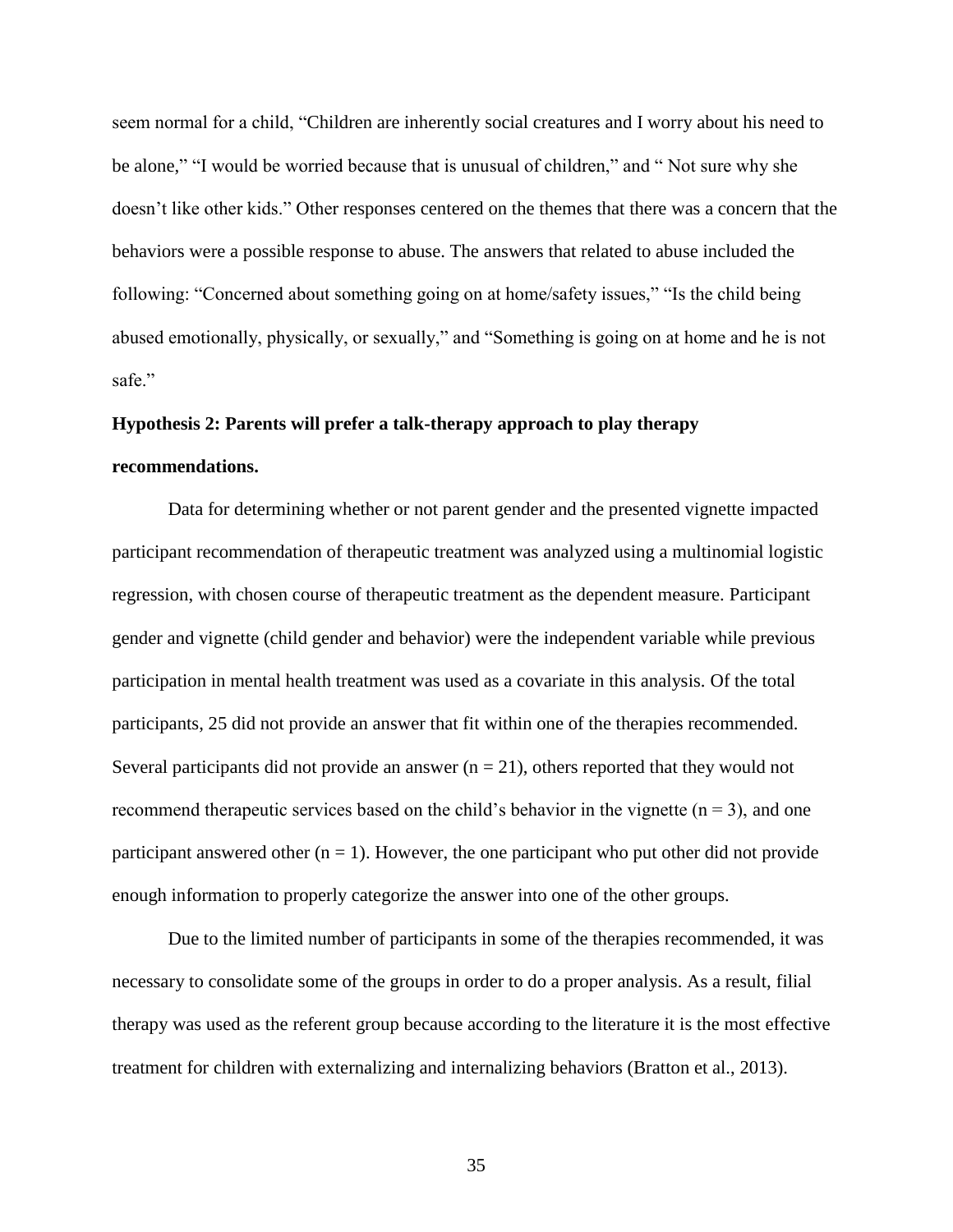seem normal for a child, "Children are inherently social creatures and I worry about his need to be alone," "I would be worried because that is unusual of children," and " Not sure why she doesn't like other kids." Other responses centered on the themes that there was a concern that the behaviors were a possible response to abuse. The answers that related to abuse included the following: "Concerned about something going on at home/safety issues," "Is the child being abused emotionally, physically, or sexually," and "Something is going on at home and he is not safe."

**Hypothesis 2: Parents will prefer a talk-therapy approach to play therapy recommendations.**

Data for determining whether or not parent gender and the presented vignette impacted participant recommendation of therapeutic treatment was analyzed using a multinomial logistic regression, with chosen course of therapeutic treatment as the dependent measure. Participant gender and vignette (child gender and behavior) were the independent variable while previous participation in mental health treatment was used as a covariate in this analysis. Of the total participants, 25 did not provide an answer that fit within one of the therapies recommended. Several participants did not provide an answer ($n = 21$), others reported that they would not recommend therapeutic services based on the child's behavior in the vignette ($n = 3$), and one participant answered other ($n = 1$). However, the one participant who put other did not provide enough information to properly categorize the answer into one of the other groups.

Due to the limited number of participants in some of the therapies recommended, it was necessary to consolidate some of the groups in order to do a proper analysis. As a result, filial therapy was used as the referent group because according to the literature it is the most effective treatment for children with externalizing and internalizing behaviors (Bratton et al., 2013).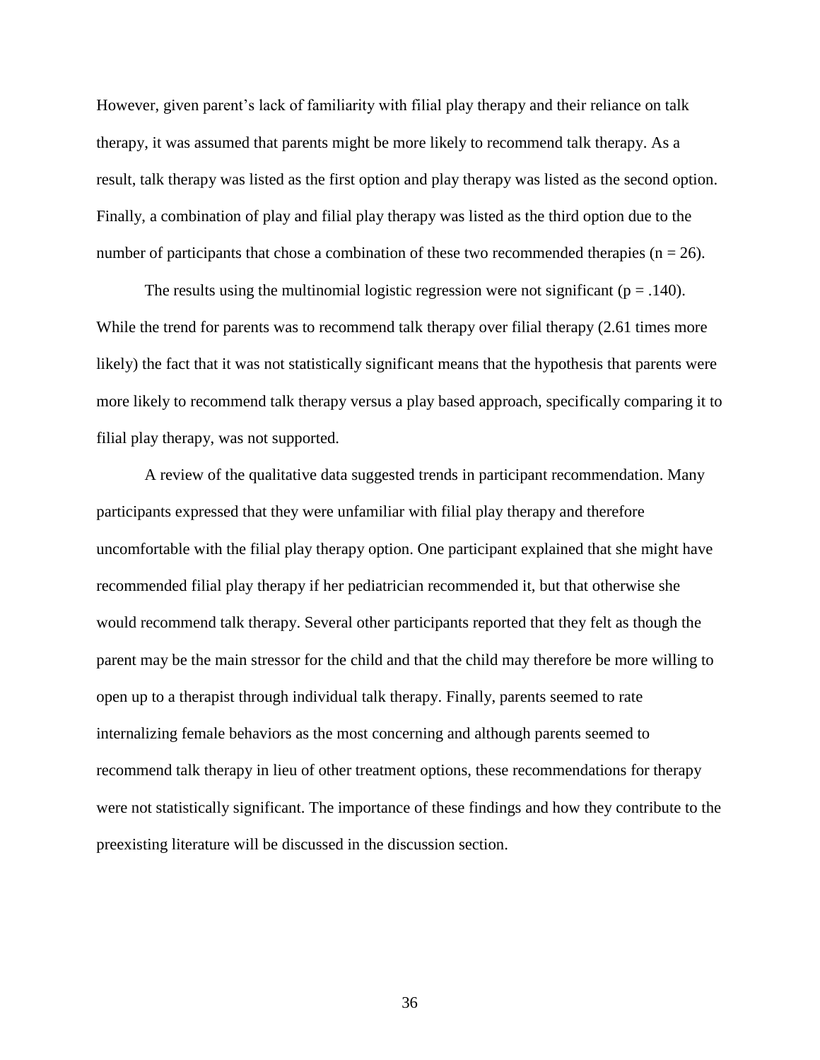However, given parent's lack of familiarity with filial play therapy and their reliance on talk therapy, it was assumed that parents might be more likely to recommend talk therapy. As a result, talk therapy was listed as the first option and play therapy was listed as the second option. Finally, a combination of play and filial play therapy was listed as the third option due to the number of participants that chose a combination of these two recommended therapies ($n = 26$).

The results using the multinomial logistic regression were not significant ($p = .140$). While the trend for parents was to recommend talk therapy over filial therapy (2.61 times more likely) the fact that it was not statistically significant means that the hypothesis that parents were more likely to recommend talk therapy versus a play based approach, specifically comparing it to filial play therapy, was not supported.

A review of the qualitative data suggested trends in participant recommendation. Many participants expressed that they were unfamiliar with filial play therapy and therefore uncomfortable with the filial play therapy option. One participant explained that she might have recommended filial play therapy if her pediatrician recommended it, but that otherwise she would recommend talk therapy. Several other participants reported that they felt as though the parent may be the main stressor for the child and that the child may therefore be more willing to open up to a therapist through individual talk therapy. Finally, parents seemed to rate internalizing female behaviors as the most concerning and although parents seemed to recommend talk therapy in lieu of other treatment options, these recommendations for therapy were not statistically significant. The importance of these findings and how they contribute to the preexisting literature will be discussed in the discussion section.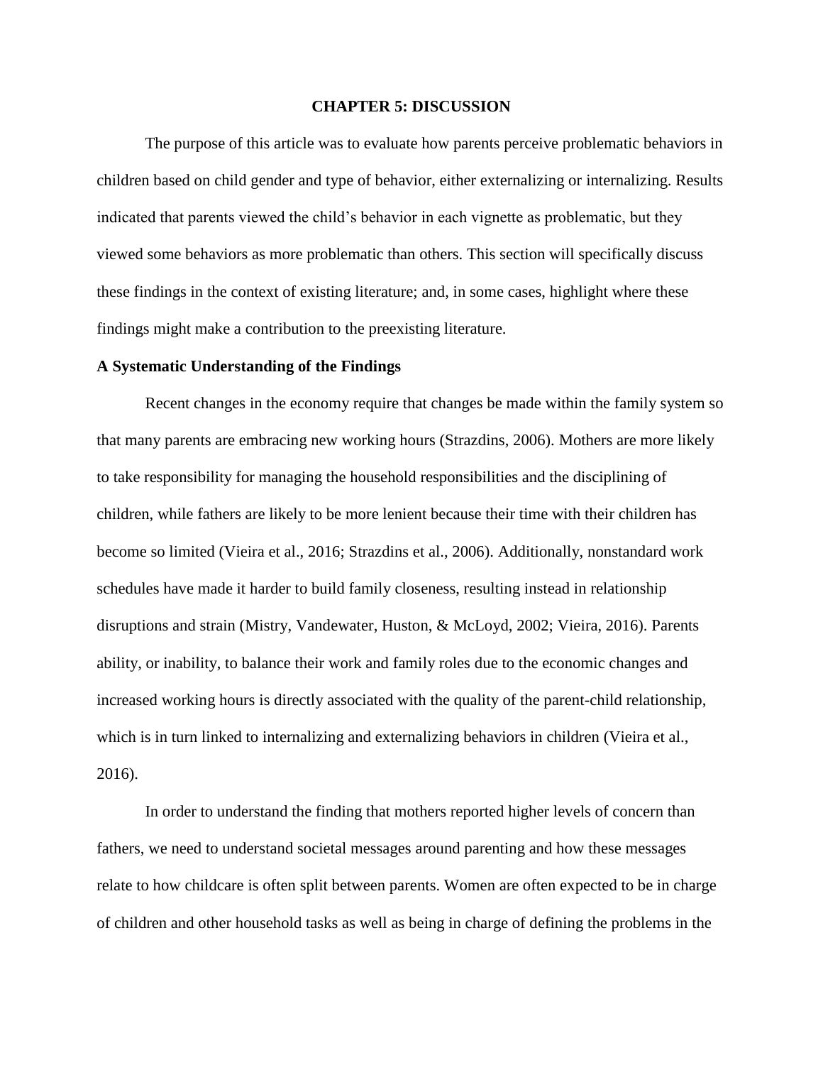# CHAPTER 5: DISCUSSION

The purpose of this article was to evaluate how parents perceive problematic behaviors in children based on child gender and type of behavior, either externalizing or internalizing. Results indicated that parents viewed the child's behavior in each vignette as problematic, but they viewed some behaviors as more problematic than others. This section will specifically discuss these findings in the context of existing literature; and, in some cases, highlight where these findings might make a contribution to the preexisting literature.

## A Systematic Understanding of the Findings

Recent changes in the economy require that changes be made within the family system so that many parents are embracing new working hours (Strazdins, 2006). Mothers are more likely to take responsibility for managing the household responsibilities and the disciplining of children, while fathers are likely to be more lenient because their time with their children has become so limited (Vieira et al., 2016; Strazdins et al., 2006). Additionally, nonstandard work schedules have made it harder to build family closeness, resulting instead in relationship disruptions and strain (Mistry, Vandewater, Huston, & McLoyd, 2002; Vieira, 2016). Parents ability, or inability, to balance their work and family roles due to the economic changes and increased working hours is directly associated with the quality of the parent-child relationship, which is in turn linked to internalizing and externalizing behaviors in children (Vieira et al., 2016).

In order to understand the finding that mothers reported higher levels of concern than fathers, we need to understand societal messages around parenting and how these messages relate to how childcare is often split between parents. Women are often expected to be in charge of children and other household tasks as well as being in charge of defining the problems in the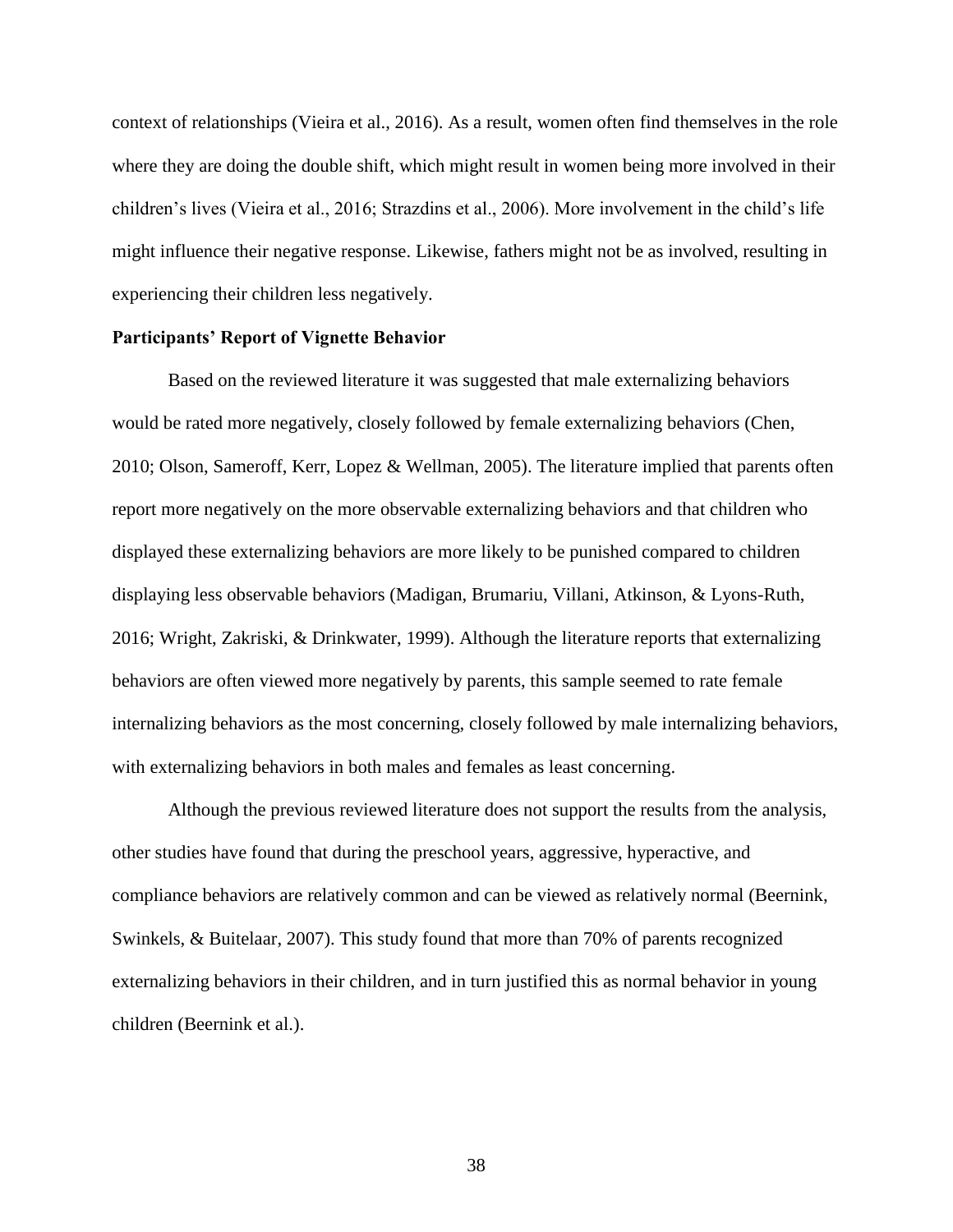context of relationships (Vieira et al., 2016). As a result, women often find themselves in the role where they are doing the double shift, which might result in women being more involved in their children's lives (Vieira et al., 2016; Strazdins et al., 2006). More involvement in the child's life might influence their negative response. Likewise, fathers might not be as involved, resulting in experiencing their children less negatively.

**Participants' Report of Vignette Behavior**

Based on the reviewed literature it was suggested that male externalizing behaviors would be rated more negatively, closely followed by female externalizing behaviors (Chen, 2010; Olson, Sameroff, Kerr, Lopez & Wellman, 2005). The literature implied that parents often report more negatively on the more observable externalizing behaviors and that children who displayed these externalizing behaviors are more likely to be punished compared to children displaying less observable behaviors (Madigan, Brumariu, Villani, Atkinson, & Lyons-Ruth, 2016; Wright, Zakriski, & Drinkwater, 1999). Although the literature reports that externalizing behaviors are often viewed more negatively by parents, this sample seemed to rate female internalizing behaviors as the most concerning, closely followed by male internalizing behaviors, with externalizing behaviors in both males and females as least concerning.

Although the previous reviewed literature does not support the results from the analysis, other studies have found that during the preschool years, aggressive, hyperactive, and compliance behaviors are relatively common and can be viewed as relatively normal (Beernink, Swinkels, & Buitelaar, 2007). This study found that more than 70% of parents recognized externalizing behaviors in their children, and in turn justified this as normal behavior in young children (Beernink et al.).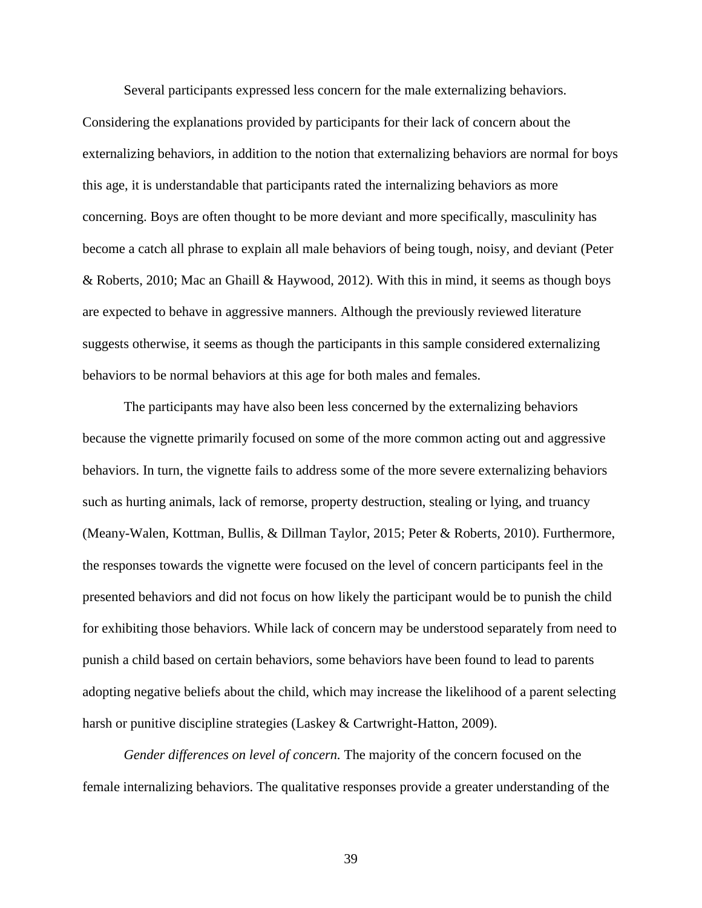Several participants expressed less concern for the male externalizing behaviors. Considering the explanations provided by participants for their lack of concern about the externalizing behaviors, in addition to the notion that externalizing behaviors are normal for boys this age, it is understandable that participants rated the internalizing behaviors as more concerning. Boys are often thought to be more deviant and more specifically, masculinity has become a catch all phrase to explain all male behaviors of being tough, noisy, and deviant (Peter & Roberts, 2010; Mac an Ghaill & Haywood, 2012). With this in mind, it seems as though boys are expected to behave in aggressive manners. Although the previously reviewed literature suggests otherwise, it seems as though the participants in this sample considered externalizing behaviors to be normal behaviors at this age for both males and females.

The participants may have also been less concerned by the externalizing behaviors because the vignette primarily focused on some of the more common acting out and aggressive behaviors. In turn, the vignette fails to address some of the more severe externalizing behaviors such as hurting animals, lack of remorse, property destruction, stealing or lying, and truancy (Meany-Walen, Kottman, Bullis, & Dillman Taylor, 2015; Peter & Roberts, 2010). Furthermore, the responses towards the vignette were focused on the level of concern participants feel in the presented behaviors and did not focus on how likely the participant would be to punish the child for exhibiting those behaviors. While lack of concern may be understood separately from need to punish a child based on certain behaviors, some behaviors have been found to lead to parents adopting negative beliefs about the child, which may increase the likelihood of a parent selecting harsh or punitive discipline strategies (Laskey & Cartwright-Hatton, 2009).

*Gender differences on level of concern.* The majority of the concern focused on the female internalizing behaviors. The qualitative responses provide a greater understanding of the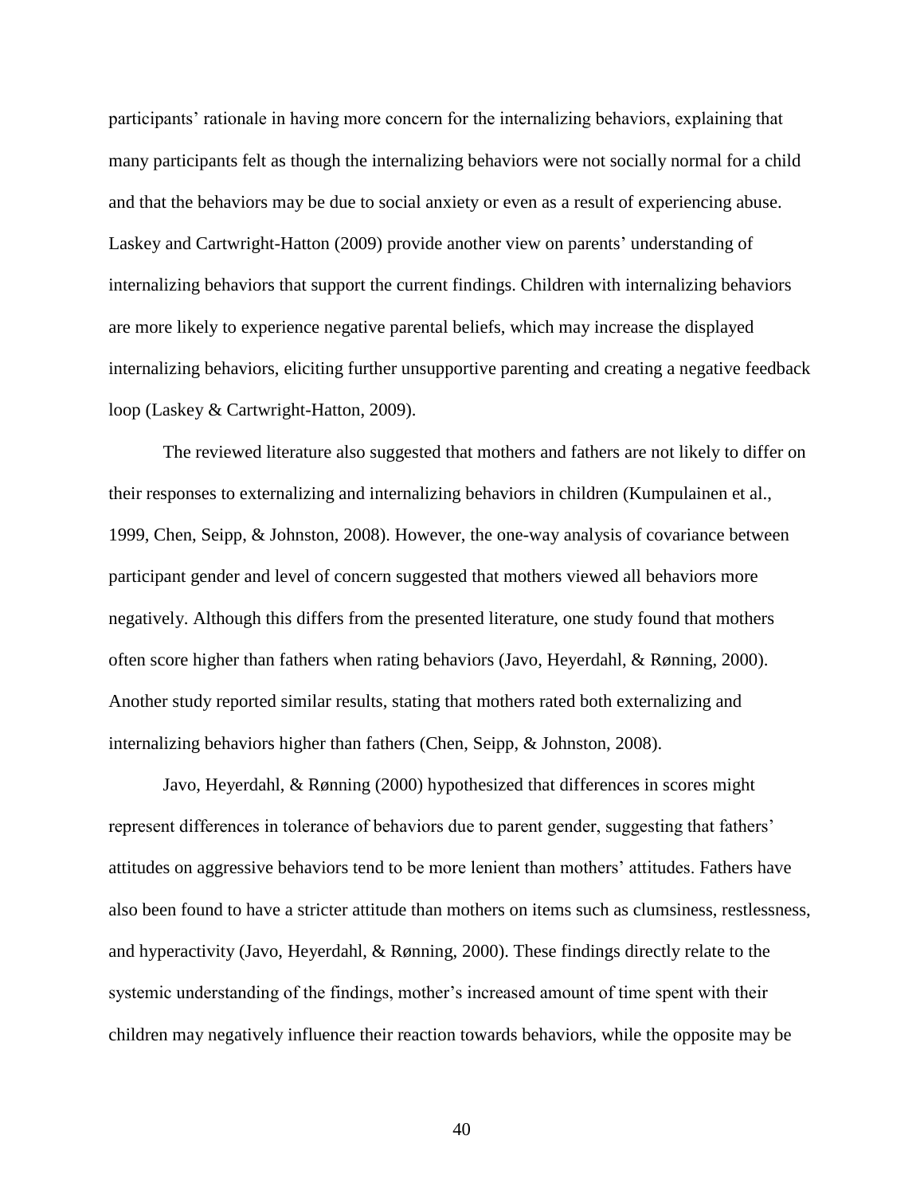participants' rationale in having more concern for the internalizing behaviors, explaining that many participants felt as though the internalizing behaviors were not socially normal for a child and that the behaviors may be due to social anxiety or even as a result of experiencing abuse. Laskey and Cartwright-Hatton (2009) provide another view on parents' understanding of internalizing behaviors that support the current findings. Children with internalizing behaviors are more likely to experience negative parental beliefs, which may increase the displayed internalizing behaviors, eliciting further unsupportive parenting and creating a negative feedback loop (Laskey & Cartwright-Hatton, 2009).

The reviewed literature also suggested that mothers and fathers are not likely to differ on their responses to externalizing and internalizing behaviors in children (Kumpulainen et al., 1999, Chen, Seipp, & Johnston, 2008). However, the one-way analysis of covariance between participant gender and level of concern suggested that mothers viewed all behaviors more negatively. Although this differs from the presented literature, one study found that mothers often score higher than fathers when rating behaviors (Javo, Heyerdahl, & Rønning, 2000). Another study reported similar results, stating that mothers rated both externalizing and internalizing behaviors higher than fathers (Chen, Seipp, & Johnston, 2008).

Javo, Heyerdahl, & Rønning (2000) hypothesized that differences in scores might represent differences in tolerance of behaviors due to parent gender, suggesting that fathers' attitudes on aggressive behaviors tend to be more lenient than mothers' attitudes. Fathers have also been found to have a stricter attitude than mothers on items such as clumsiness, restlessness, and hyperactivity (Javo, Heyerdahl, & Rønning, 2000). These findings directly relate to the systemic understanding of the findings, mother's increased amount of time spent with their children may negatively influence their reaction towards behaviors, while the opposite may be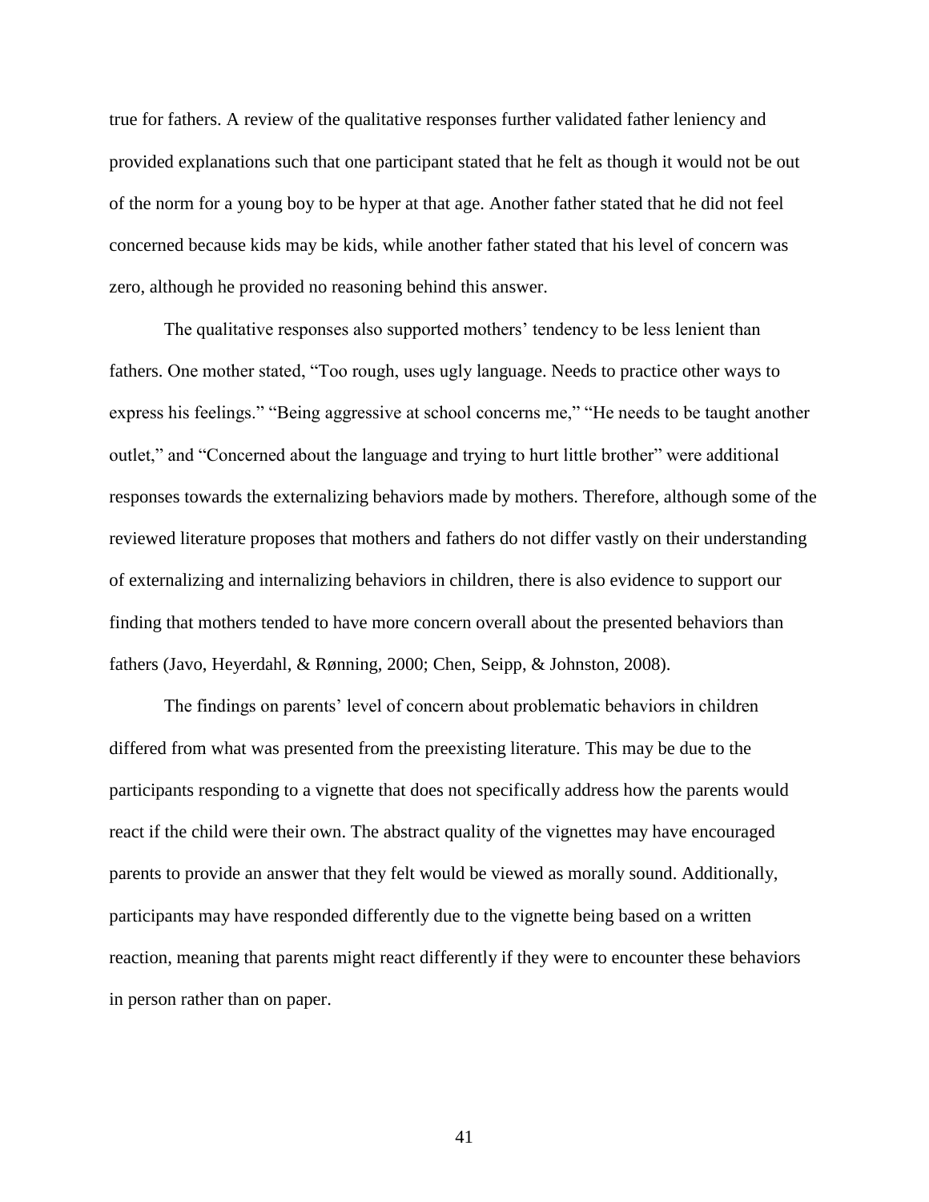true for fathers. A review of the qualitative responses further validated father leniency and provided explanations such that one participant stated that he felt as though it would not be out of the norm for a young boy to be hyper at that age. Another father stated that he did not feel concerned because kids may be kids, while another father stated that his level of concern was zero, although he provided no reasoning behind this answer.

The qualitative responses also supported mothers' tendency to be less lenient than fathers. One mother stated, "Too rough, uses ugly language. Needs to practice other ways to express his feelings." "Being aggressive at school concerns me," "He needs to be taught another outlet," and "Concerned about the language and trying to hurt little brother" were additional responses towards the externalizing behaviors made by mothers. Therefore, although some of the reviewed literature proposes that mothers and fathers do not differ vastly on their understanding of externalizing and internalizing behaviors in children, there is also evidence to support our finding that mothers tended to have more concern overall about the presented behaviors than fathers (Javo, Heyerdahl, & Rønning, 2000; Chen, Seipp, & Johnston, 2008).

The findings on parents' level of concern about problematic behaviors in children differed from what was presented from the preexisting literature. This may be due to the participants responding to a vignette that does not specifically address how the parents would react if the child were their own. The abstract quality of the vignettes may have encouraged parents to provide an answer that they felt would be viewed as morally sound. Additionally, participants may have responded differently due to the vignette being based on a written reaction, meaning that parents might react differently if they were to encounter these behaviors in person rather than on paper.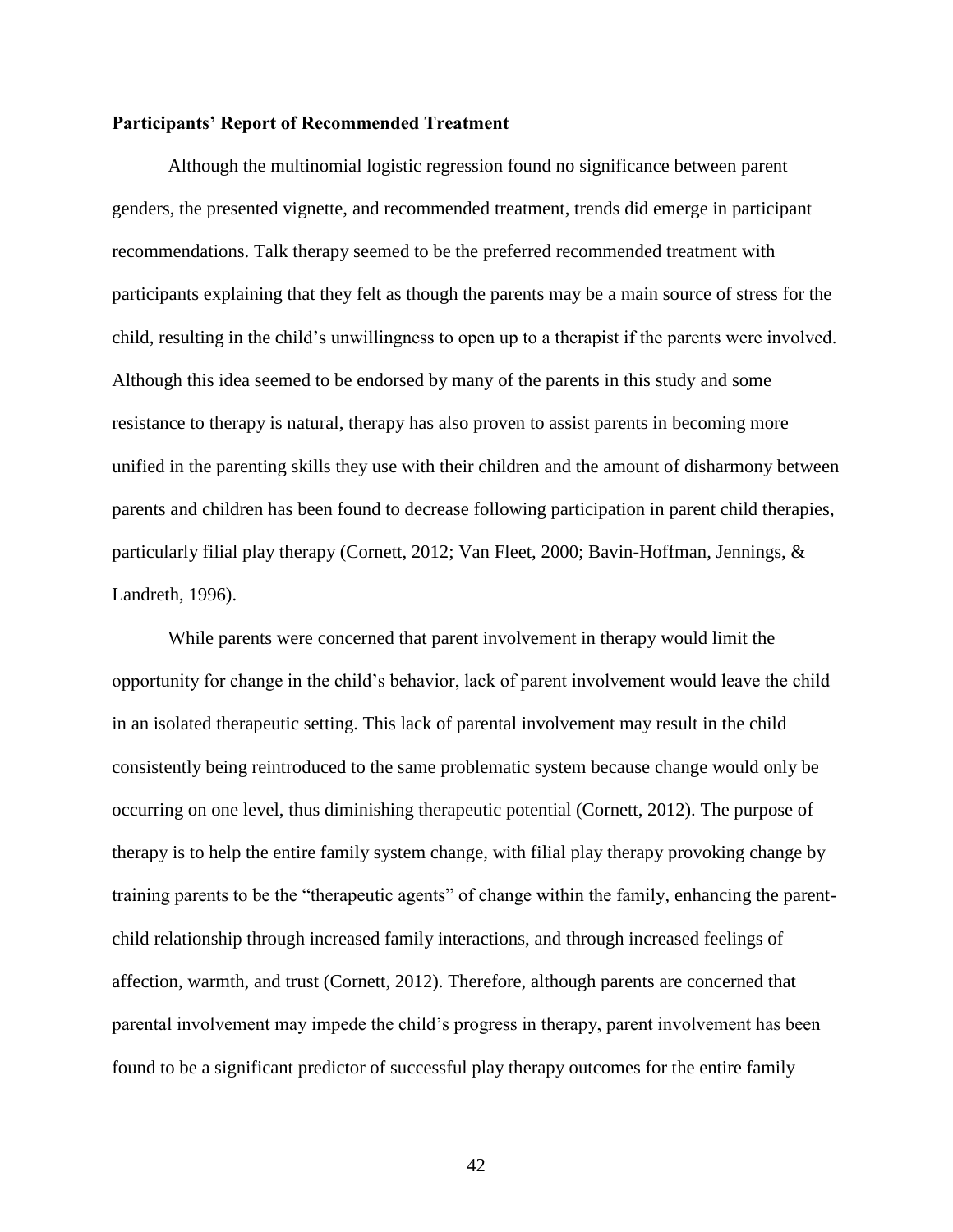### Participants' Report of Recommended Treatment

Although the multinomial logistic regression found no significance between parent genders, the presented vignette, and recommended treatment, trends did emerge in participant recommendations. Talk therapy seemed to be the preferred recommended treatment with participants explaining that they felt as though the parents may be a main source of stress for the child, resulting in the child's unwillingness to open up to a therapist if the parents were involved. Although this idea seemed to be endorsed by many of the parents in this study and some resistance to therapy is natural, therapy has also proven to assist parents in becoming more unified in the parenting skills they use with their children and the amount of disharmony between parents and children has been found to decrease following participation in parent child therapies, particularly filial play therapy (Cornett, 2012; Van Fleet, 2000; Bavin-Hoffman, Jennings, & Landreth, 1996).

While parents were concerned that parent involvement in therapy would limit the opportunity for change in the child's behavior, lack of parent involvement would leave the child in an isolated therapeutic setting. This lack of parental involvement may result in the child consistently being reintroduced to the same problematic system because change would only be occurring on one level, thus diminishing therapeutic potential (Cornett, 2012). The purpose of therapy is to help the entire family system change, with filial play therapy provoking change by training parents to be the "therapeutic agents" of change within the family, enhancing the parent-child relationship through increased family interactions, and through increased feelings of affection, warmth, and trust (Cornett, 2012). Therefore, although parents are concerned that parental involvement may impede the child's progress in therapy, parent involvement has been found to be a significant predictor of successful play therapy outcomes for the entire family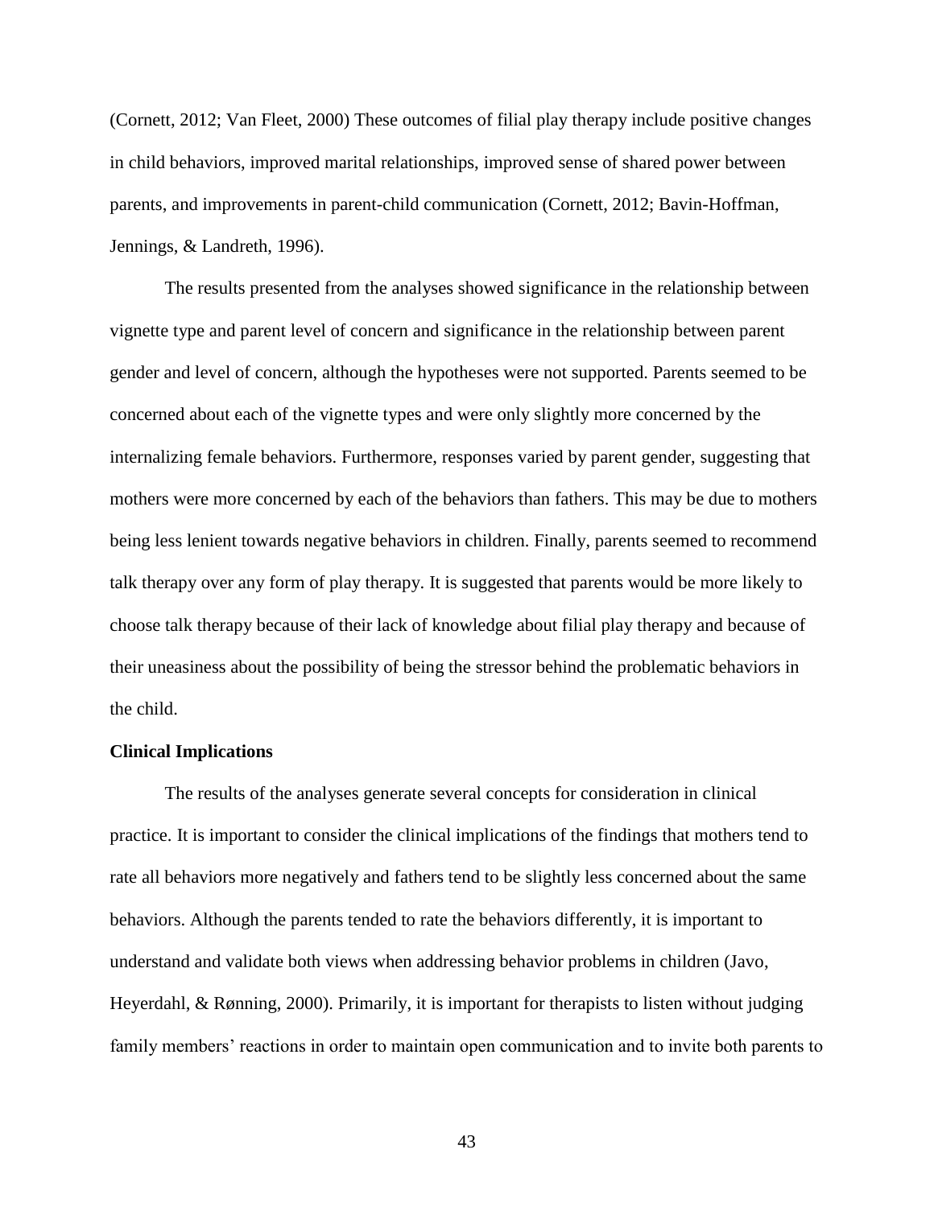(Cornett, 2012; Van Fleet, 2000) These outcomes of filial play therapy include positive changes in child behaviors, improved marital relationships, improved sense of shared power between parents, and improvements in parent-child communication (Cornett, 2012; Bavin-Hoffman, Jennings, & Landreth, 1996).

The results presented from the analyses showed significance in the relationship between vignette type and parent level of concern and significance in the relationship between parent gender and level of concern, although the hypotheses were not supported. Parents seemed to be concerned about each of the vignette types and were only slightly more concerned by the internalizing female behaviors. Furthermore, responses varied by parent gender, suggesting that mothers were more concerned by each of the behaviors than fathers. This may be due to mothers being less lenient towards negative behaviors in children. Finally, parents seemed to recommend talk therapy over any form of play therapy. It is suggested that parents would be more likely to choose talk therapy because of their lack of knowledge about filial play therapy and because of their uneasiness about the possibility of being the stressor behind the problematic behaviors in the child.

**Clinical Implications**

The results of the analyses generate several concepts for consideration in clinical practice. It is important to consider the clinical implications of the findings that mothers tend to rate all behaviors more negatively and fathers tend to be slightly less concerned about the same behaviors. Although the parents tended to rate the behaviors differently, it is important to understand and validate both views when addressing behavior problems in children (Javo, Heyerdahl, & Rønning, 2000). Primarily, it is important for therapists to listen without judging family members' reactions in order to maintain open communication and to invite both parents to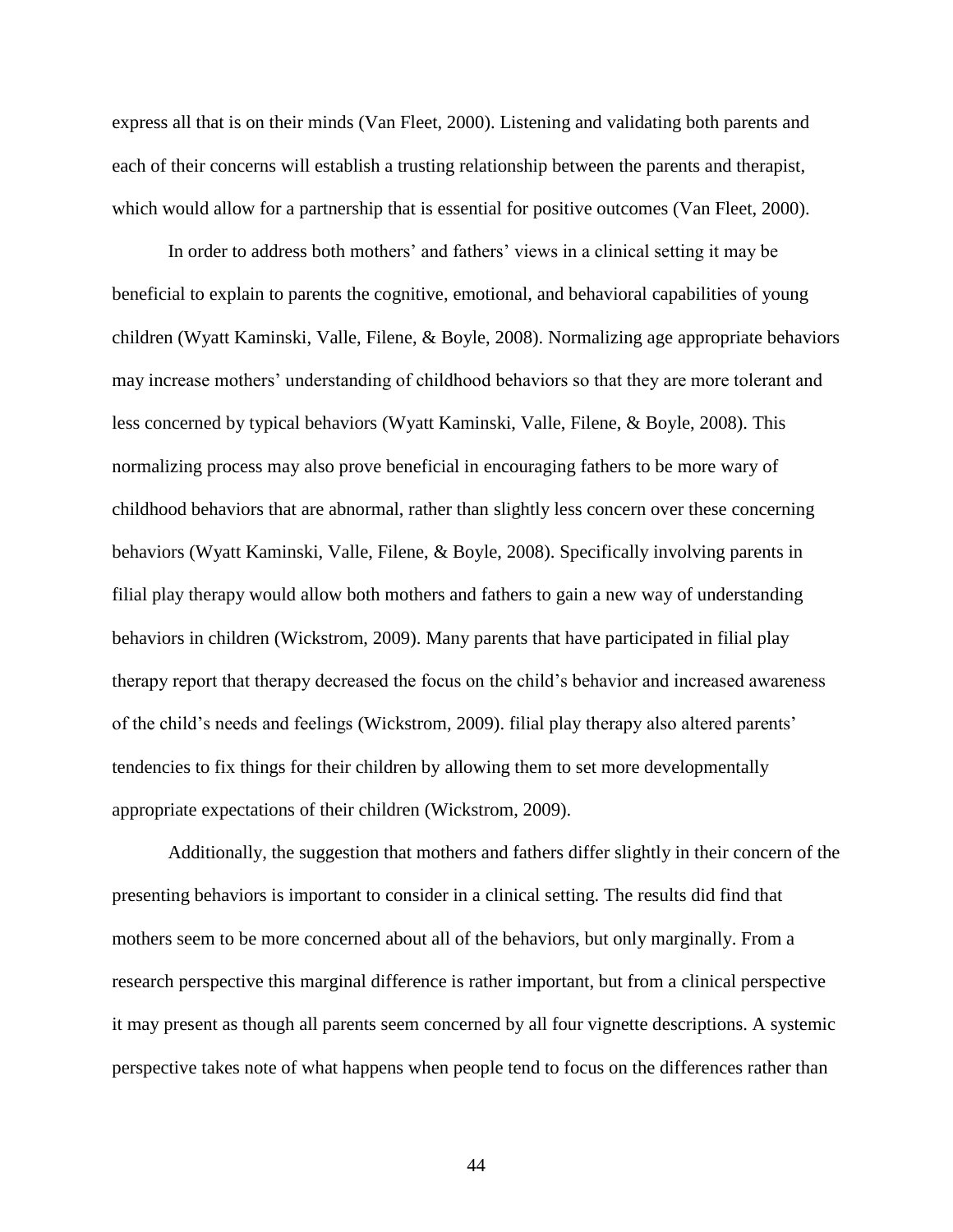express all that is on their minds (Van Fleet, 2000). Listening and validating both parents and each of their concerns will establish a trusting relationship between the parents and therapist, which would allow for a partnership that is essential for positive outcomes (Van Fleet, 2000).

In order to address both mothers' and fathers' views in a clinical setting it may be beneficial to explain to parents the cognitive, emotional, and behavioral capabilities of young children (Wyatt Kaminski, Valle, Filene, & Boyle, 2008). Normalizing age appropriate behaviors may increase mothers' understanding of childhood behaviors so that they are more tolerant and less concerned by typical behaviors (Wyatt Kaminski, Valle, Filene, & Boyle, 2008). This normalizing process may also prove beneficial in encouraging fathers to be more wary of childhood behaviors that are abnormal, rather than slightly less concern over these concerning behaviors (Wyatt Kaminski, Valle, Filene, & Boyle, 2008). Specifically involving parents in filial play therapy would allow both mothers and fathers to gain a new way of understanding behaviors in children (Wickstrom, 2009). Many parents that have participated in filial play therapy report that therapy decreased the focus on the child's behavior and increased awareness of the child's needs and feelings (Wickstrom, 2009). filial play therapy also altered parents' tendencies to fix things for their children by allowing them to set more developmentally appropriate expectations of their children (Wickstrom, 2009).

Additionally, the suggestion that mothers and fathers differ slightly in their concern of the presenting behaviors is important to consider in a clinical setting. The results did find that mothers seem to be more concerned about all of the behaviors, but only marginally. From a research perspective this marginal difference is rather important, but from a clinical perspective it may present as though all parents seem concerned by all four vignette descriptions. A systemic perspective takes note of what happens when people tend to focus on the differences rather than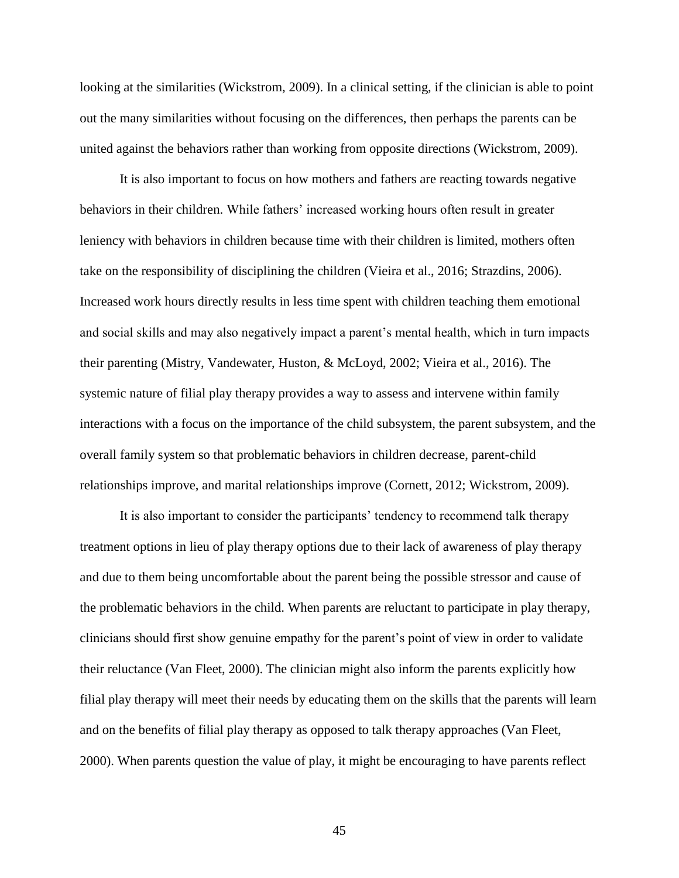looking at the similarities (Wickstrom, 2009). In a clinical setting, if the clinician is able to point out the many similarities without focusing on the differences, then perhaps the parents can be united against the behaviors rather than working from opposite directions (Wickstrom, 2009).

It is also important to focus on how mothers and fathers are reacting towards negative behaviors in their children. While fathers' increased working hours often result in greater leniency with behaviors in children because time with their children is limited, mothers often take on the responsibility of disciplining the children (Vieira et al., 2016; Strazdins, 2006). Increased work hours directly results in less time spent with children teaching them emotional and social skills and may also negatively impact a parent's mental health, which in turn impacts their parenting (Mistry, Vandewater, Huston, & McLoyd, 2002; Vieira et al., 2016). The systemic nature of filial play therapy provides a way to assess and intervene within family interactions with a focus on the importance of the child subsystem, the parent subsystem, and the overall family system so that problematic behaviors in children decrease, parent-child relationships improve, and marital relationships improve (Cornett, 2012; Wickstrom, 2009).

It is also important to consider the participants' tendency to recommend talk therapy treatment options in lieu of play therapy options due to their lack of awareness of play therapy and due to them being uncomfortable about the parent being the possible stressor and cause of the problematic behaviors in the child. When parents are reluctant to participate in play therapy, clinicians should first show genuine empathy for the parent's point of view in order to validate their reluctance (Van Fleet, 2000). The clinician might also inform the parents explicitly how filial play therapy will meet their needs by educating them on the skills that the parents will learn and on the benefits of filial play therapy as opposed to talk therapy approaches (Van Fleet, 2000). When parents question the value of play, it might be encouraging to have parents reflect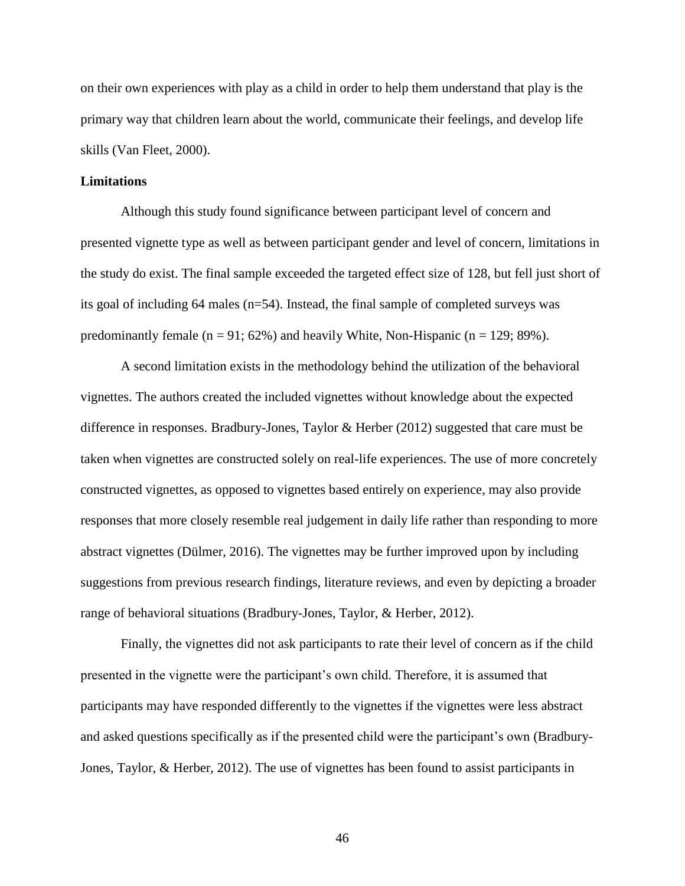on their own experiences with play as a child in order to help them understand that play is the primary way that children learn about the world, communicate their feelings, and develop life skills (Van Fleet, 2000).

### Limitations

Although this study found significance between participant level of concern and presented vignette type as well as between participant gender and level of concern, limitations in the study do exist. The final sample exceeded the targeted effect size of 128, but fell just short of its goal of including 64 males (n=54). Instead, the final sample of completed surveys was predominantly female (n = 91; 62%) and heavily White, Non-Hispanic (n = 129; 89%).

A second limitation exists in the methodology behind the utilization of the behavioral vignettes. The authors created the included vignettes without knowledge about the expected difference in responses. Bradbury-Jones, Taylor & Herber (2012) suggested that care must be taken when vignettes are constructed solely on real-life experiences. The use of more concretely constructed vignettes, as opposed to vignettes based entirely on experience, may also provide responses that more closely resemble real judgement in daily life rather than responding to more abstract vignettes (Dülmer, 2016). The vignettes may be further improved upon by including suggestions from previous research findings, literature reviews, and even by depicting a broader range of behavioral situations (Bradbury-Jones, Taylor, & Herber, 2012).

Finally, the vignettes did not ask participants to rate their level of concern as if the child presented in the vignette were the participant's own child. Therefore, it is assumed that participants may have responded differently to the vignettes if the vignettes were less abstract and asked questions specifically as if the presented child were the participant's own (Bradbury-Jones, Taylor, & Herber, 2012). The use of vignettes has been found to assist participants in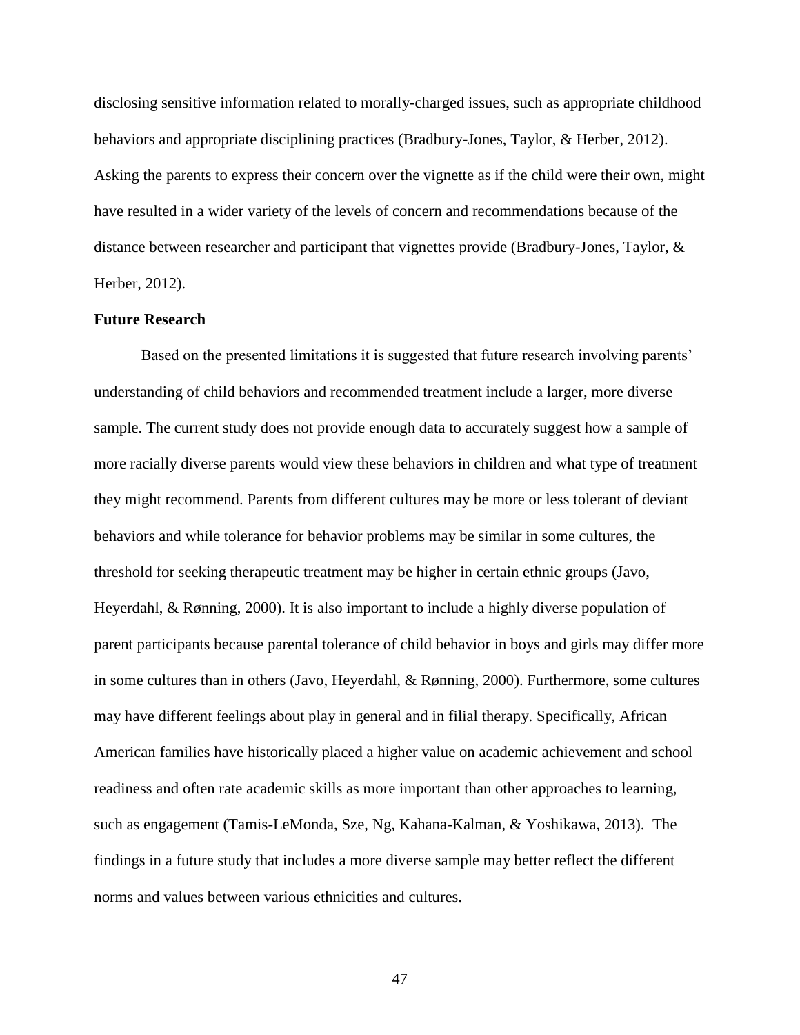disclosing sensitive information related to morally-charged issues, such as appropriate childhood behaviors and appropriate disciplining practices (Bradbury-Jones, Taylor, & Herber, 2012). Asking the parents to express their concern over the vignette as if the child were their own, might have resulted in a wider variety of the levels of concern and recommendations because of the distance between researcher and participant that vignettes provide (Bradbury-Jones, Taylor, & Herber, 2012).

**Future Research**

Based on the presented limitations it is suggested that future research involving parents' understanding of child behaviors and recommended treatment include a larger, more diverse sample. The current study does not provide enough data to accurately suggest how a sample of more racially diverse parents would view these behaviors in children and what type of treatment they might recommend. Parents from different cultures may be more or less tolerant of deviant behaviors and while tolerance for behavior problems may be similar in some cultures, the threshold for seeking therapeutic treatment may be higher in certain ethnic groups (Javo, Heyerdahl, & Rønning, 2000). It is also important to include a highly diverse population of parent participants because parental tolerance of child behavior in boys and girls may differ more in some cultures than in others (Javo, Heyerdahl, & Rønning, 2000). Furthermore, some cultures may have different feelings about play in general and in filial therapy. Specifically, African American families have historically placed a higher value on academic achievement and school readiness and often rate academic skills as more important than other approaches to learning, such as engagement (Tamis-LeMonda, Sze, Ng, Kahana-Kalman, & Yoshikawa, 2013). The findings in a future study that includes a more diverse sample may better reflect the different norms and values between various ethnicities and cultures.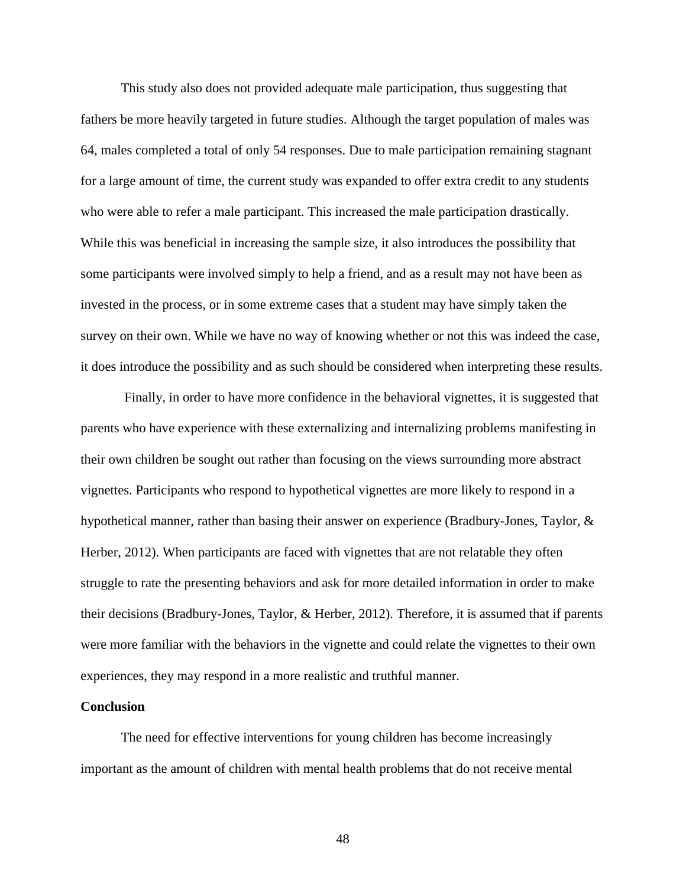This study also does not provided adequate male participation, thus suggesting that fathers be more heavily targeted in future studies. Although the target population of males was 64, males completed a total of only 54 responses. Due to male participation remaining stagnant for a large amount of time, the current study was expanded to offer extra credit to any students who were able to refer a male participant. This increased the male participation drastically. While this was beneficial in increasing the sample size, it also introduces the possibility that some participants were involved simply to help a friend, and as a result may not have been as invested in the process, or in some extreme cases that a student may have simply taken the survey on their own. While we have no way of knowing whether or not this was indeed the case, it does introduce the possibility and as such should be considered when interpreting these results.

Finally, in order to have more confidence in the behavioral vignettes, it is suggested that parents who have experience with these externalizing and internalizing problems manifesting in their own children be sought out rather than focusing on the views surrounding more abstract vignettes. Participants who respond to hypothetical vignettes are more likely to respond in a hypothetical manner, rather than basing their answer on experience (Bradbury-Jones, Taylor, & Herber, 2012). When participants are faced with vignettes that are not relatable they often struggle to rate the presenting behaviors and ask for more detailed information in order to make their decisions (Bradbury-Jones, Taylor, & Herber, 2012). Therefore, it is assumed that if parents were more familiar with the behaviors in the vignette and could relate the vignettes to their own experiences, they may respond in a more realistic and truthful manner.

**Conclusion**

The need for effective interventions for young children has become increasingly important as the amount of children with mental health problems that do not receive mental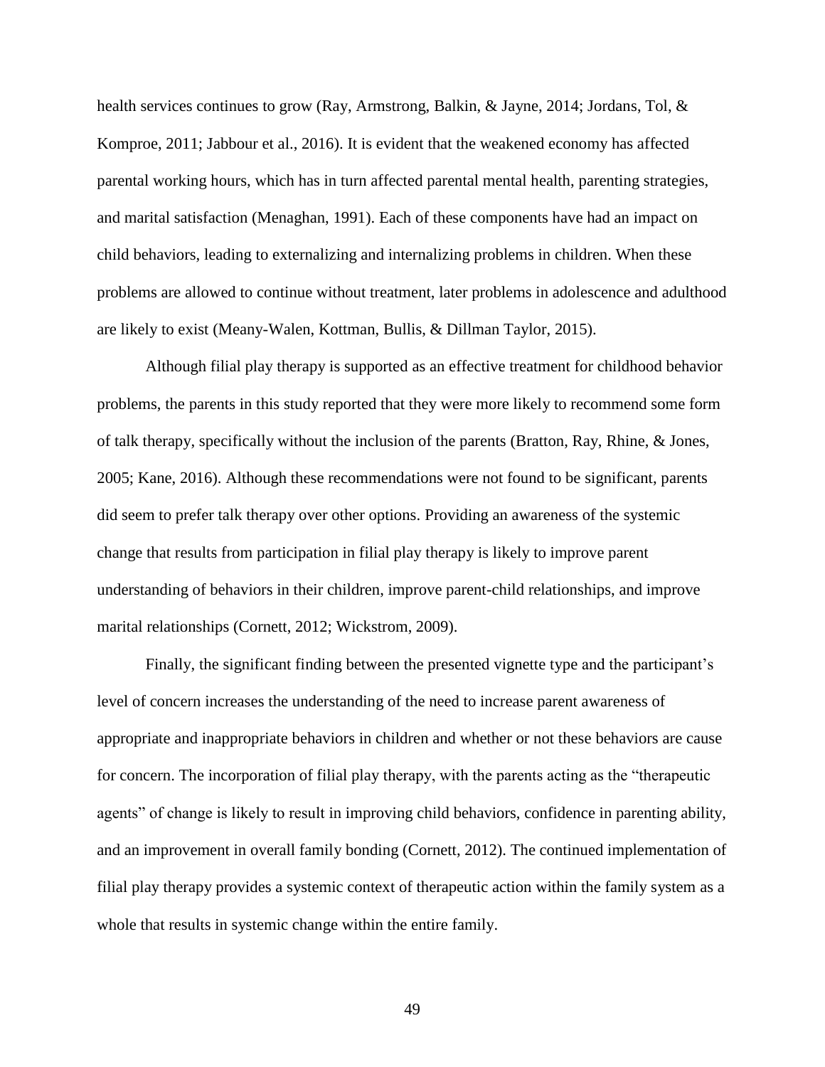health services continues to grow (Ray, Armstrong, Balkin, & Jayne, 2014; Jordans, Tol, & Komproe, 2011; Jabbour et al., 2016). It is evident that the weakened economy has affected parental working hours, which has in turn affected parental mental health, parenting strategies, and marital satisfaction (Menaghan, 1991). Each of these components have had an impact on child behaviors, leading to externalizing and internalizing problems in children. When these problems are allowed to continue without treatment, later problems in adolescence and adulthood are likely to exist (Meany-Walen, Kottman, Bullis, & Dillman Taylor, 2015).

Although filial play therapy is supported as an effective treatment for childhood behavior problems, the parents in this study reported that they were more likely to recommend some form of talk therapy, specifically without the inclusion of the parents (Bratton, Ray, Rhine, & Jones, 2005; Kane, 2016). Although these recommendations were not found to be significant, parents did seem to prefer talk therapy over other options. Providing an awareness of the systemic change that results from participation in filial play therapy is likely to improve parent understanding of behaviors in their children, improve parent-child relationships, and improve marital relationships (Cornett, 2012; Wickstrom, 2009).

Finally, the significant finding between the presented vignette type and the participant's level of concern increases the understanding of the need to increase parent awareness of appropriate and inappropriate behaviors in children and whether or not these behaviors are cause for concern. The incorporation of filial play therapy, with the parents acting as the "therapeutic agents" of change is likely to result in improving child behaviors, confidence in parenting ability, and an improvement in overall family bonding (Cornett, 2012). The continued implementation of filial play therapy provides a systemic context of therapeutic action within the family system as a whole that results in systemic change within the entire family.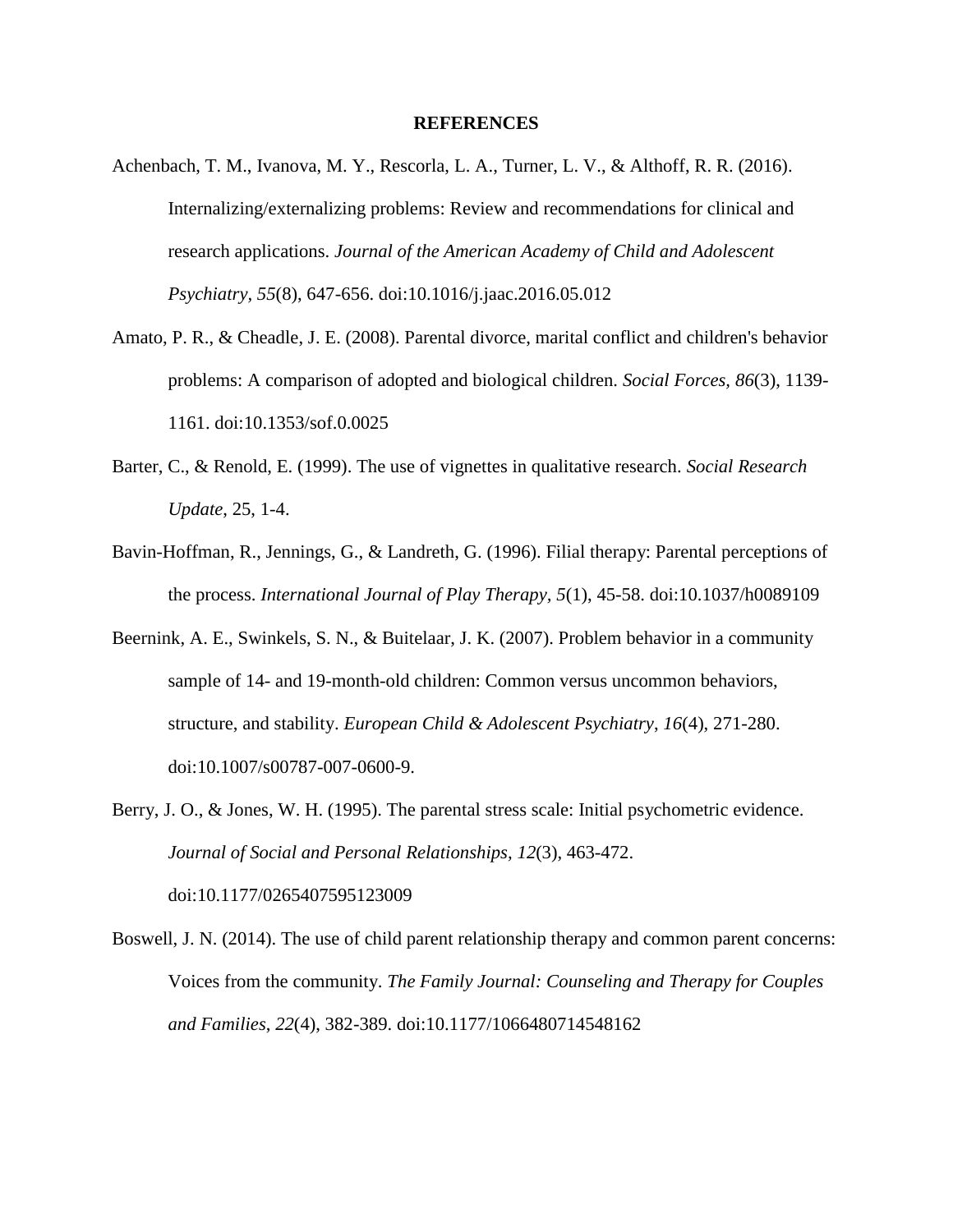# REFERENCES

Achenbach, T. M., Ivanova, M. Y., Rescorla, L. A., Turner, L. V., & Althoff, R. R. (2016). Internalizing/externalizing problems: Review and recommendations for clinical and research applications. *Journal of the American Academy of Child and Adolescent Psychiatry*, *55*(8), 647-656. doi:10.1016/j.jaac.2016.05.012

Amato, P. R., & Cheadle, J. E. (2008). Parental divorce, marital conflict and children's behavior problems: A comparison of adopted and biological children. *Social Forces*, *86*(3), 1139-1161. doi:10.1353/sof.0.0025

Barter, C., & Renold, E. (1999). The use of vignettes in qualitative research. *Social Research Update*, 25, 1-4.

Bavin-Hoffman, R., Jennings, G., & Landreth, G. (1996). Filial therapy: Parental perceptions of the process. *International Journal of Play Therapy*, *5*(1), 45-58. doi:10.1037/h0089109

Beernink, A. E., Swinkels, S. N., & Buitelaar, J. K. (2007). Problem behavior in a community sample of 14- and 19-month-old children: Common versus uncommon behaviors, structure, and stability. *European Child & Adolescent Psychiatry*, *16*(4), 271-280. doi:10.1007/s00787-007-0600-9.

Berry, J. O., & Jones, W. H. (1995). The parental stress scale: Initial psychometric evidence. *Journal of Social and Personal Relationships*, *12*(3), 463-472. doi:10.1177/0265407595123009

Boswell, J. N. (2014). The use of child parent relationship therapy and common parent concerns: Voices from the community. *The Family Journal: Counseling and Therapy for Couples and Families*, *22*(4), 382-389. doi:10.1177/1066480714548162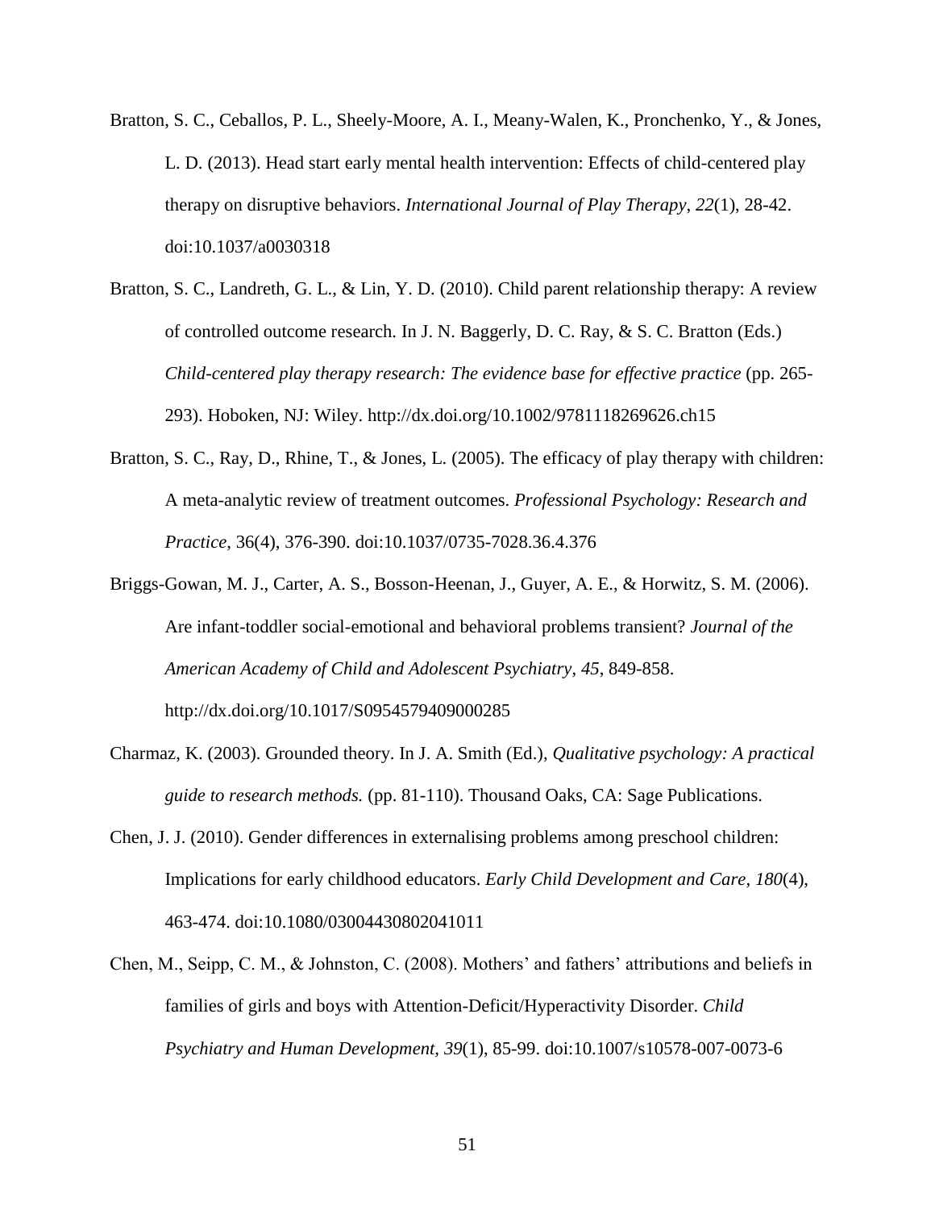Bratton, S. C., Ceballos, P. L., Sheely-Moore, A. I., Meany-Walen, K., Pronchenko, Y., & Jones, L. D. (2013). Head start early mental health intervention: Effects of child-centered play therapy on disruptive behaviors. *International Journal of Play Therapy*, *22*(1), 28-42. doi:10.1037/a0030318

Bratton, S. C., Landreth, G. L., & Lin, Y. D. (2010). Child parent relationship therapy: A review of controlled outcome research. In J. N. Baggerly, D. C. Ray, & S. C. Bratton (Eds.) *Child-centered play therapy research: The evidence base for effective practice* (pp. 265-293). Hoboken, NJ: Wiley. http://dx.doi.org/10.1002/9781118269626.ch15

Bratton, S. C., Ray, D., Rhine, T., & Jones, L. (2005). The efficacy of play therapy with children: A meta-analytic review of treatment outcomes. *Professional Psychology: Research and Practice*, 36(4), 376-390. doi:10.1037/0735-7028.36.4.376

Briggs-Gowan, M. J., Carter, A. S., Bosson-Heenan, J., Guyer, A. E., & Horwitz, S. M. (2006). Are infant-toddler social-emotional and behavioral problems transient? *Journal of the American Academy of Child and Adolescent Psychiatry*, *45*, 849-858. http://dx.doi.org/10.1017/S0954579409000285

Charmaz, K. (2003). Grounded theory. In J. A. Smith (Ed.), *Qualitative psychology: A practical guide to research methods.* (pp. 81-110). Thousand Oaks, CA: Sage Publications.

Chen, J. J. (2010). Gender differences in externalising problems among preschool children: Implications for early childhood educators. *Early Child Development and Care*, *180*(4), 463-474. doi:10.1080/03004430802041011

Chen, M., Seipp, C. M., & Johnston, C. (2008). Mothers' and fathers' attributions and beliefs in families of girls and boys with Attention-Deficit/Hyperactivity Disorder. *Child Psychiatry and Human Development, 39*(1), 85-99. doi:10.1007/s10578-007-0073-6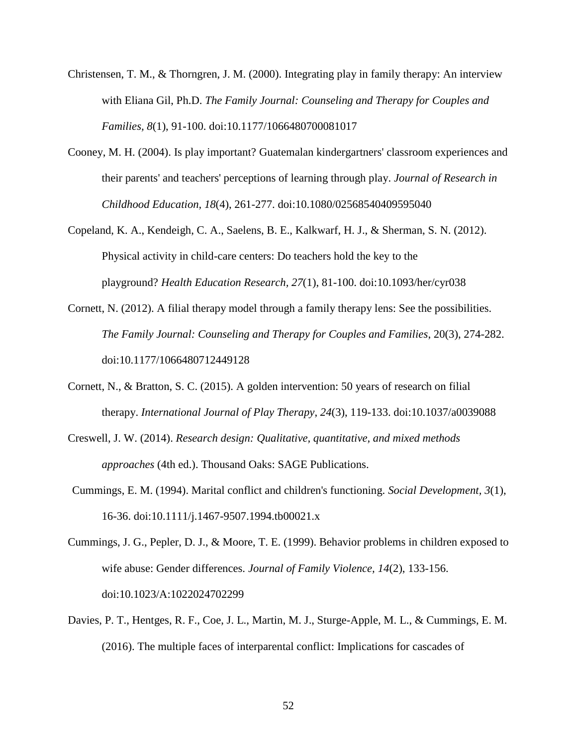Christensen, T. M., & Thorngren, J. M. (2000). Integrating play in family therapy: An interview with Eliana Gil, Ph.D. *The Family Journal: Counseling and Therapy for Couples and Families, 8*(1), 91-100. doi:10.1177/1066480700081017

Cooney, M. H. (2004). Is play important? Guatemalan kindergartners' classroom experiences and their parents' and teachers' perceptions of learning through play. *Journal of Research in Childhood Education, 18*(4), 261-277. doi:10.1080/02568540409595040

Copeland, K. A., Kendeigh, C. A., Saelens, B. E., Kalkwarf, H. J., & Sherman, S. N. (2012). Physical activity in child-care centers: Do teachers hold the key to the playground? *Health Education Research, 27*(1), 81-100. doi:10.1093/her/cyr038

Cornett, N. (2012). A filial therapy model through a family therapy lens: See the possibilities. *The Family Journal: Counseling and Therapy for Couples and Families*, 20(3), 274-282. doi:10.1177/1066480712449128

Cornett, N., & Bratton, S. C. (2015). A golden intervention: 50 years of research on filial therapy. *International Journal of Play Therapy*, *24*(3), 119-133. doi:10.1037/a0039088

Creswell, J. W. (2014). *Research design: Qualitative, quantitative, and mixed methods approaches* (4th ed.). Thousand Oaks: SAGE Publications.

Cummings, E. M. (1994). Marital conflict and children's functioning. *Social Development, 3*(1), 16-36. doi:10.1111/j.1467-9507.1994.tb00021.x

Cummings, J. G., Pepler, D. J., & Moore, T. E. (1999). Behavior problems in children exposed to wife abuse: Gender differences. *Journal of Family Violence, 14*(2), 133-156. doi:10.1023/A:1022024702299

Davies, P. T., Hentges, R. F., Coe, J. L., Martin, M. J., Sturge-Apple, M. L., & Cummings, E. M. (2016). The multiple faces of interparental conflict: Implications for cascades of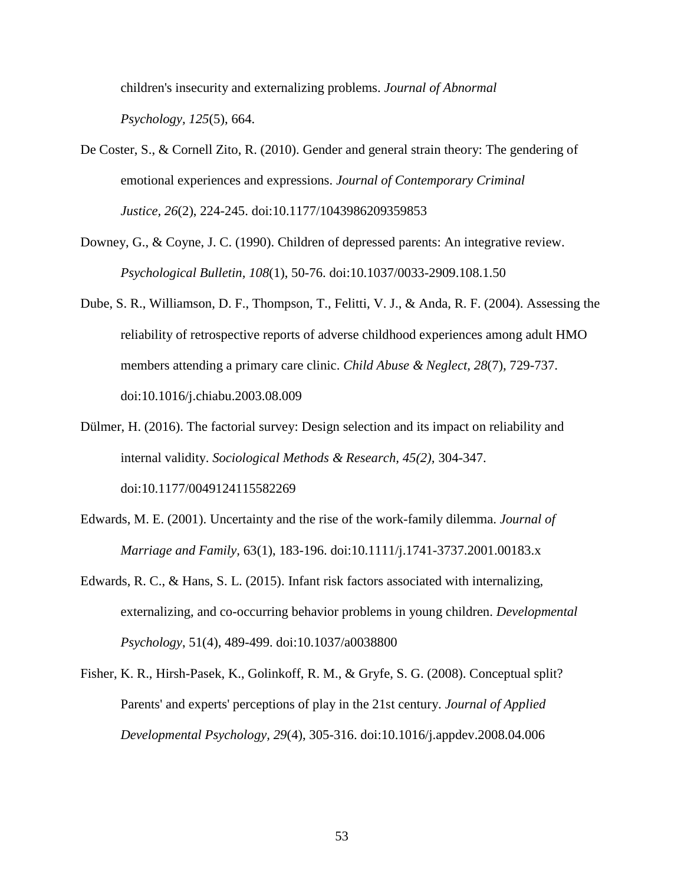children's insecurity and externalizing problems. *Journal of Abnormal Psychology, 125*(5), 664.

De Coster, S., & Cornell Zito, R. (2010). Gender and general strain theory: The gendering of emotional experiences and expressions. *Journal of Contemporary Criminal Justice, 26*(2), 224-245. doi:10.1177/1043986209359853

Downey, G., & Coyne, J. C. (1990). Children of depressed parents: An integrative review. *Psychological Bulletin, 108*(1), 50-76. doi:10.1037/0033-2909.108.1.50

Dube, S. R., Williamson, D. F., Thompson, T., Felitti, V. J., & Anda, R. F. (2004). Assessing the reliability of retrospective reports of adverse childhood experiences among adult HMO members attending a primary care clinic. *Child Abuse & Neglect, 28*(7), 729-737. doi:10.1016/j.chiabu.2003.08.009

Dülmer, H. (2016). The factorial survey: Design selection and its impact on reliability and internal validity. *Sociological Methods & Research, 45(2),* 304-347. doi:10.1177/0049124115582269

Edwards, M. E. (2001). Uncertainty and the rise of the work-family dilemma. *Journal of Marriage and Family,* 63(1), 183-196. doi:10.1111/j.1741-3737.2001.00183.x

Edwards, R. C., & Hans, S. L. (2015). Infant risk factors associated with internalizing, externalizing, and co-occurring behavior problems in young children. *Developmental Psychology*, 51(4), 489-499. doi:10.1037/a0038800

Fisher, K. R., Hirsh-Pasek, K., Golinkoff, R. M., & Gryfe, S. G. (2008). Conceptual split? Parents' and experts' perceptions of play in the 21st century. *Journal of Applied Developmental Psychology, 29*(4), 305-316. doi:10.1016/j.appdev.2008.04.006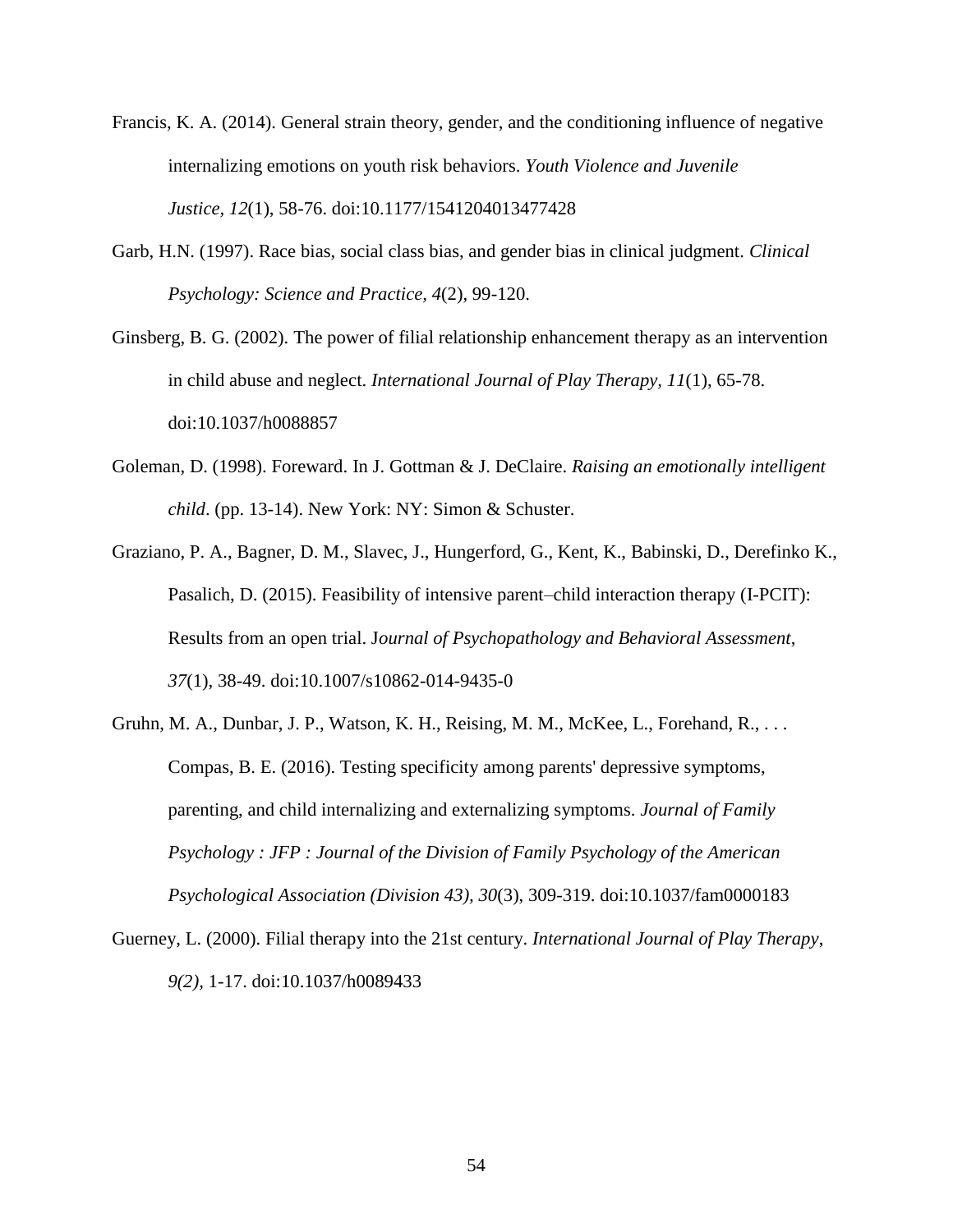Francis, K. A. (2014). General strain theory, gender, and the conditioning influence of negative internalizing emotions on youth risk behaviors. *Youth Violence and Juvenile Justice, 12*(1), 58-76. doi:10.1177/1541204013477428

Garb, H.N. (1997). Race bias, social class bias, and gender bias in clinical judgment. *Clinical Psychology: Science and Practice, 4*(2), 99-120.

Ginsberg, B. G. (2002). The power of filial relationship enhancement therapy as an intervention in child abuse and neglect. *International Journal of Play Therapy, 11*(1), 65-78. doi:10.1037/h0088857

Goleman, D. (1998). Foreward. In J. Gottman & J. DeClaire. *Raising an emotionally intelligent child*. (pp. 13-14). New York: NY: Simon & Schuster.

Graziano, P. A., Bagner, D. M., Slavec, J., Hungerford, G., Kent, K., Babinski, D., Derefinko K., Pasalich, D. (2015). Feasibility of intensive parent–child interaction therapy (I-PCIT): Results from an open trial. J*ournal of Psychopathology and Behavioral Assessment*, *37*(1), 38-49. doi:10.1007/s10862-014-9435-0

Gruhn, M. A., Dunbar, J. P., Watson, K. H., Reising, M. M., McKee, L., Forehand, R., . . . Compas, B. E. (2016). Testing specificity among parents' depressive symptoms, parenting, and child internalizing and externalizing symptoms. *Journal of Family Psychology : JFP : Journal of the Division of Family Psychology of the American Psychological Association (Division 43), 30*(3), 309-319. doi:10.1037/fam0000183

Guerney, L. (2000). Filial therapy into the 21st century. *International Journal of Play Therapy*, *9(2),* 1-17. doi:10.1037/h0089433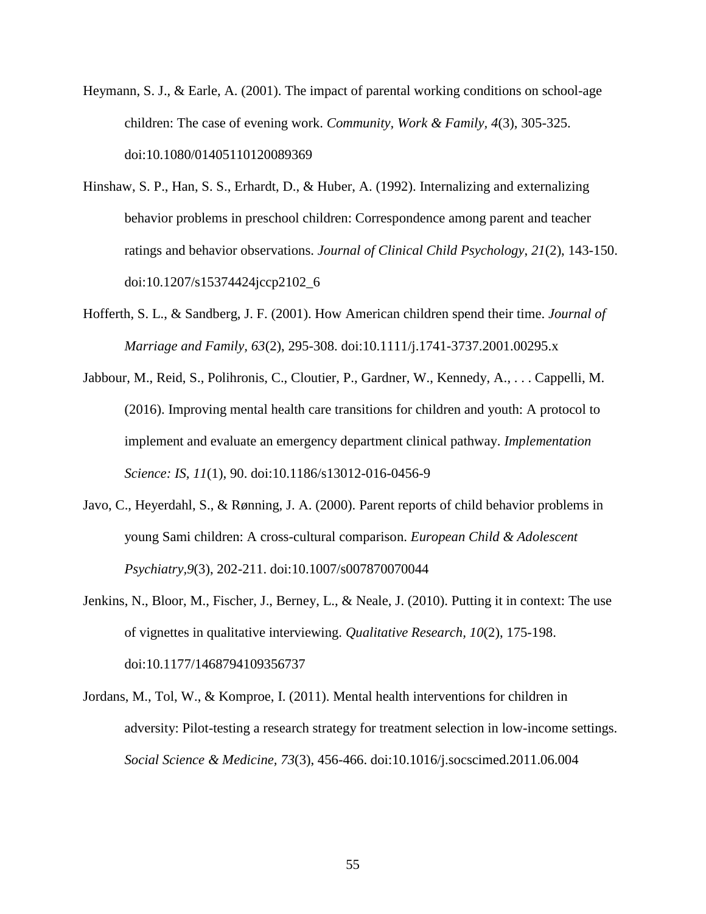Heymann, S. J., & Earle, A. (2001). The impact of parental working conditions on school-age children: The case of evening work. *Community, Work & Family, 4*(3), 305-325. doi:10.1080/01405110120089369

Hinshaw, S. P., Han, S. S., Erhardt, D., & Huber, A. (1992). Internalizing and externalizing behavior problems in preschool children: Correspondence among parent and teacher ratings and behavior observations. *Journal of Clinical Child Psychology, 21*(2), 143-150. doi:10.1207/s15374424jccp2102_6

Hofferth, S. L., & Sandberg, J. F. (2001). How American children spend their time. *Journal of Marriage and Family, 63*(2), 295-308. doi:10.1111/j.1741-3737.2001.00295.x

Jabbour, M., Reid, S., Polihronis, C., Cloutier, P., Gardner, W., Kennedy, A., . . . Cappelli, M. (2016). Improving mental health care transitions for children and youth: A protocol to implement and evaluate an emergency department clinical pathway. *Implementation Science: IS, 11*(1), 90. doi:10.1186/s13012-016-0456-9

Javo, C., Heyerdahl, S., & Rønning, J. A. (2000). Parent reports of child behavior problems in young Sami children: A cross-cultural comparison. *European Child & Adolescent Psychiatry,9*(3), 202-211. doi:10.1007/s007870070044

Jenkins, N., Bloor, M., Fischer, J., Berney, L., & Neale, J. (2010). Putting it in context: The use of vignettes in qualitative interviewing. *Qualitative Research, 10*(2), 175-198. doi:10.1177/1468794109356737

Jordans, M., Tol, W., & Komproe, I. (2011). Mental health interventions for children in adversity: Pilot-testing a research strategy for treatment selection in low-income settings. *Social Science & Medicine, 73*(3), 456-466. doi:10.1016/j.socscimed.2011.06.004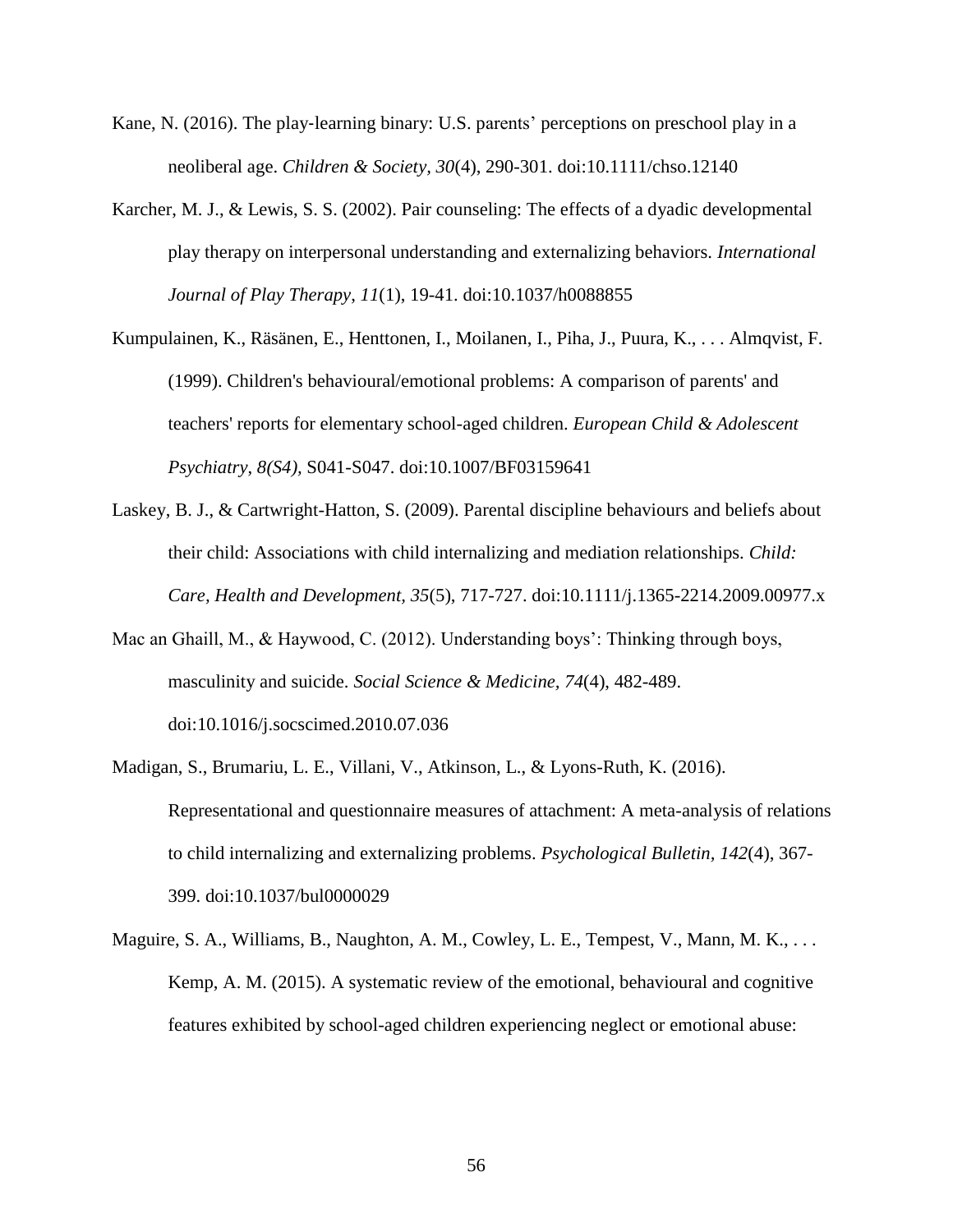Kane, N. (2016). The play-learning binary: U.S. parents' perceptions on preschool play in a neoliberal age. *Children & Society, 30*(4), 290-301. doi:10.1111/chso.12140

Karcher, M. J., & Lewis, S. S. (2002). Pair counseling: The effects of a dyadic developmental play therapy on interpersonal understanding and externalizing behaviors. *International Journal of Play Therapy*, *11*(1), 19-41. doi:10.1037/h0088855

Kumpulainen, K., Räsänen, E., Henttonen, I., Moilanen, I., Piha, J., Puura, K., . . . Almqvist, F. (1999). Children's behavioural/emotional problems: A comparison of parents' and teachers' reports for elementary school-aged children. *European Child & Adolescent Psychiatry*, *8(S4),* S041-S047. doi:10.1007/BF03159641

Laskey, B. J., & Cartwright-Hatton, S. (2009). Parental discipline behaviours and beliefs about their child: Associations with child internalizing and mediation relationships. *Child: Care, Health and Development, 35*(5), 717-727. doi:10.1111/j.1365-2214.2009.00977.x

Mac an Ghaill, M., & Haywood, C. (2012). Understanding boys': Thinking through boys, masculinity and suicide. *Social Science & Medicine, 74*(4), 482-489. doi:10.1016/j.socscimed.2010.07.036

Madigan, S., Brumariu, L. E., Villani, V., Atkinson, L., & Lyons-Ruth, K. (2016). Representational and questionnaire measures of attachment: A meta-analysis of relations to child internalizing and externalizing problems. *Psychological Bulletin, 142*(4), 367-399. doi:10.1037/bul0000029

Maguire, S. A., Williams, B., Naughton, A. M., Cowley, L. E., Tempest, V., Mann, M. K., . . . Kemp, A. M. (2015). A systematic review of the emotional, behavioural and cognitive features exhibited by school-aged children experiencing neglect or emotional abuse: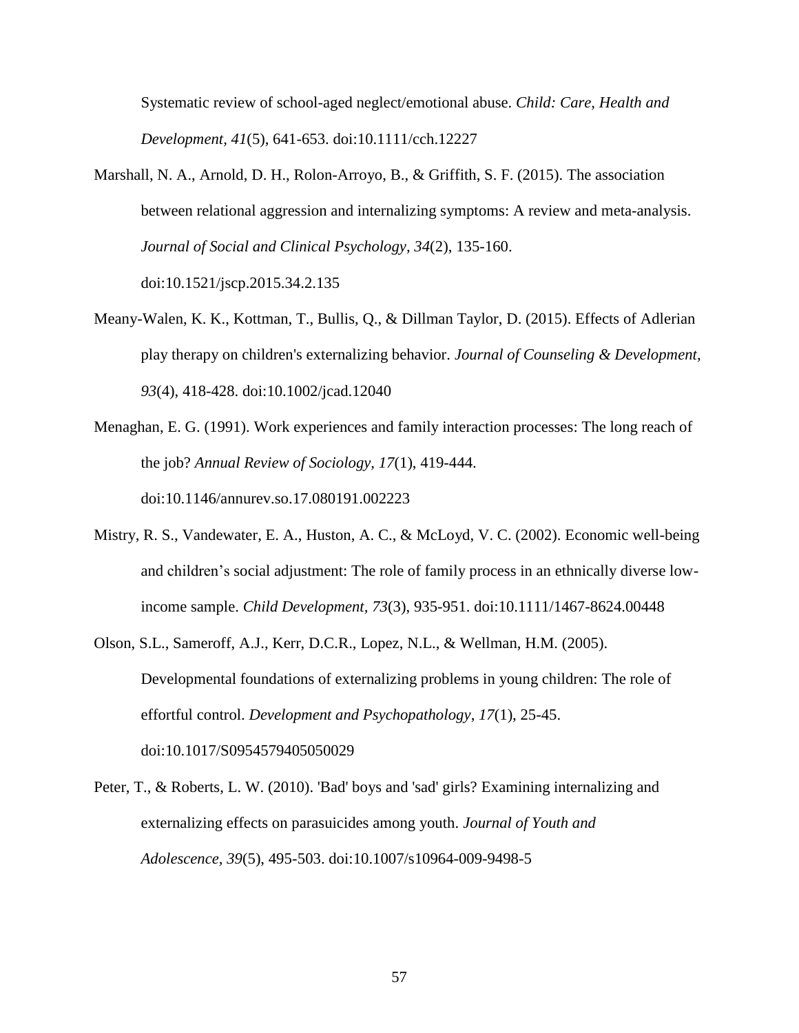Systematic review of school-aged neglect/emotional abuse. *Child: Care, Health and Development, 41*(5), 641-653. doi:10.1111/cch.12227

Marshall, N. A., Arnold, D. H., Rolon-Arroyo, B., & Griffith, S. F. (2015). The association between relational aggression and internalizing symptoms: A review and meta-analysis. *Journal of Social and Clinical Psychology, 34*(2), 135-160. doi:10.1521/jscp.2015.34.2.135

Meany-Walen, K. K., Kottman, T., Bullis, Q., & Dillman Taylor, D. (2015). Effects of Adlerian play therapy on children's externalizing behavior. *Journal of Counseling & Development*, *93*(4), 418-428. doi:10.1002/jcad.12040

Menaghan, E. G. (1991). Work experiences and family interaction processes: The long reach of the job? *Annual Review of Sociology*, *17*(1), 419-444. doi:10.1146/annurev.so.17.080191.002223

Mistry, R. S., Vandewater, E. A., Huston, A. C., & McLoyd, V. C. (2002). Economic well-being and children's social adjustment: The role of family process in an ethnically diverse low-income sample. *Child Development, 73*(3), 935-951. doi:10.1111/1467-8624.00448

Olson, S.L., Sameroff, A.J., Kerr, D.C.R., Lopez, N.L., & Wellman, H.M. (2005). Developmental foundations of externalizing problems in young children: The role of effortful control. *Development and Psychopathology*, *17*(1), 25-45. doi:10.1017/S0954579405050029

Peter, T., & Roberts, L. W. (2010). 'Bad' boys and 'sad' girls? Examining internalizing and externalizing effects on parasuicides among youth. *Journal of Youth and Adolescence*, *39*(5), 495-503. doi:10.1007/s10964-009-9498-5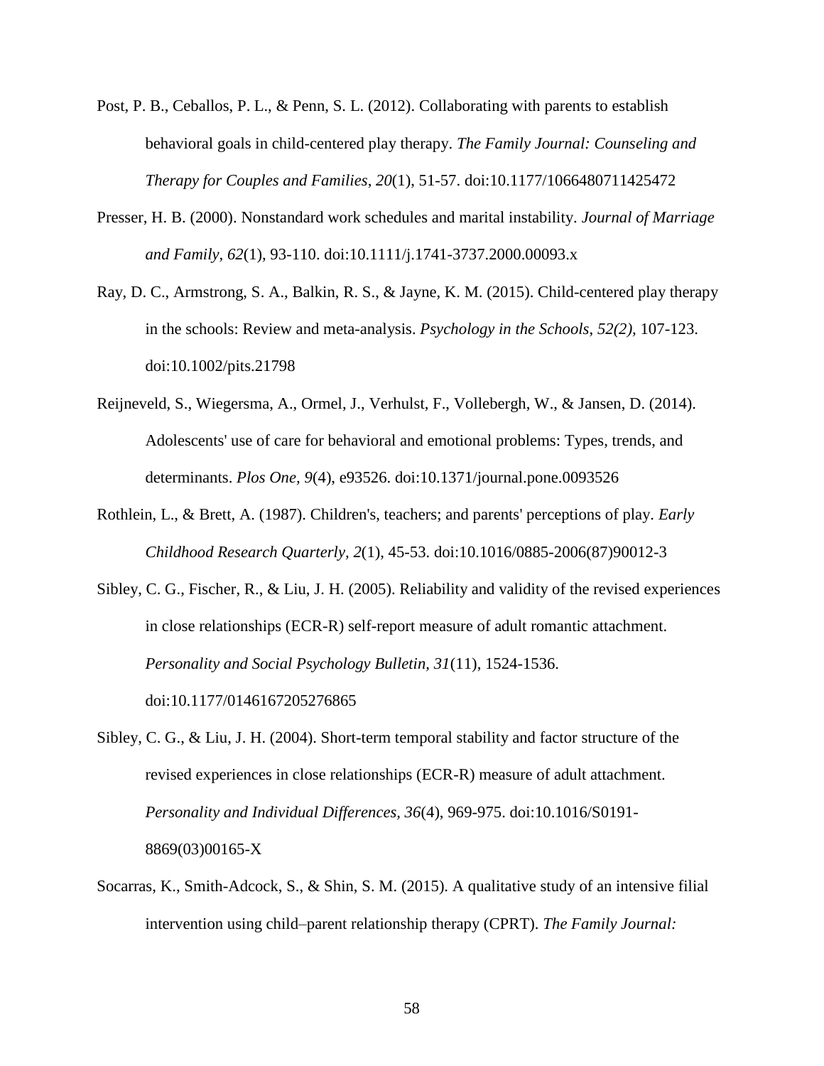Post, P. B., Ceballos, P. L., & Penn, S. L. (2012). Collaborating with parents to establish behavioral goals in child-centered play therapy. *The Family Journal: Counseling and Therapy for Couples and Families*, *20*(1), 51-57. doi:10.1177/1066480711425472

Presser, H. B. (2000). Nonstandard work schedules and marital instability. *Journal of Marriage and Family, 62*(1), 93-110. doi:10.1111/j.1741-3737.2000.00093.x

Ray, D. C., Armstrong, S. A., Balkin, R. S., & Jayne, K. M. (2015). Child-centered play therapy in the schools: Review and meta-analysis. *Psychology in the Schools*, *52(2),* 107-123. doi:10.1002/pits.21798

Reijneveld, S., Wiegersma, A., Ormel, J., Verhulst, F., Vollebergh, W., & Jansen, D. (2014). Adolescents' use of care for behavioral and emotional problems: Types, trends, and determinants. *Plos One, 9*(4), e93526. doi:10.1371/journal.pone.0093526

Rothlein, L., & Brett, A. (1987). Children's, teachers; and parents' perceptions of play. *Early Childhood Research Quarterly, 2*(1), 45-53. doi:10.1016/0885-2006(87)90012-3

Sibley, C. G., Fischer, R., & Liu, J. H. (2005). Reliability and validity of the revised experiences in close relationships (ECR-R) self-report measure of adult romantic attachment. *Personality and Social Psychology Bulletin, 31*(11), 1524-1536. doi:10.1177/0146167205276865

Sibley, C. G., & Liu, J. H. (2004). Short-term temporal stability and factor structure of the revised experiences in close relationships (ECR-R) measure of adult attachment. *Personality and Individual Differences, 36*(4), 969-975. doi:10.1016/S0191-8869(03)00165-X

Socarras, K., Smith-Adcock, S., & Shin, S. M. (2015). A qualitative study of an intensive filial intervention using child–parent relationship therapy (CPRT). *The Family Journal:*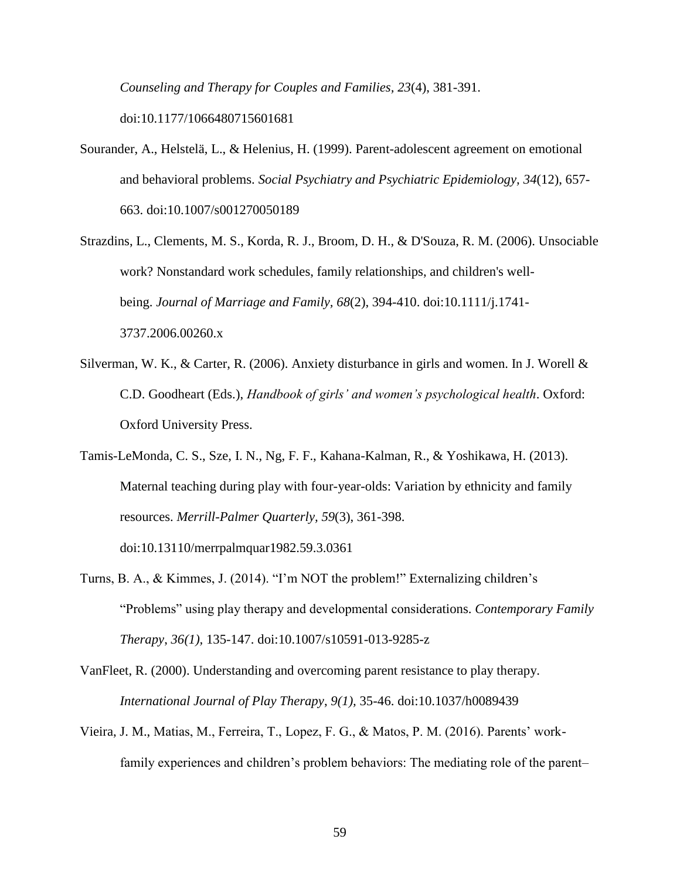*Counseling and Therapy for Couples and Families, 23*(4), 381-391. doi:10.1177/1066480715601681

Sourander, A., Helstelä, L., & Helenius, H. (1999). Parent-adolescent agreement on emotional and behavioral problems. *Social Psychiatry and Psychiatric Epidemiology, 34*(12), 657-663. doi:10.1007/s001270050189

Strazdins, L., Clements, M. S., Korda, R. J., Broom, D. H., & D'Souza, R. M. (2006). Unsociable work? Nonstandard work schedules, family relationships, and children's well-being. *Journal of Marriage and Family, 68*(2), 394-410. doi:10.1111/j.1741-3737.2006.00260.x

Silverman, W. K., & Carter, R. (2006). Anxiety disturbance in girls and women. In J. Worell & C.D. Goodheart (Eds.), *Handbook of girls' and women's psychological health*. Oxford: Oxford University Press.

Tamis-LeMonda, C. S., Sze, I. N., Ng, F. F., Kahana-Kalman, R., & Yoshikawa, H. (2013). Maternal teaching during play with four-year-olds: Variation by ethnicity and family resources. *Merrill-Palmer Quarterly, 59*(3), 361-398. doi:10.13110/merrpalmquar1982.59.3.0361

Turns, B. A., & Kimmes, J. (2014). "I'm NOT the problem!" Externalizing children's "Problems" using play therapy and developmental considerations. *Contemporary Family Therapy*, *36(1),* 135-147. doi:10.1007/s10591-013-9285-z

VanFleet, R. (2000). Understanding and overcoming parent resistance to play therapy. *International Journal of Play Therapy*, *9(1),* 35-46. doi:10.1037/h0089439

Vieira, J. M., Matias, M., Ferreira, T., Lopez, F. G., & Matos, P. M. (2016). Parents' work-family experiences and children's problem behaviors: The mediating role of the parent–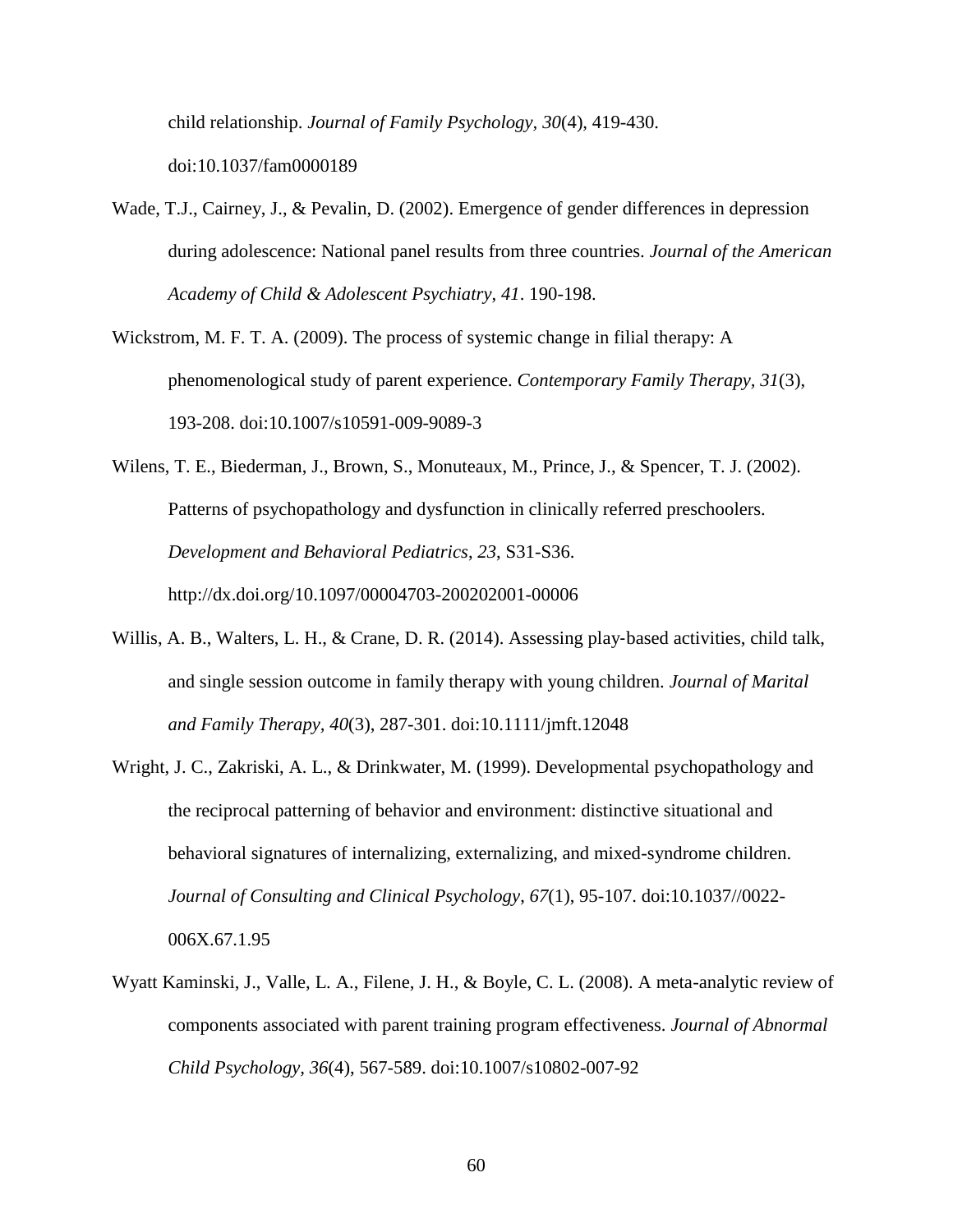child relationship. *Journal of Family Psychology, 30*(4), 419-430. doi:10.1037/fam0000189

Wade, T.J., Cairney, J., & Pevalin, D. (2002). Emergence of gender differences in depression during adolescence: National panel results from three countries. *Journal of the American Academy of Child & Adolescent Psychiatry, 41*. 190-198.

Wickstrom, M. F. T. A. (2009). The process of systemic change in filial therapy: A phenomenological study of parent experience. *Contemporary Family Therapy, 31*(3), 193-208. doi:10.1007/s10591-009-9089-3

Wilens, T. E., Biederman, J., Brown, S., Monuteaux, M., Prince, J., & Spencer, T. J. (2002). Patterns of psychopathology and dysfunction in clinically referred preschoolers. *Development and Behavioral Pediatrics*, *23*, S31-S36. http://dx.doi.org/10.1097/00004703-200202001-00006

Willis, A. B., Walters, L. H., & Crane, D. R. (2014). Assessing play-based activities, child talk, and single session outcome in family therapy with young children. *Journal of Marital and Family Therapy, 40*(3), 287-301. doi:10.1111/jmft.12048

Wright, J. C., Zakriski, A. L., & Drinkwater, M. (1999). Developmental psychopathology and the reciprocal patterning of behavior and environment: distinctive situational and behavioral signatures of internalizing, externalizing, and mixed-syndrome children. *Journal of Consulting and Clinical Psychology*, *67*(1), 95-107. doi:10.1037//0022-006X.67.1.95

Wyatt Kaminski, J., Valle, L. A., Filene, J. H., & Boyle, C. L. (2008). A meta-analytic review of components associated with parent training program effectiveness. *Journal of Abnormal Child Psychology, 36*(4), 567-589. doi:10.1007/s10802-007-92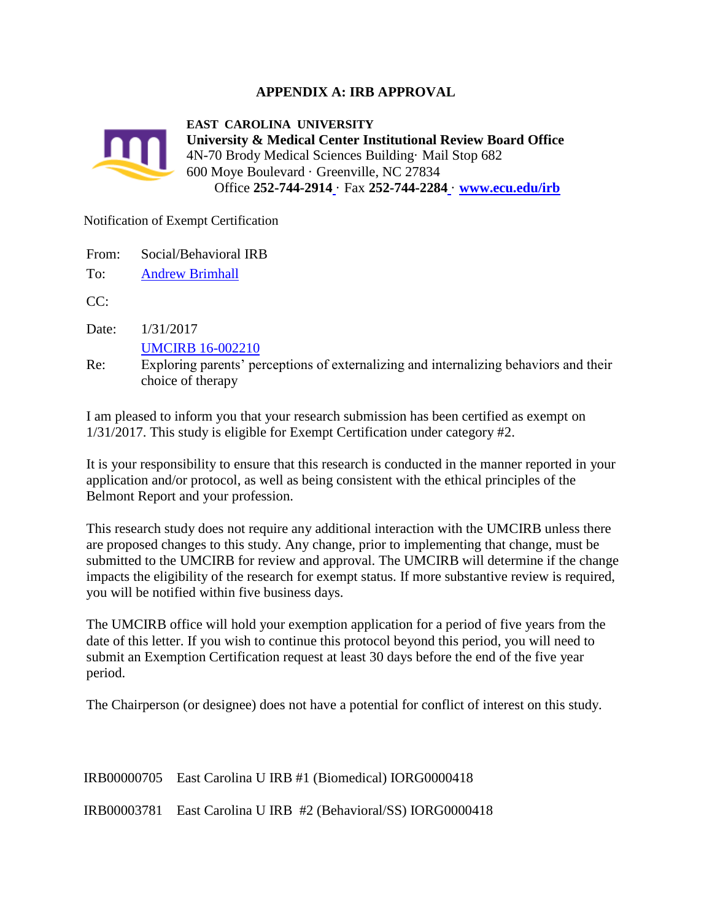# APPENDIX A: IRB APPROVAL

**EAST CAROLINA UNIVERSITY**
**University & Medical Center Institutional Review Board Office**
4N-70 Brody Medical Sciences Building· Mail Stop 682
600 Moye Boulevard · Greenville, NC 27834
Office **252-744-2914** · Fax **252-744-2284** · **www.ecu.edu/irb**

Notification of Exempt Certification

From: Social/Behavioral IRB
To: Andrew Brimhall
CC:
Date: 1/31/2017
Re: UMCIRB 16-002210
Exploring parents' perceptions of externalizing and internalizing behaviors and their choice of therapy

I am pleased to inform you that your research submission has been certified as exempt on 1/31/2017. This study is eligible for Exempt Certification under category #2.

It is your responsibility to ensure that this research is conducted in the manner reported in your application and/or protocol, as well as being consistent with the ethical principles of the Belmont Report and your profession.

This research study does not require any additional interaction with the UMCIRB unless there are proposed changes to this study. Any change, prior to implementing that change, must be submitted to the UMCIRB for review and approval. The UMCIRB will determine if the change impacts the eligibility of the research for exempt status. If more substantive review is required, you will be notified within five business days.

The UMCIRB office will hold your exemption application for a period of five years from the date of this letter. If you wish to continue this protocol beyond this period, you will need to submit an Exemption Certification request at least 30 days before the end of the five year period.

The Chairperson (or designee) does not have a potential for conflict of interest on this study.

IRB00000705 East Carolina U IRB #1 (Biomedical) IORG0000418

IRB00003781 East Carolina U IRB #2 (Behavioral/SS) IORG0000418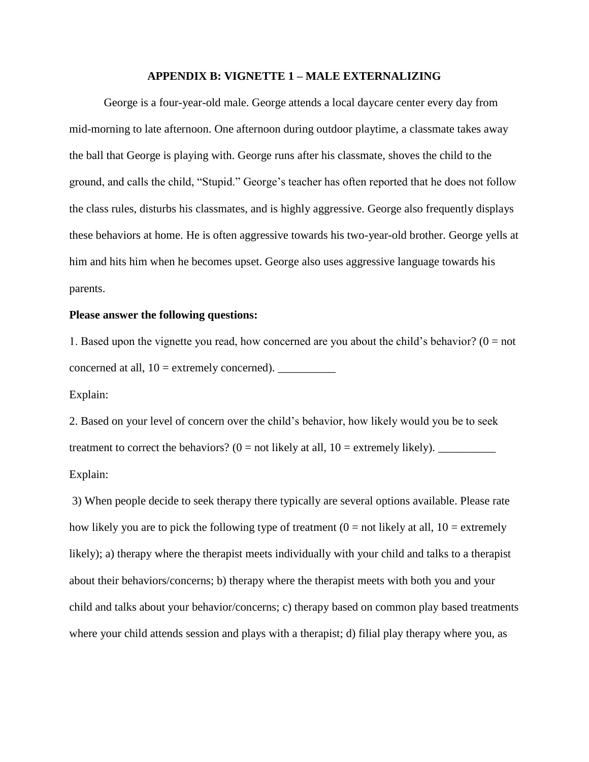## APPENDIX B: VIGNETTE 1 – MALE EXTERNALIZING

George is a four-year-old male. George attends a local daycare center every day from mid-morning to late afternoon. One afternoon during outdoor playtime, a classmate takes away the ball that George is playing with. George runs after his classmate, shoves the child to the ground, and calls the child, "Stupid." George's teacher has often reported that he does not follow the class rules, disturbs his classmates, and is highly aggressive. George also frequently displays these behaviors at home. He is often aggressive towards his two-year-old brother. George yells at him and hits him when he becomes upset. George also uses aggressive language towards his parents.

**Please answer the following questions:**

1. Based upon the vignette you read, how concerned are you about the child's behavior? (0 = not concerned at all, 10 = extremely concerned). __________

Explain:

2. Based on your level of concern over the child's behavior, how likely would you be to seek treatment to correct the behaviors? (0 = not likely at all, 10 = extremely likely). __________

Explain:

3) When people decide to seek therapy there typically are several options available. Please rate how likely you are to pick the following type of treatment (0 = not likely at all, 10 = extremely likely); a) therapy where the therapist meets individually with your child and talks to a therapist about their behaviors/concerns; b) therapy where the therapist meets with both you and your child and talks about your behavior/concerns; c) therapy based on common play based treatments where your child attends session and plays with a therapist; d) filial play therapy where you, as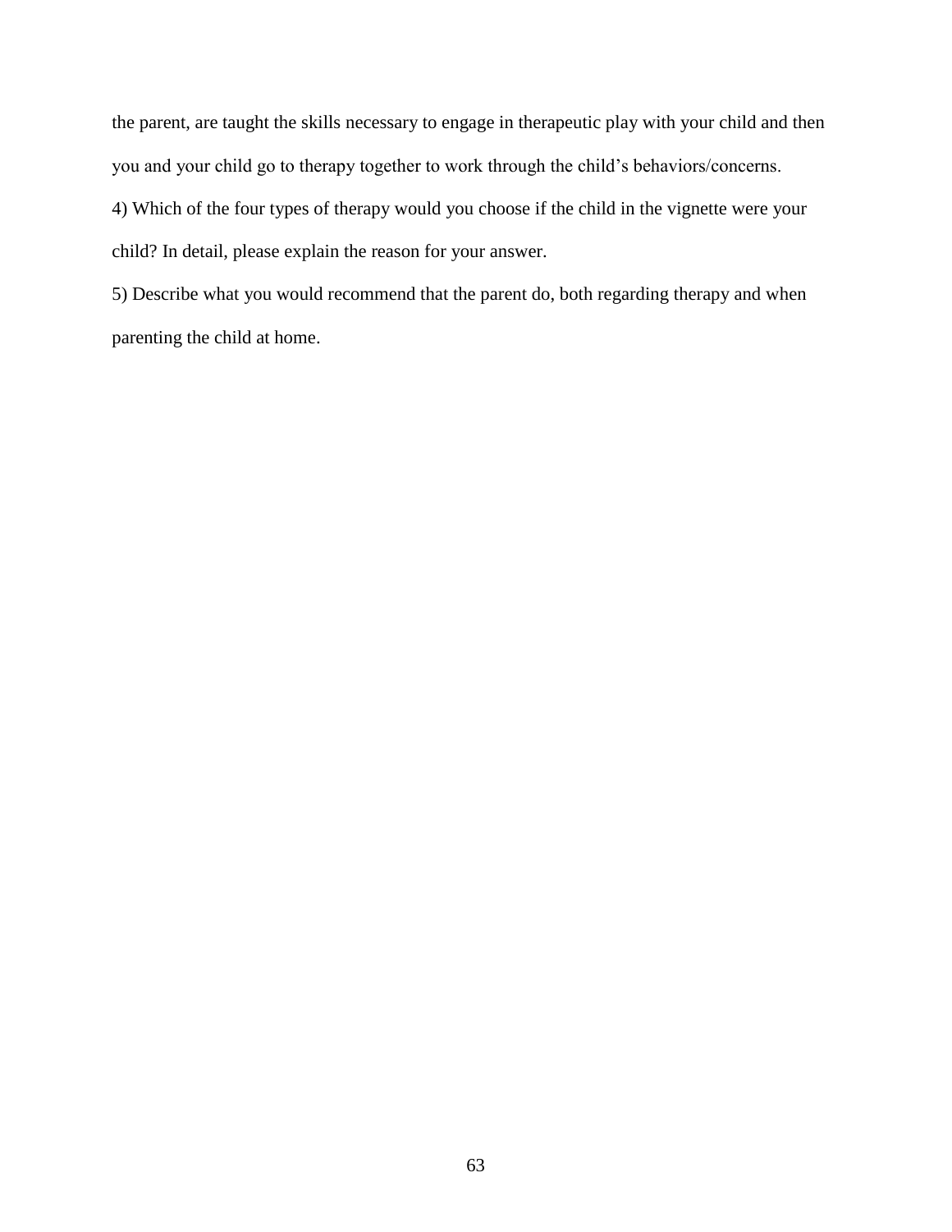the parent, are taught the skills necessary to engage in therapeutic play with your child and then you and your child go to therapy together to work through the child's behaviors/concerns.

4) Which of the four types of therapy would you choose if the child in the vignette were your child? In detail, please explain the reason for your answer.

5) Describe what you would recommend that the parent do, both regarding therapy and when parenting the child at home.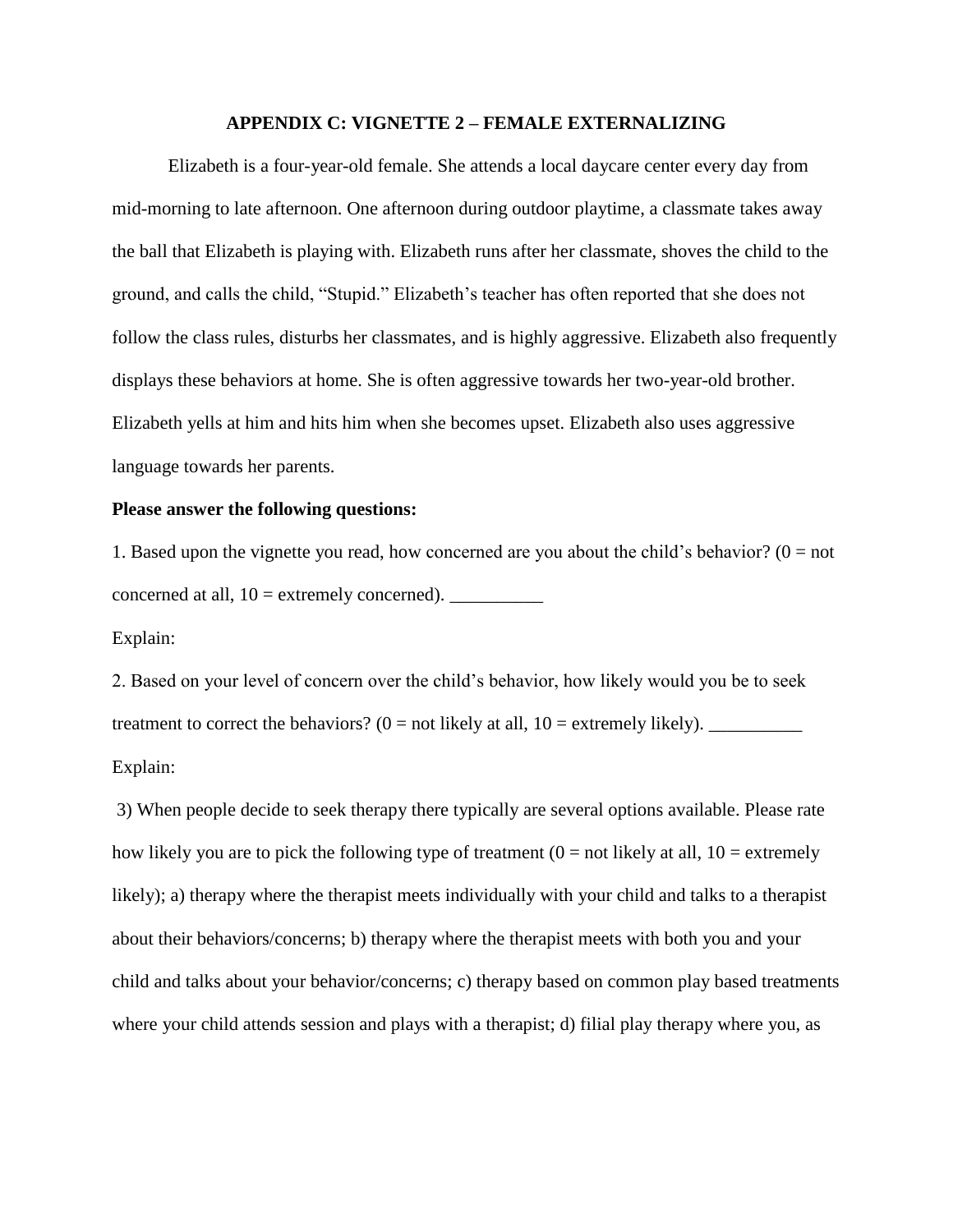## APPENDIX C: VIGNETTE 2 – FEMALE EXTERNALIZING

Elizabeth is a four-year-old female. She attends a local daycare center every day from mid-morning to late afternoon. One afternoon during outdoor playtime, a classmate takes away the ball that Elizabeth is playing with. Elizabeth runs after her classmate, shoves the child to the ground, and calls the child, "Stupid." Elizabeth's teacher has often reported that she does not follow the class rules, disturbs her classmates, and is highly aggressive. Elizabeth also frequently displays these behaviors at home. She is often aggressive towards her two-year-old brother. Elizabeth yells at him and hits him when she becomes upset. Elizabeth also uses aggressive language towards her parents.

**Please answer the following questions:**

1. Based upon the vignette you read, how concerned are you about the child's behavior? (0 = not concerned at all, 10 = extremely concerned). __________

Explain:

2. Based on your level of concern over the child's behavior, how likely would you be to seek treatment to correct the behaviors? (0 = not likely at all, 10 = extremely likely). __________

Explain:

3) When people decide to seek therapy there typically are several options available. Please rate how likely you are to pick the following type of treatment (0 = not likely at all, 10 = extremely likely); a) therapy where the therapist meets individually with your child and talks to a therapist about their behaviors/concerns; b) therapy where the therapist meets with both you and your child and talks about your behavior/concerns; c) therapy based on common play based treatments where your child attends session and plays with a therapist; d) filial play therapy where you, as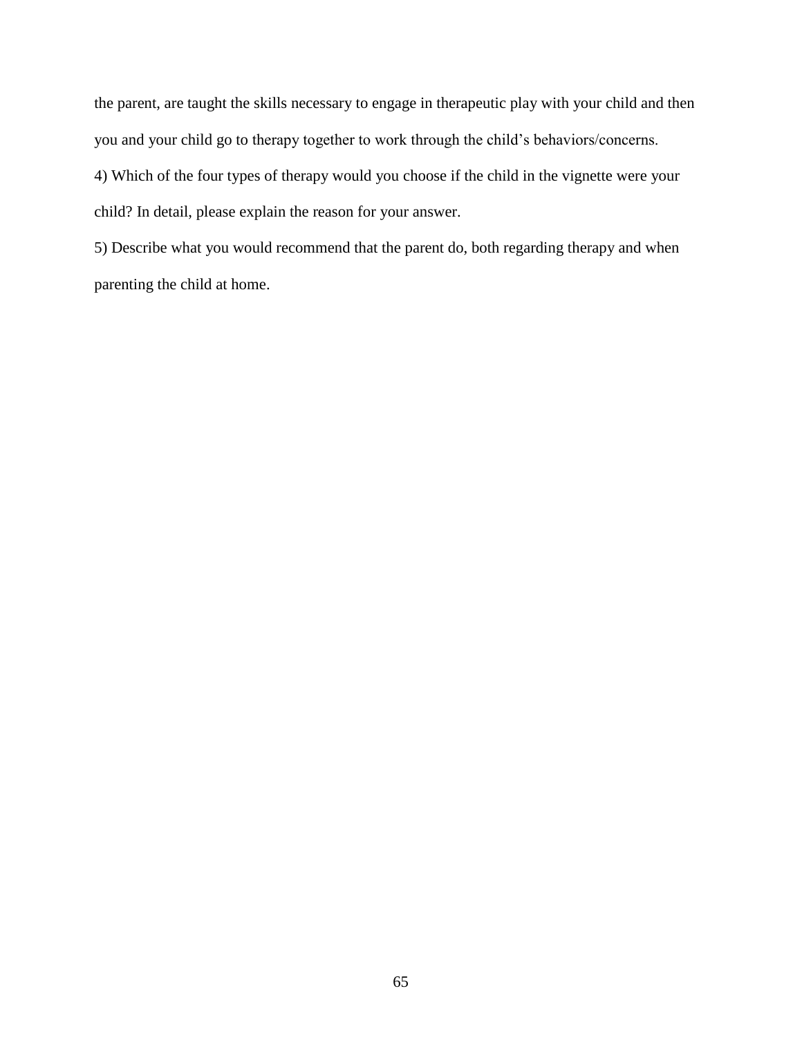the parent, are taught the skills necessary to engage in therapeutic play with your child and then you and your child go to therapy together to work through the child's behaviors/concerns.

4) Which of the four types of therapy would you choose if the child in the vignette were your child? In detail, please explain the reason for your answer.

5) Describe what you would recommend that the parent do, both regarding therapy and when parenting the child at home.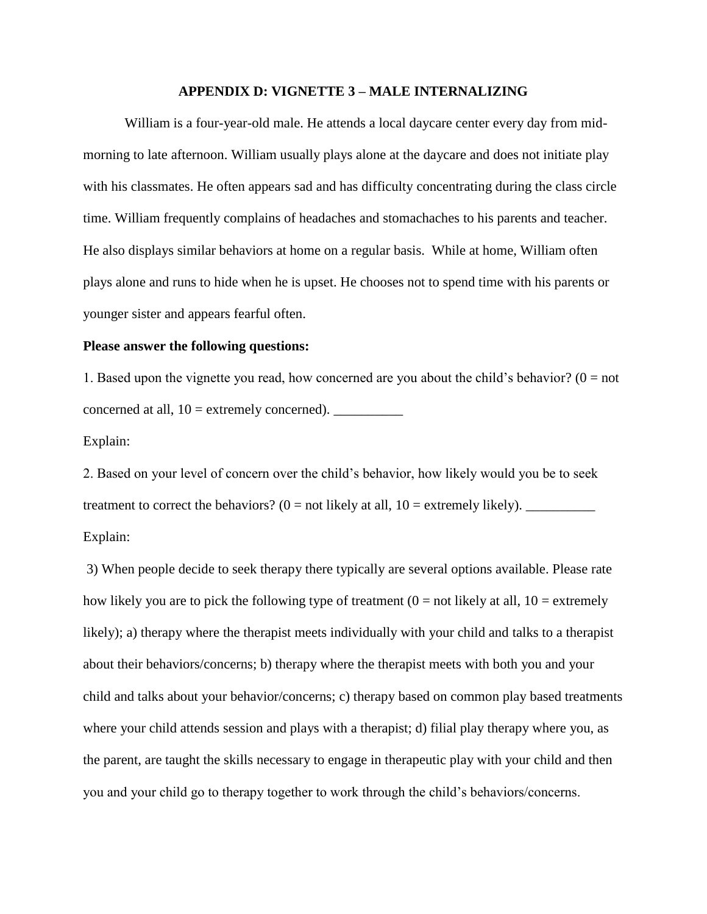## APPENDIX D: VIGNETTE 3 – MALE INTERNALIZING

William is a four-year-old male. He attends a local daycare center every day from mid-morning to late afternoon. William usually plays alone at the daycare and does not initiate play with his classmates. He often appears sad and has difficulty concentrating during the class circle time. William frequently complains of headaches and stomachaches to his parents and teacher. He also displays similar behaviors at home on a regular basis. While at home, William often plays alone and runs to hide when he is upset. He chooses not to spend time with his parents or younger sister and appears fearful often.

**Please answer the following questions:**

1. Based upon the vignette you read, how concerned are you about the child's behavior? (0 = not concerned at all, 10 = extremely concerned). __________

Explain:

2. Based on your level of concern over the child's behavior, how likely would you be to seek treatment to correct the behaviors? (0 = not likely at all, 10 = extremely likely). __________

Explain:

3) When people decide to seek therapy there typically are several options available. Please rate how likely you are to pick the following type of treatment (0 = not likely at all, 10 = extremely likely); a) therapy where the therapist meets individually with your child and talks to a therapist about their behaviors/concerns; b) therapy where the therapist meets with both you and your child and talks about your behavior/concerns; c) therapy based on common play based treatments where your child attends session and plays with a therapist; d) filial play therapy where you, as the parent, are taught the skills necessary to engage in therapeutic play with your child and then you and your child go to therapy together to work through the child's behaviors/concerns.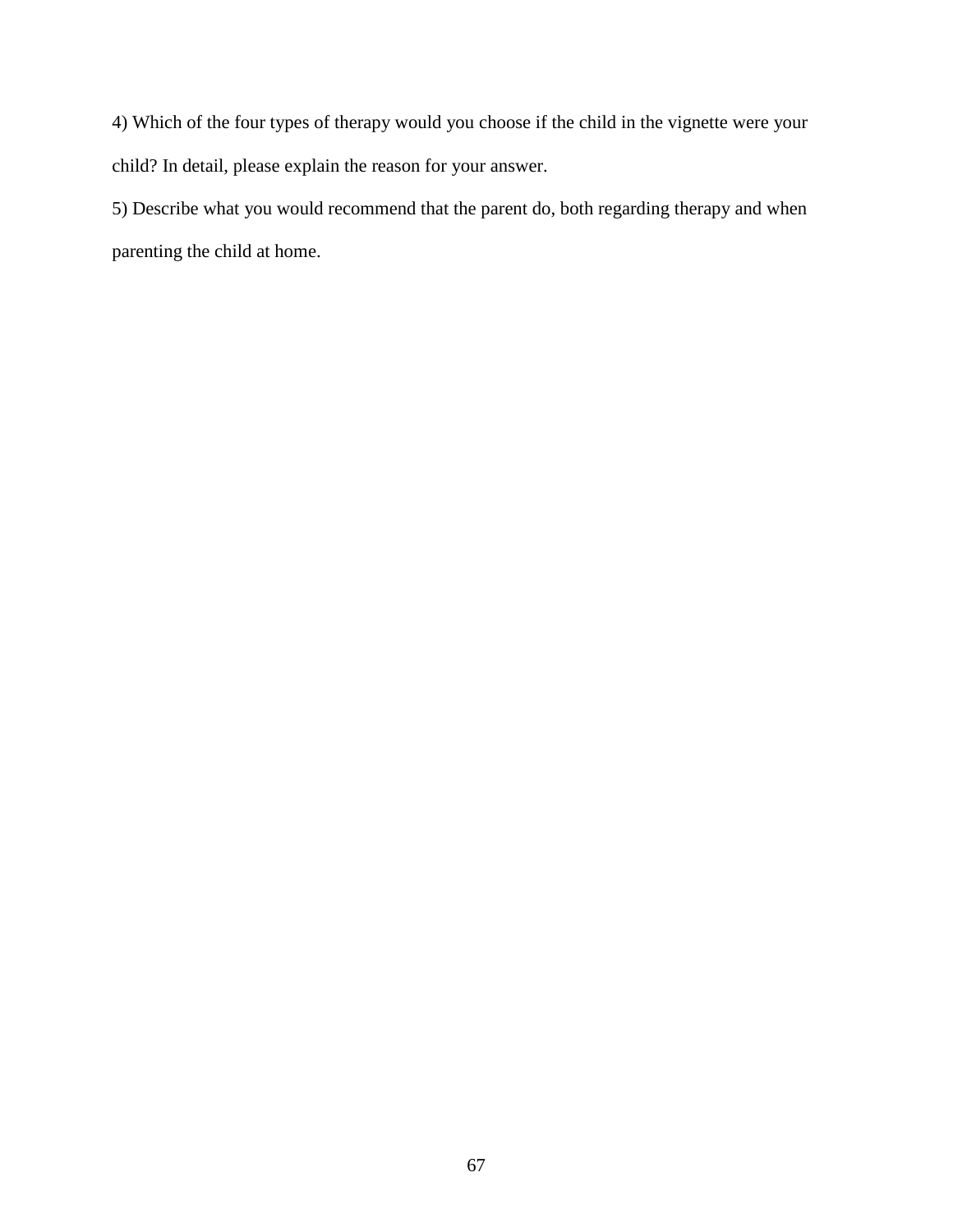4) Which of the four types of therapy would you choose if the child in the vignette were your child? In detail, please explain the reason for your answer.

5) Describe what you would recommend that the parent do, both regarding therapy and when parenting the child at home.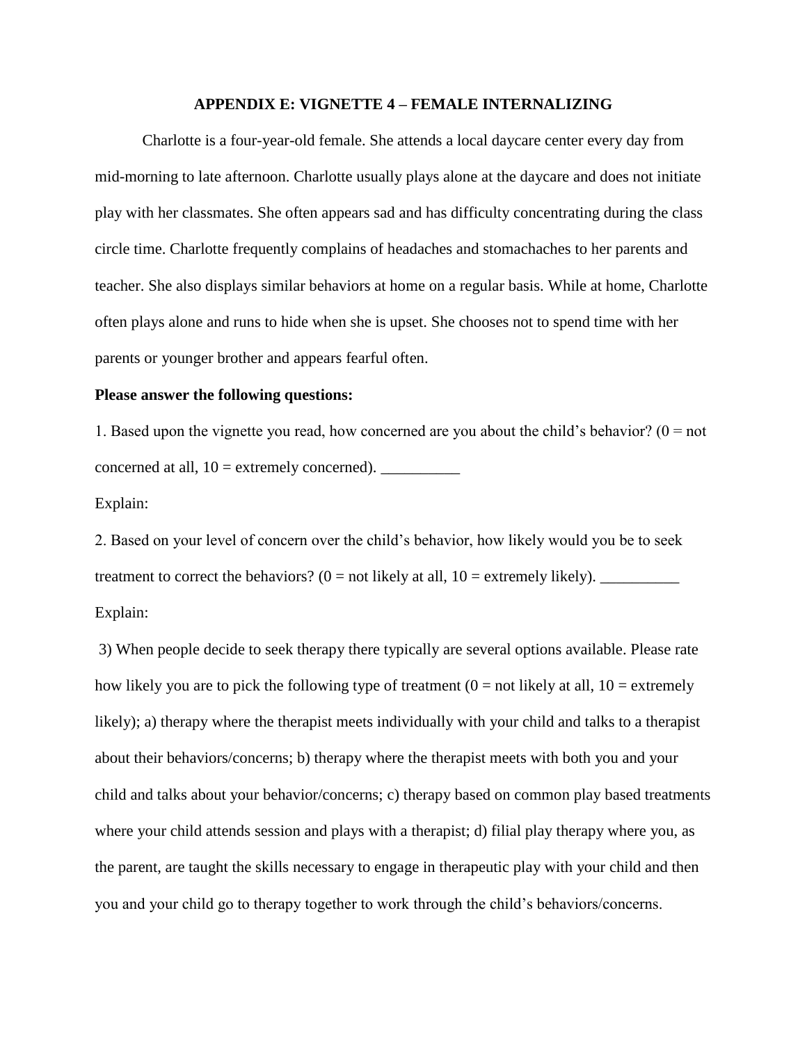# APPENDIX E: VIGNETTE 4 – FEMALE INTERNALIZING

Charlotte is a four-year-old female. She attends a local daycare center every day from mid-morning to late afternoon. Charlotte usually plays alone at the daycare and does not initiate play with her classmates. She often appears sad and has difficulty concentrating during the class circle time. Charlotte frequently complains of headaches and stomachaches to her parents and teacher. She also displays similar behaviors at home on a regular basis. While at home, Charlotte often plays alone and runs to hide when she is upset. She chooses not to spend time with her parents or younger brother and appears fearful often.

**Please answer the following questions:**

1. Based upon the vignette you read, how concerned are you about the child's behavior? (0 = not concerned at all, 10 = extremely concerned). __________

Explain:

2. Based on your level of concern over the child's behavior, how likely would you be to seek treatment to correct the behaviors? (0 = not likely at all, 10 = extremely likely). __________

Explain:

3) When people decide to seek therapy there typically are several options available. Please rate how likely you are to pick the following type of treatment (0 = not likely at all, 10 = extremely likely); a) therapy where the therapist meets individually with your child and talks to a therapist about their behaviors/concerns; b) therapy where the therapist meets with both you and your child and talks about your behavior/concerns; c) therapy based on common play based treatments where your child attends session and plays with a therapist; d) filial play therapy where you, as the parent, are taught the skills necessary to engage in therapeutic play with your child and then you and your child go to therapy together to work through the child's behaviors/concerns.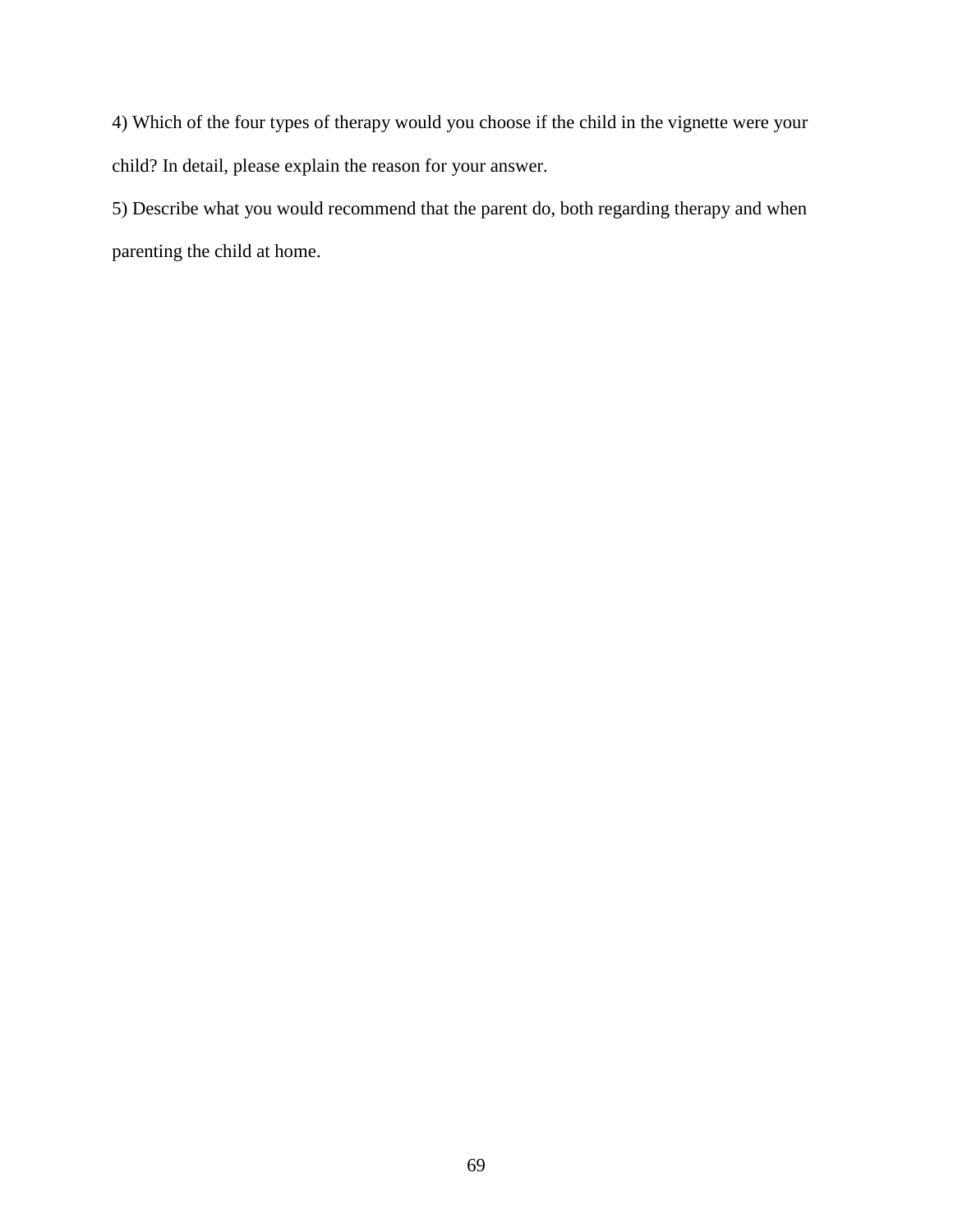4) Which of the four types of therapy would you choose if the child in the vignette were your child? In detail, please explain the reason for your answer.

5) Describe what you would recommend that the parent do, both regarding therapy and when parenting the child at home.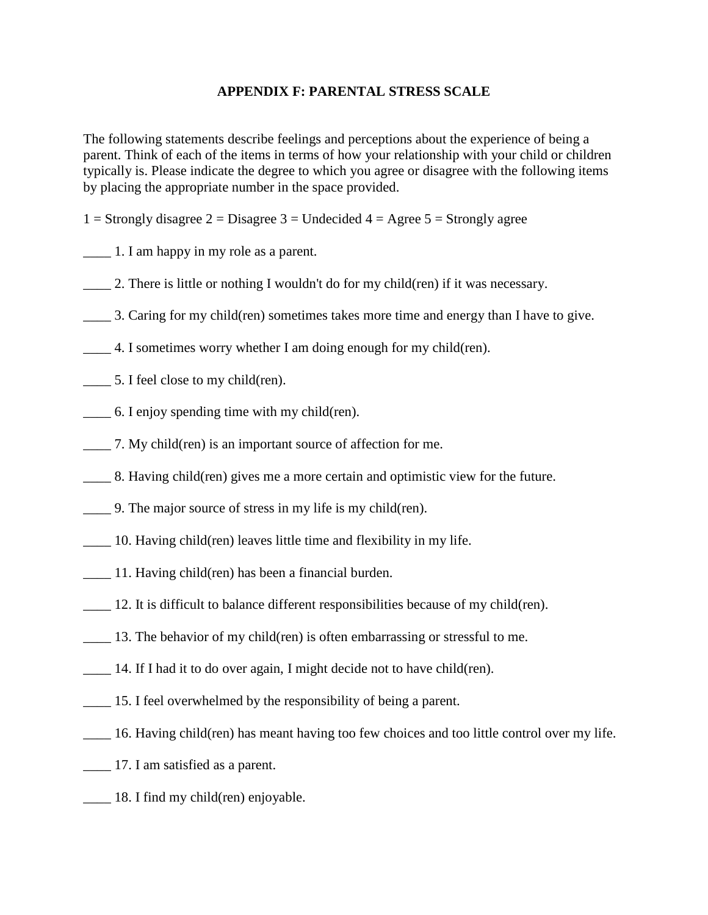# APPENDIX F: PARENTAL STRESS SCALE

The following statements describe feelings and perceptions about the experience of being a parent. Think of each of the items in terms of how your relationship with your child or children typically is. Please indicate the degree to which you agree or disagree with the following items by placing the appropriate number in the space provided.

1 = Strongly disagree 2 = Disagree 3 = Undecided 4 = Agree 5 = Strongly agree

____ 1. I am happy in my role as a parent.

____ 2. There is little or nothing I wouldn't do for my child(ren) if it was necessary.

____ 3. Caring for my child(ren) sometimes takes more time and energy than I have to give.

____ 4. I sometimes worry whether I am doing enough for my child(ren).

____ 5. I feel close to my child(ren).

____ 6. I enjoy spending time with my child(ren).

____ 7. My child(ren) is an important source of affection for me.

____ 8. Having child(ren) gives me a more certain and optimistic view for the future.

____ 9. The major source of stress in my life is my child(ren).

____ 10. Having child(ren) leaves little time and flexibility in my life.

____ 11. Having child(ren) has been a financial burden.

____ 12. It is difficult to balance different responsibilities because of my child(ren).

____ 13. The behavior of my child(ren) is often embarrassing or stressful to me.

____ 14. If I had it to do over again, I might decide not to have child(ren).

____ 15. I feel overwhelmed by the responsibility of being a parent.

____ 16. Having child(ren) has meant having too few choices and too little control over my life.

____ 17. I am satisfied as a parent.

____ 18. I find my child(ren) enjoyable.